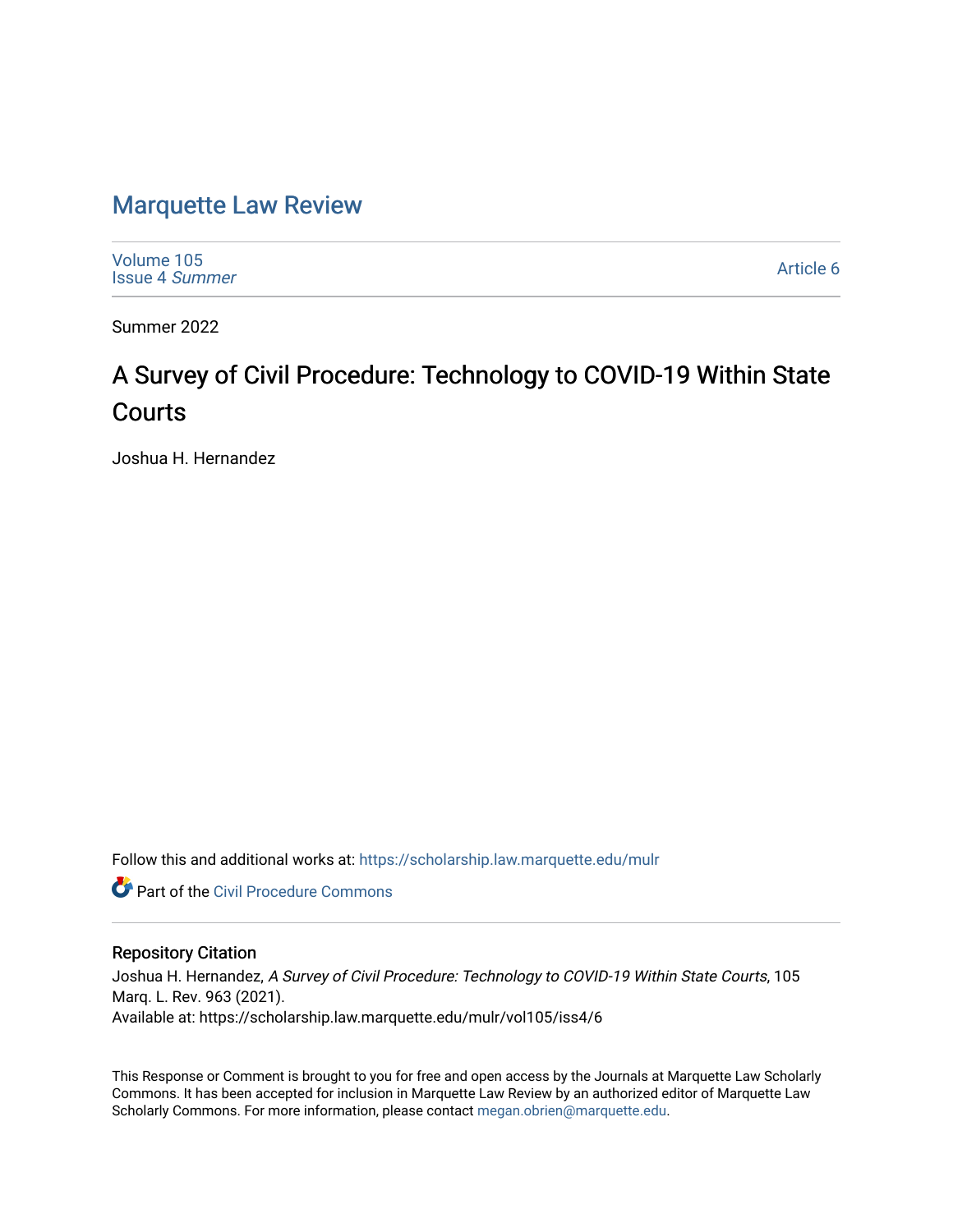# Marquette Law Review

Volume 105
Issue 4 *Summer*

Article 6

Summer 2022

## A Survey of Civil Procedure: Technology to COVID-19 Within State Courts

Joshua H. Hernandez

Follow this and additional works at: https://scholarship.law.marquette.edu/mulr

Part of the Civil Procedure Commons

### Repository Citation

Joshua H. Hernandez, *A Survey of Civil Procedure: Technology to COVID-19 Within State Courts*, 105 Marq. L. Rev. 963 (2021).
Available at: https://scholarship.law.marquette.edu/mulr/vol105/iss4/6

This Response or Comment is brought to you for free and open access by the Journals at Marquette Law Scholarly Commons. It has been accepted for inclusion in Marquette Law Review by an authorized editor of Marquette Law Scholarly Commons. For more information, please contact megan.obrien@marquette.edu.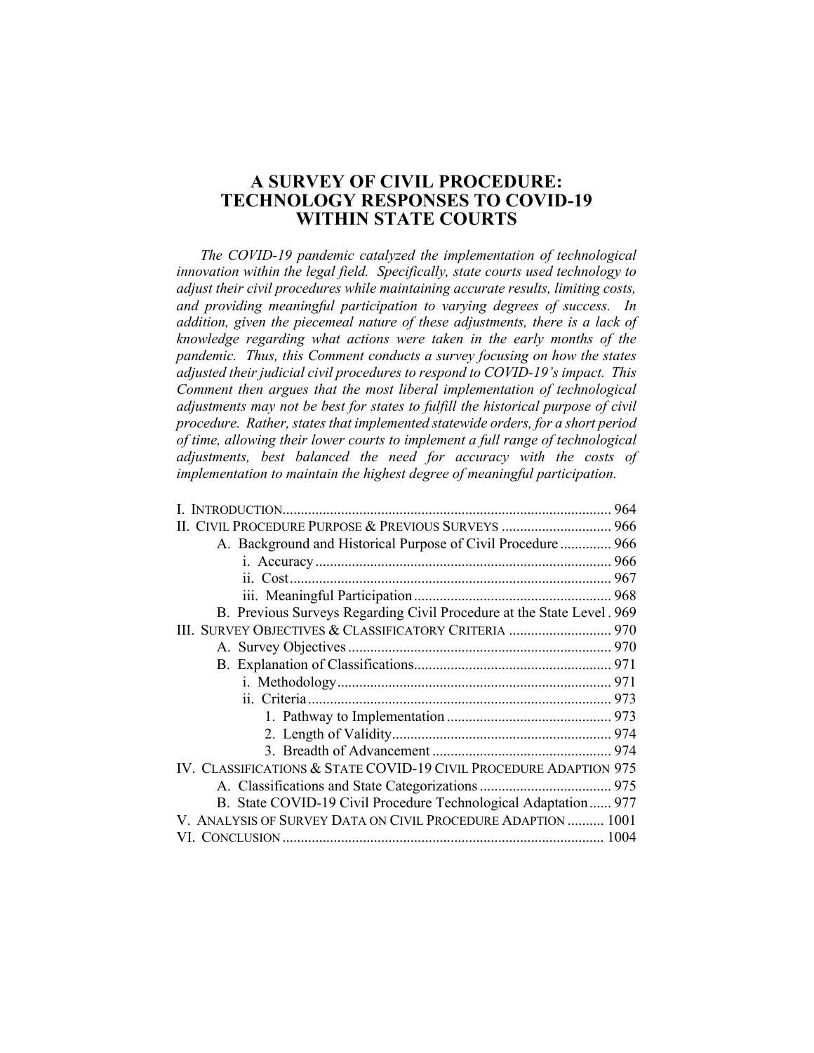# A SURVEY OF CIVIL PROCEDURE: TECHNOLOGY RESPONSES TO COVID-19 WITHIN STATE COURTS

*The COVID-19 pandemic catalyzed the implementation of technological innovation within the legal field. Specifically, state courts used technology to adjust their civil procedures while maintaining accurate results, limiting costs, and providing meaningful participation to varying degrees of success. In addition, given the piecemeal nature of these adjustments, there is a lack of knowledge regarding what actions were taken in the early months of the pandemic. Thus, this Comment conducts a survey focusing on how the states adjusted their judicial civil procedures to respond to COVID-19's impact. This Comment then argues that the most liberal implementation of technological adjustments may not be best for states to fulfill the historical purpose of civil procedure. Rather, states that implemented statewide orders, for a short period of time, allowing their lower courts to implement a full range of technological adjustments, best balanced the need for accuracy with the costs of implementation to maintain the highest degree of meaningful participation.*

I. INTRODUCTION ......... 964
II. CIVIL PROCEDURE PURPOSE & PREVIOUS SURVEYS ......... 966
- A. Background and Historical Purpose of Civil Procedure ......... 966
  - i. Accuracy ......... 966
  - ii. Cost ......... 967
  - iii. Meaningful Participation ......... 968
- B. Previous Surveys Regarding Civil Procedure at the State Level . 969

III. SURVEY OBJECTIVES & CLASSIFICATORY CRITERIA ......... 970
- A. Survey Objectives ......... 970
- B. Explanation of Classifications ......... 971
  - i. Methodology ......... 971
  - ii. Criteria ......... 973
    1. Pathway to Implementation ......... 973
    2. Length of Validity ......... 974
    3. Breadth of Advancement ......... 974

IV. CLASSIFICATIONS & STATE COVID-19 CIVIL PROCEDURE ADAPTION 975
- A. Classifications and State Categorizations ......... 975
- B. State COVID-19 Civil Procedure Technological Adaptation ...... 977

V. ANALYSIS OF SURVEY DATA ON CIVIL PROCEDURE ADAPTION ......... 1001
VI. CONCLUSION ......... 1004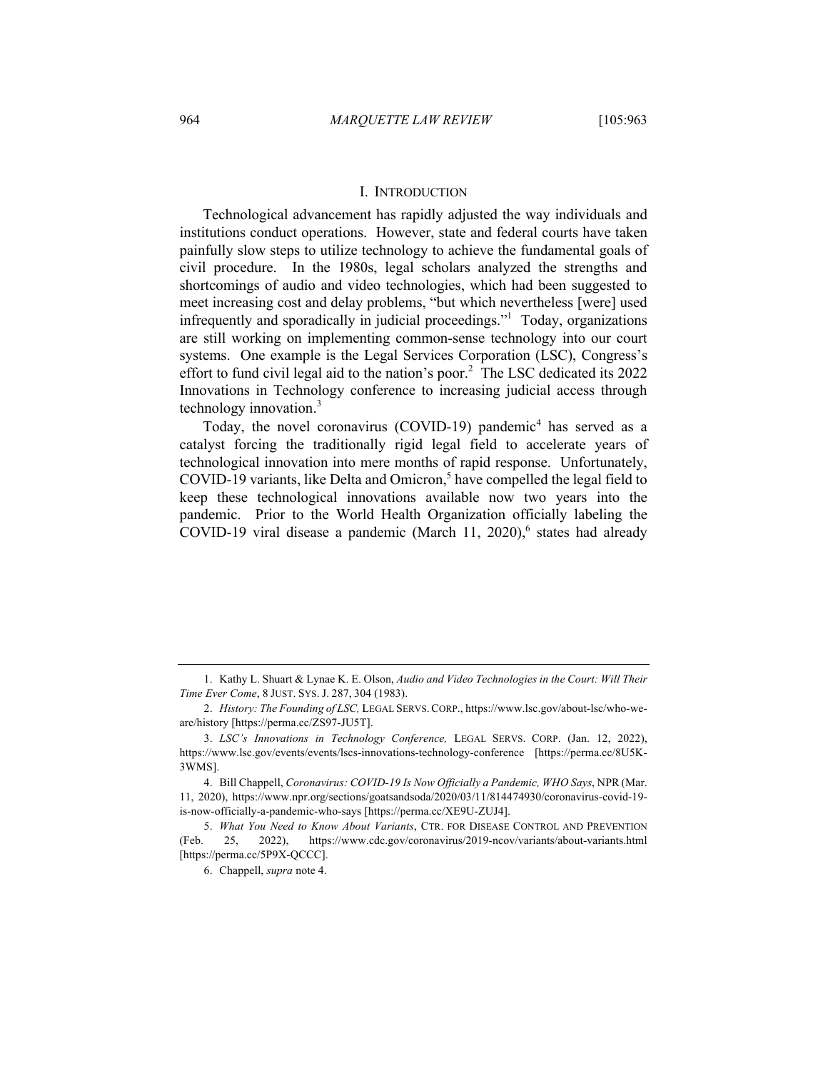## I. INTRODUCTION

Technological advancement has rapidly adjusted the way individuals and institutions conduct operations. However, state and federal courts have taken painfully slow steps to utilize technology to achieve the fundamental goals of civil procedure. In the 1980s, legal scholars analyzed the strengths and shortcomings of audio and video technologies, which had been suggested to meet increasing cost and delay problems, "but which nevertheless [were] used infrequently and sporadically in judicial proceedings."[1] Today, organizations are still working on implementing common-sense technology into our court systems. One example is the Legal Services Corporation (LSC), Congress's effort to fund civil legal aid to the nation's poor.[2] The LSC dedicated its 2022 Innovations in Technology conference to increasing judicial access through technology innovation.[3]

Today, the novel coronavirus (COVID-19) pandemic[4] has served as a catalyst forcing the traditionally rigid legal field to accelerate years of technological innovation into mere months of rapid response. Unfortunately, COVID-19 variants, like Delta and Omicron,[5] have compelled the legal field to keep these technological innovations available now two years into the pandemic. Prior to the World Health Organization officially labeling the COVID-19 viral disease a pandemic (March 11, 2020),[6] states had already

---

1. Kathy L. Shuart & Lynae K. E. Olson, *Audio and Video Technologies in the Court: Will Their Time Ever Come*, 8 JUST. SYS. J. 287, 304 (1983).

2. *History: The Founding of LSC,* LEGAL SERVS. CORP., https://www.lsc.gov/about-lsc/who-we-are/history [https://perma.cc/ZS97-JU5T].

3. *LSC's Innovations in Technology Conference,* LEGAL SERVS. CORP. (Jan. 12, 2022), https://www.lsc.gov/events/events/lscs-innovations-technology-conference [https://perma.cc/8U5K-3WMS].

4. Bill Chappell, *Coronavirus: COVID-19 Is Now Officially a Pandemic, WHO Says*, NPR (Mar. 11, 2020), https://www.npr.org/sections/goatsandsoda/2020/03/11/814474930/coronavirus-covid-19-is-now-officially-a-pandemic-who-says [https://perma.cc/XE9U-ZUJ4].

5. *What You Need to Know About Variants*, CTR. FOR DISEASE CONTROL AND PREVENTION (Feb. 25, 2022), https://www.cdc.gov/coronavirus/2019-ncov/variants/about-variants.html [https://perma.cc/5P9X-QCCC].

6. Chappell, *supra* note 4.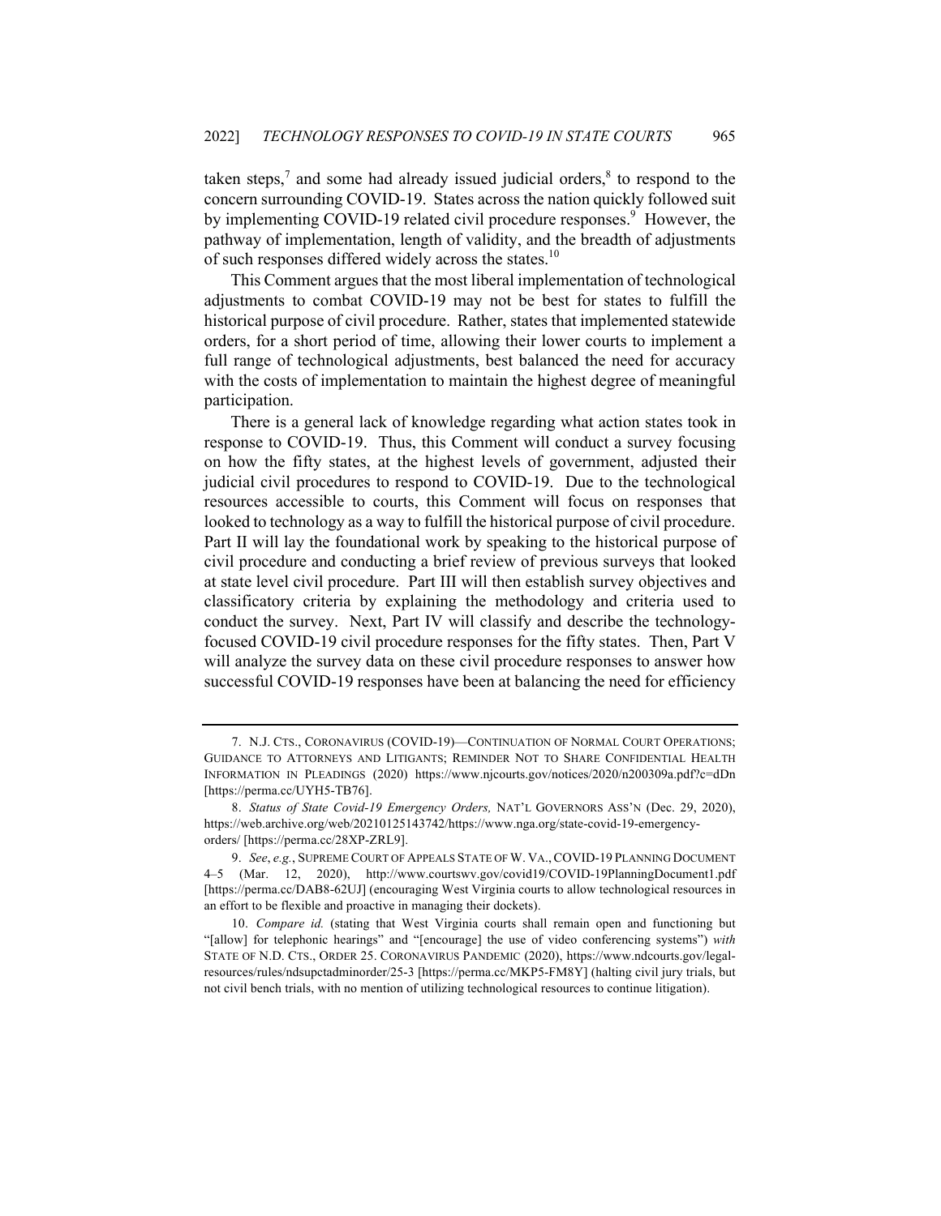taken steps,[7] and some had already issued judicial orders,[8] to respond to the concern surrounding COVID-19. States across the nation quickly followed suit by implementing COVID-19 related civil procedure responses.[9] However, the pathway of implementation, length of validity, and the breadth of adjustments of such responses differed widely across the states.[10]

This Comment argues that the most liberal implementation of technological adjustments to combat COVID-19 may not be best for states to fulfill the historical purpose of civil procedure. Rather, states that implemented statewide orders, for a short period of time, allowing their lower courts to implement a full range of technological adjustments, best balanced the need for accuracy with the costs of implementation to maintain the highest degree of meaningful participation.

There is a general lack of knowledge regarding what action states took in response to COVID-19. Thus, this Comment will conduct a survey focusing on how the fifty states, at the highest levels of government, adjusted their judicial civil procedures to respond to COVID-19. Due to the technological resources accessible to courts, this Comment will focus on responses that looked to technology as a way to fulfill the historical purpose of civil procedure. Part II will lay the foundational work by speaking to the historical purpose of civil procedure and conducting a brief review of previous surveys that looked at state level civil procedure. Part III will then establish survey objectives and classificatory criteria by explaining the methodology and criteria used to conduct the survey. Next, Part IV will classify and describe the technology-focused COVID-19 civil procedure responses for the fifty states. Then, Part V will analyze the survey data on these civil procedure responses to answer how successful COVID-19 responses have been at balancing the need for efficiency

---

7. N.J. CTS., CORONAVIRUS (COVID-19)—CONTINUATION OF NORMAL COURT OPERATIONS; GUIDANCE TO ATTORNEYS AND LITIGANTS; REMINDER NOT TO SHARE CONFIDENTIAL HEALTH INFORMATION IN PLEADINGS (2020) https://www.njcourts.gov/notices/2020/n200309a.pdf?c=dDn [https://perma.cc/UYH5-TB76].

8. *Status of State Covid-19 Emergency Orders,* NAT'L GOVERNORS ASS'N (Dec. 29, 2020), https://web.archive.org/web/20210125143742/https://www.nga.org/state-covid-19-emergency-orders/ [https://perma.cc/28XP-ZRL9].

9. *See*, *e.g.*, SUPREME COURT OF APPEALS STATE OF W. VA., COVID-19 PLANNING DOCUMENT 4–5 (Mar. 12, 2020), http://www.courtswv.gov/covid19/COVID-19PlanningDocument1.pdf [https://perma.cc/DAB8-62UJ] (encouraging West Virginia courts to allow technological resources in an effort to be flexible and proactive in managing their dockets).

10. *Compare id.* (stating that West Virginia courts shall remain open and functioning but "[allow] for telephonic hearings" and "[encourage] the use of video conferencing systems") *with* STATE OF N.D. CTS., ORDER 25. CORONAVIRUS PANDEMIC (2020), https://www.ndcourts.gov/legal-resources/rules/ndsupctadminorder/25-3 [https://perma.cc/MKP5-FM8Y] (halting civil jury trials, but not civil bench trials, with no mention of utilizing technological resources to continue litigation).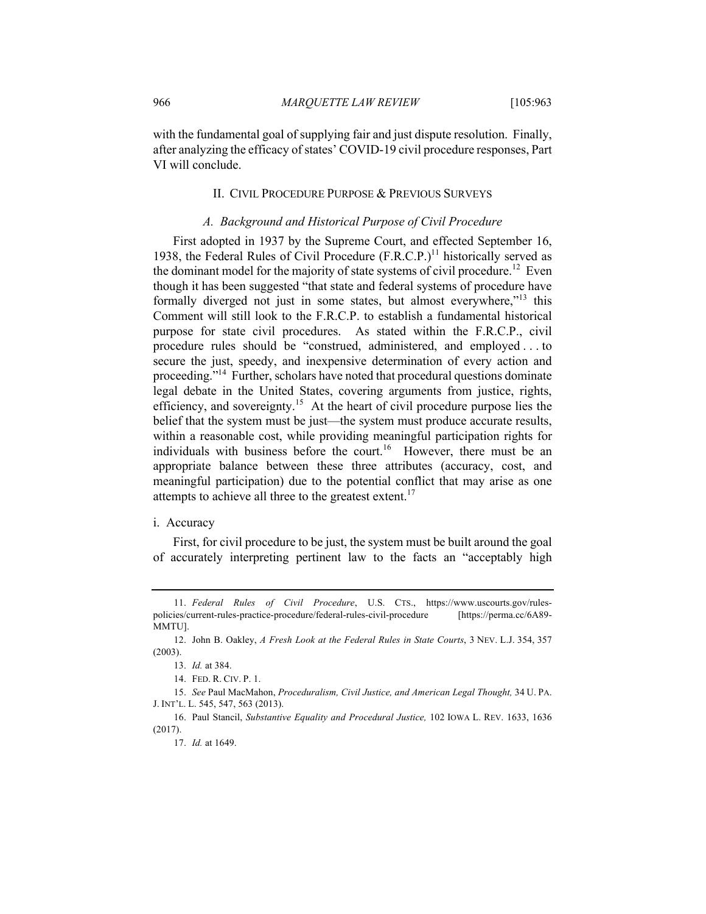with the fundamental goal of supplying fair and just dispute resolution. Finally, after analyzing the efficacy of states' COVID-19 civil procedure responses, Part VI will conclude.

## II. Civil Procedure Purpose & Previous Surveys

### *A. Background and Historical Purpose of Civil Procedure*

First adopted in 1937 by the Supreme Court, and effected September 16, 1938, the Federal Rules of Civil Procedure (F.R.C.P.)[11] historically served as the dominant model for the majority of state systems of civil procedure.[12] Even though it has been suggested "that state and federal systems of procedure have formally diverged not just in some states, but almost everywhere,"[13] this Comment will still look to the F.R.C.P. to establish a fundamental historical purpose for state civil procedures. As stated within the F.R.C.P., civil procedure rules should be "construed, administered, and employed . . . to secure the just, speedy, and inexpensive determination of every action and proceeding."[14] Further, scholars have noted that procedural questions dominate legal debate in the United States, covering arguments from justice, rights, efficiency, and sovereignty.[15] At the heart of civil procedure purpose lies the belief that the system must be just—the system must produce accurate results, within a reasonable cost, while providing meaningful participation rights for individuals with business before the court.[16] However, there must be an appropriate balance between these three attributes (accuracy, cost, and meaningful participation) due to the potential conflict that may arise as one attempts to achieve all three to the greatest extent.[17]

i. Accuracy

First, for civil procedure to be just, the system must be built around the goal of accurately interpreting pertinent law to the facts an "acceptably high

---

11. *Federal Rules of Civil Procedure*, U.S. CTS., https://www.uscourts.gov/rules-policies/current-rules-practice-procedure/federal-rules-civil-procedure [https://perma.cc/6A89-MMTU].

12. John B. Oakley, *A Fresh Look at the Federal Rules in State Courts*, 3 NEV. L.J. 354, 357 (2003).

13. *Id.* at 384.

14. FED. R. CIV. P. 1.

15. *See* Paul MacMahon, *Proceduralism, Civil Justice, and American Legal Thought,* 34 U. PA. J. INT'L. L. 545, 547, 563 (2013).

16. Paul Stancil, *Substantive Equality and Procedural Justice,* 102 IOWA L. REV. 1633, 1636 (2017).

17. *Id.* at 1649.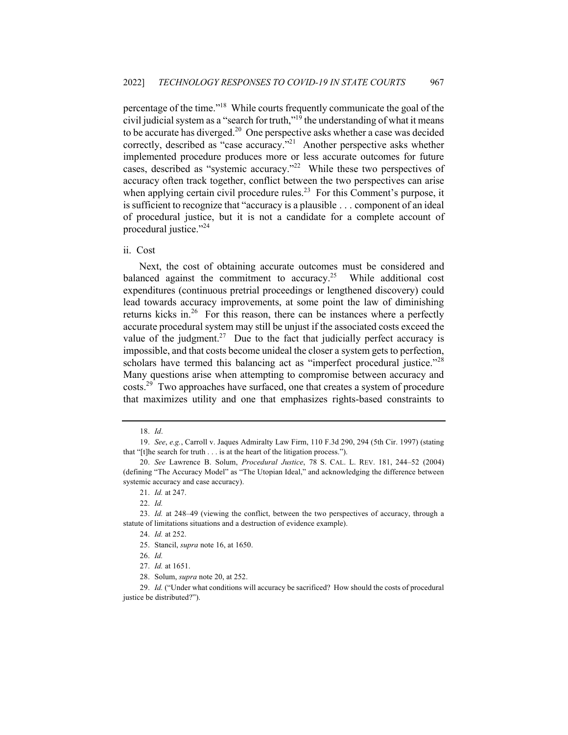percentage of the time."[18] While courts frequently communicate the goal of the civil judicial system as a "search for truth,"[19] the understanding of what it means to be accurate has diverged.[20] One perspective asks whether a case was decided correctly, described as "case accuracy."[21] Another perspective asks whether implemented procedure produces more or less accurate outcomes for future cases, described as "systemic accuracy."[22] While these two perspectives of accuracy often track together, conflict between the two perspectives can arise when applying certain civil procedure rules.[23] For this Comment's purpose, it is sufficient to recognize that "accuracy is a plausible . . . component of an ideal of procedural justice, but it is not a candidate for a complete account of procedural justice."[24]

ii. Cost

Next, the cost of obtaining accurate outcomes must be considered and balanced against the commitment to accuracy.[25] While additional cost expenditures (continuous pretrial proceedings or lengthened discovery) could lead towards accuracy improvements, at some point the law of diminishing returns kicks in.[26] For this reason, there can be instances where a perfectly accurate procedural system may still be unjust if the associated costs exceed the value of the judgment.[27] Due to the fact that judicially perfect accuracy is impossible, and that costs become unideal the closer a system gets to perfection, scholars have termed this balancing act as "imperfect procedural justice."[28] Many questions arise when attempting to compromise between accuracy and costs.[29] Two approaches have surfaced, one that creates a system of procedure that maximizes utility and one that emphasizes rights-based constraints to

---

18. *Id*.

19. *See*, *e.g.*, Carroll v. Jaques Admiralty Law Firm, 110 F.3d 290, 294 (5th Cir. 1997) (stating that "[t]he search for truth . . . is at the heart of the litigation process.").

20. *See* Lawrence B. Solum, *Procedural Justice*, 78 S. CAL. L. REV. 181, 244–52 (2004) (defining "The Accuracy Model" as "The Utopian Ideal," and acknowledging the difference between systemic accuracy and case accuracy).

21. *Id.* at 247.

22. *Id.*

23. *Id.* at 248–49 (viewing the conflict, between the two perspectives of accuracy, through a statute of limitations situations and a destruction of evidence example).

24. *Id.* at 252.

25. Stancil, *supra* note 16, at 1650.

26. *Id.*

27. *Id.* at 1651.

28. Solum, *supra* note 20, at 252.

29. *Id.* ("Under what conditions will accuracy be sacrificed? How should the costs of procedural justice be distributed?").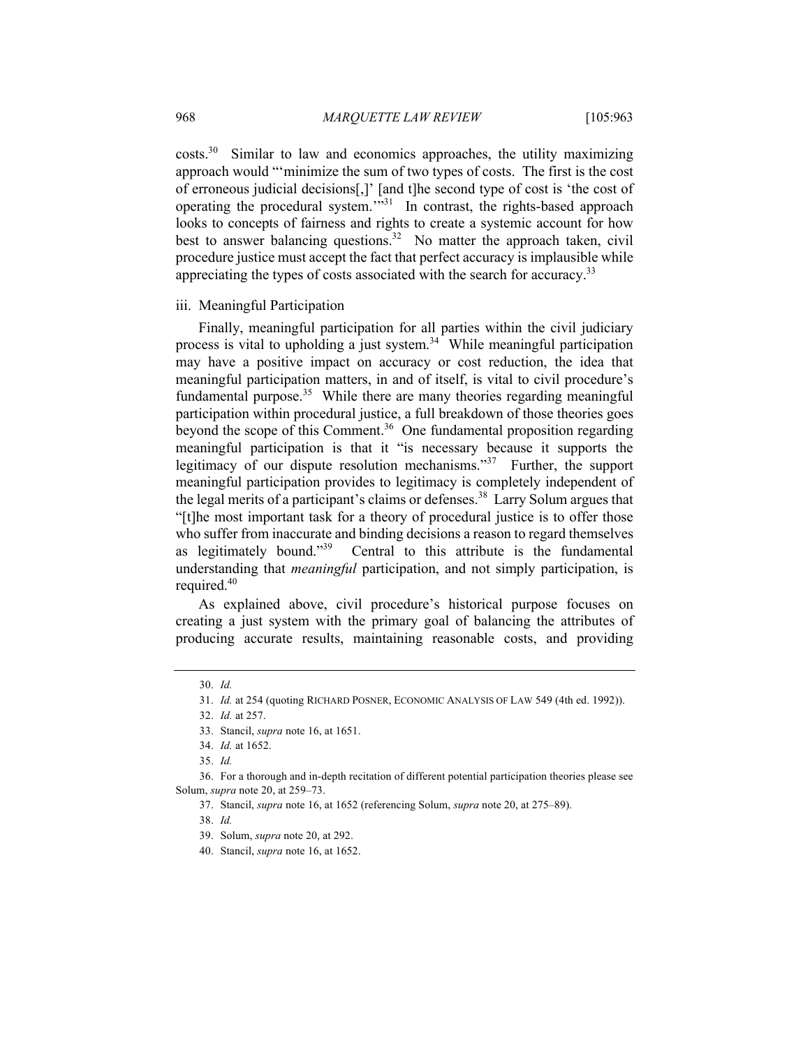costs.[30] Similar to law and economics approaches, the utility maximizing approach would "'minimize the sum of two types of costs. The first is the cost of erroneous judicial decisions[,]' [and t]he second type of cost is 'the cost of operating the procedural system.'"[31] In contrast, the rights-based approach looks to concepts of fairness and rights to create a systemic account for how best to answer balancing questions.[32] No matter the approach taken, civil procedure justice must accept the fact that perfect accuracy is implausible while appreciating the types of costs associated with the search for accuracy.[33]

iii. Meaningful Participation

Finally, meaningful participation for all parties within the civil judiciary process is vital to upholding a just system.[34] While meaningful participation may have a positive impact on accuracy or cost reduction, the idea that meaningful participation matters, in and of itself, is vital to civil procedure's fundamental purpose.[35] While there are many theories regarding meaningful participation within procedural justice, a full breakdown of those theories goes beyond the scope of this Comment.[36] One fundamental proposition regarding meaningful participation is that it "is necessary because it supports the legitimacy of our dispute resolution mechanisms."[37] Further, the support meaningful participation provides to legitimacy is completely independent of the legal merits of a participant's claims or defenses.[38] Larry Solum argues that "[t]he most important task for a theory of procedural justice is to offer those who suffer from inaccurate and binding decisions a reason to regard themselves as legitimately bound."[39] Central to this attribute is the fundamental understanding that *meaningful* participation, and not simply participation, is required.[40]

As explained above, civil procedure's historical purpose focuses on creating a just system with the primary goal of balancing the attributes of producing accurate results, maintaining reasonable costs, and providing

30. *Id.*

31. *Id.* at 254 (quoting RICHARD POSNER, ECONOMIC ANALYSIS OF LAW 549 (4th ed. 1992)).

32. *Id.* at 257.

33. Stancil, *supra* note 16, at 1651.

34. *Id.* at 1652.

35. *Id.*

36. For a thorough and in-depth recitation of different potential participation theories please see Solum, *supra* note 20, at 259–73.

37. Stancil, *supra* note 16, at 1652 (referencing Solum, *supra* note 20, at 275–89).

38. *Id.*

39. Solum, *supra* note 20, at 292.

40. Stancil, *supra* note 16, at 1652.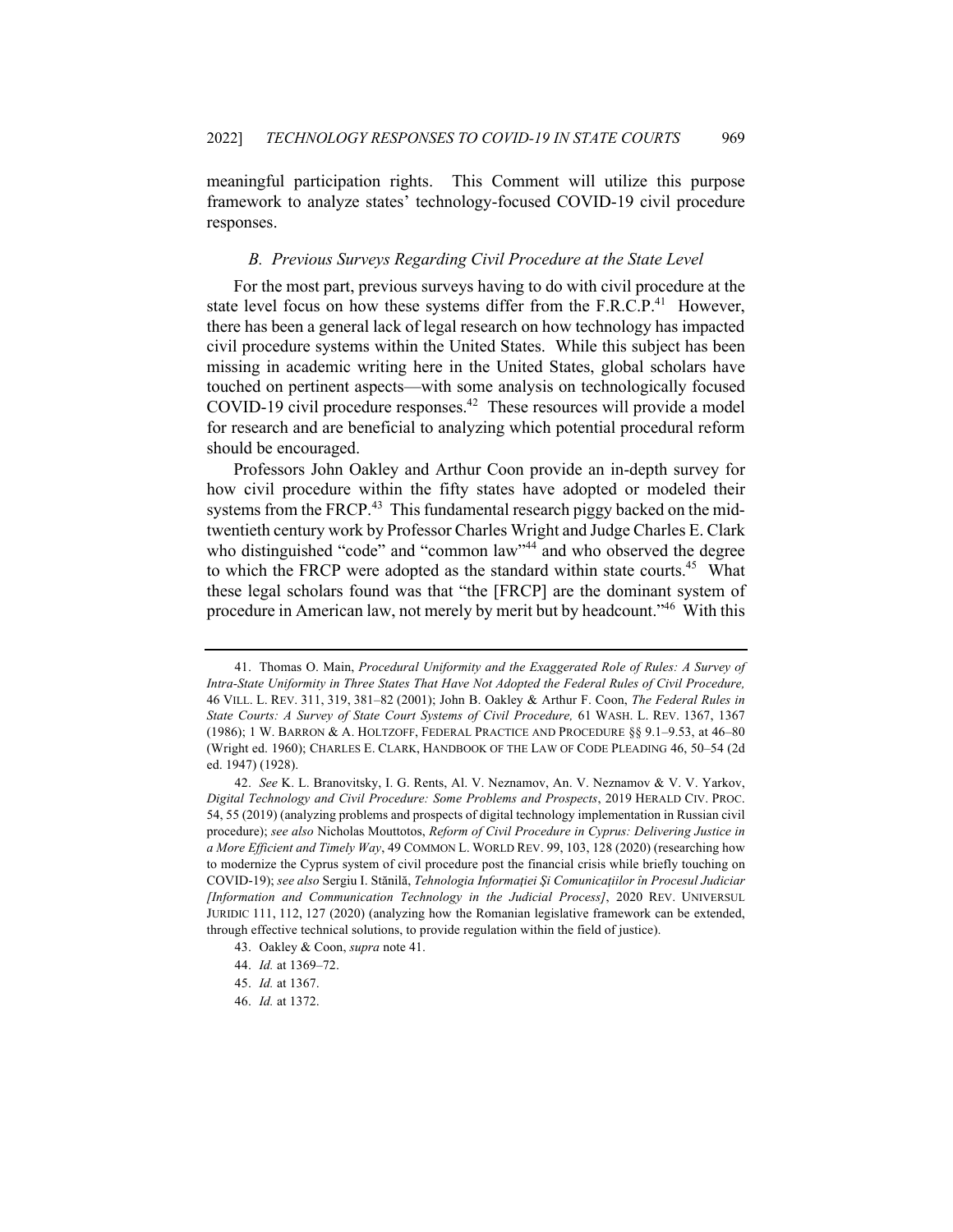meaningful participation rights. This Comment will utilize this purpose framework to analyze states' technology-focused COVID-19 civil procedure responses.

### *B. Previous Surveys Regarding Civil Procedure at the State Level*

For the most part, previous surveys having to do with civil procedure at the state level focus on how these systems differ from the F.R.C.P.[41] However, there has been a general lack of legal research on how technology has impacted civil procedure systems within the United States. While this subject has been missing in academic writing here in the United States, global scholars have touched on pertinent aspects—with some analysis on technologically focused COVID-19 civil procedure responses.[42] These resources will provide a model for research and are beneficial to analyzing which potential procedural reform should be encouraged.

Professors John Oakley and Arthur Coon provide an in-depth survey for how civil procedure within the fifty states have adopted or modeled their systems from the FRCP.[43] This fundamental research piggy backed on the mid-twentieth century work by Professor Charles Wright and Judge Charles E. Clark who distinguished "code" and "common law"[44] and who observed the degree to which the FRCP were adopted as the standard within state courts.[45] What these legal scholars found was that "the [FRCP] are the dominant system of procedure in American law, not merely by merit but by headcount."[46] With this

---

41. Thomas O. Main, *Procedural Uniformity and the Exaggerated Role of Rules: A Survey of Intra-State Uniformity in Three States That Have Not Adopted the Federal Rules of Civil Procedure,* 46 VILL. L. REV. 311, 319, 381–82 (2001); John B. Oakley & Arthur F. Coon, *The Federal Rules in State Courts: A Survey of State Court Systems of Civil Procedure,* 61 WASH. L. REV. 1367, 1367 (1986); 1 W. BARRON & A. HOLTZOFF, FEDERAL PRACTICE AND PROCEDURE §§ 9.1–9.53, at 46–80 (Wright ed. 1960); CHARLES E. CLARK, HANDBOOK OF THE LAW OF CODE PLEADING 46, 50–54 (2d ed. 1947) (1928).

42. *See* K. L. Branovitsky, I. G. Rents, Al. V. Neznamov, An. V. Neznamov & V. V. Yarkov, *Digital Technology and Civil Procedure: Some Problems and Prospects*, 2019 HERALD CIV. PROC. 54, 55 (2019) (analyzing problems and prospects of digital technology implementation in Russian civil procedure); *see also* Nicholas Mouttotos, *Reform of Civil Procedure in Cyprus: Delivering Justice in a More Efficient and Timely Way*, 49 COMMON L. WORLD REV. 99, 103, 128 (2020) (researching how to modernize the Cyprus system of civil procedure post the financial crisis while briefly touching on COVID-19); *see also* Sergiu I. Stănilă, *Tehnologia Informației Şi Comunicațiilor în Procesul Judiciar [Information and Communication Technology in the Judicial Process]*, 2020 REV. UNIVERSUL JURIDIC 111, 112, 127 (2020) (analyzing how the Romanian legislative framework can be extended, through effective technical solutions, to provide regulation within the field of justice).

43. Oakley & Coon, *supra* note 41.

44. *Id.* at 1369–72.

45. *Id.* at 1367.

46. *Id.* at 1372.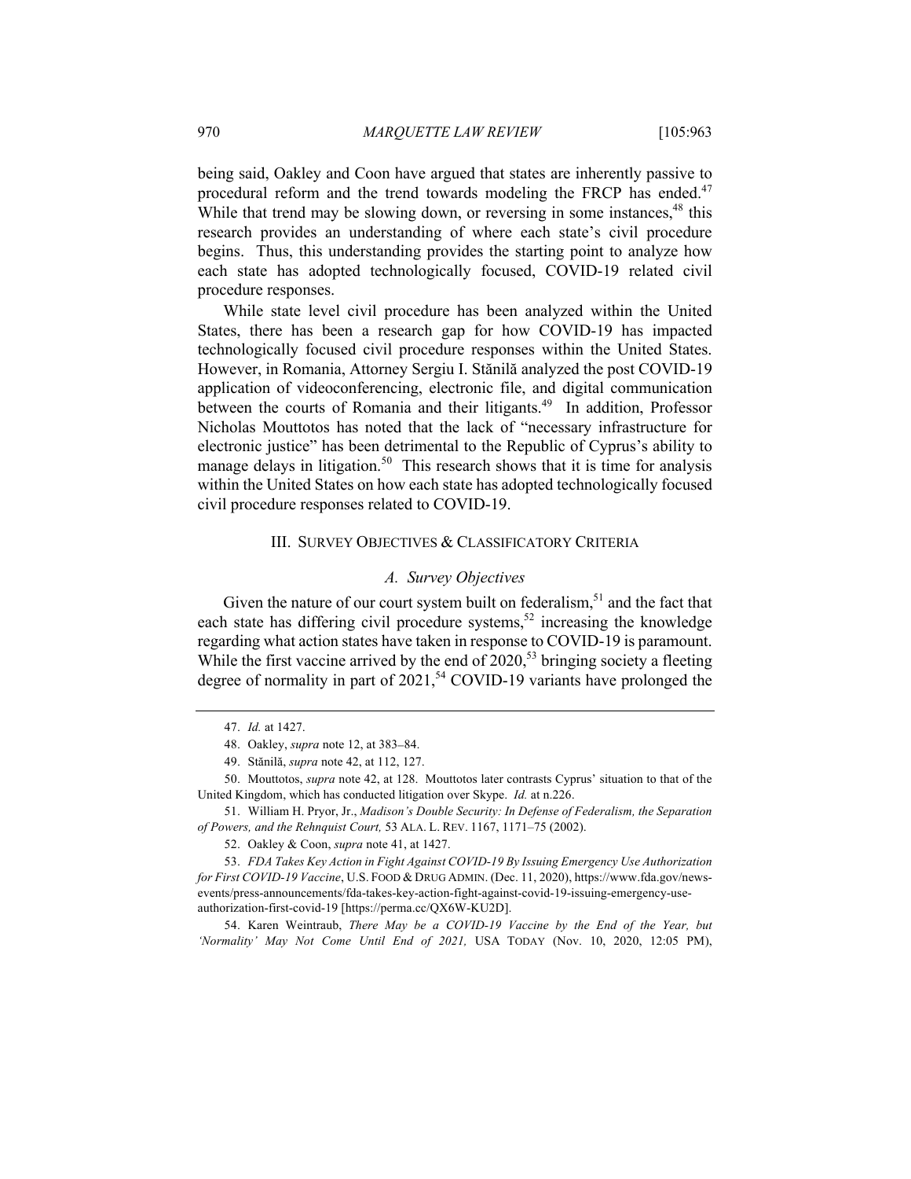being said, Oakley and Coon have argued that states are inherently passive to procedural reform and the trend towards modeling the FRCP has ended.[47] While that trend may be slowing down, or reversing in some instances,[48] this research provides an understanding of where each state's civil procedure begins. Thus, this understanding provides the starting point to analyze how each state has adopted technologically focused, COVID-19 related civil procedure responses.

While state level civil procedure has been analyzed within the United States, there has been a research gap for how COVID-19 has impacted technologically focused civil procedure responses within the United States. However, in Romania, Attorney Sergiu I. Stănilă analyzed the post COVID-19 application of videoconferencing, electronic file, and digital communication between the courts of Romania and their litigants.[49] In addition, Professor Nicholas Mouttotos has noted that the lack of "necessary infrastructure for electronic justice" has been detrimental to the Republic of Cyprus's ability to manage delays in litigation.[50] This research shows that it is time for analysis within the United States on how each state has adopted technologically focused civil procedure responses related to COVID-19.

## III. Survey Objectives & Classificatory Criteria

### *A. Survey Objectives*

Given the nature of our court system built on federalism,[51] and the fact that each state has differing civil procedure systems,[52] increasing the knowledge regarding what action states have taken in response to COVID-19 is paramount. While the first vaccine arrived by the end of 2020,[53] bringing society a fleeting degree of normality in part of 2021,[54] COVID-19 variants have prolonged the

---

47. *Id.* at 1427.

48. Oakley, *supra* note 12, at 383–84.

49. Stănilă, *supra* note 42, at 112, 127.

50. Mouttotos, *supra* note 42, at 128. Mouttotos later contrasts Cyprus' situation to that of the United Kingdom, which has conducted litigation over Skype. *Id.* at n.226.

51. William H. Pryor, Jr., *Madison's Double Security: In Defense of Federalism, the Separation of Powers, and the Rehnquist Court,* 53 ALA. L. REV. 1167, 1171–75 (2002).

52. Oakley & Coon, *supra* note 41, at 1427.

53. *FDA Takes Key Action in Fight Against COVID-19 By Issuing Emergency Use Authorization for First COVID-19 Vaccine*, U.S. FOOD & DRUG ADMIN. (Dec. 11, 2020), https://www.fda.gov/news-events/press-announcements/fda-takes-key-action-fight-against-covid-19-issuing-emergency-use-authorization-first-covid-19 [https://perma.cc/QX6W-KU2D].

54. Karen Weintraub, *There May be a COVID-19 Vaccine by the End of the Year, but 'Normality' May Not Come Until End of 2021,* USA TODAY (Nov. 10, 2020, 12:05 PM),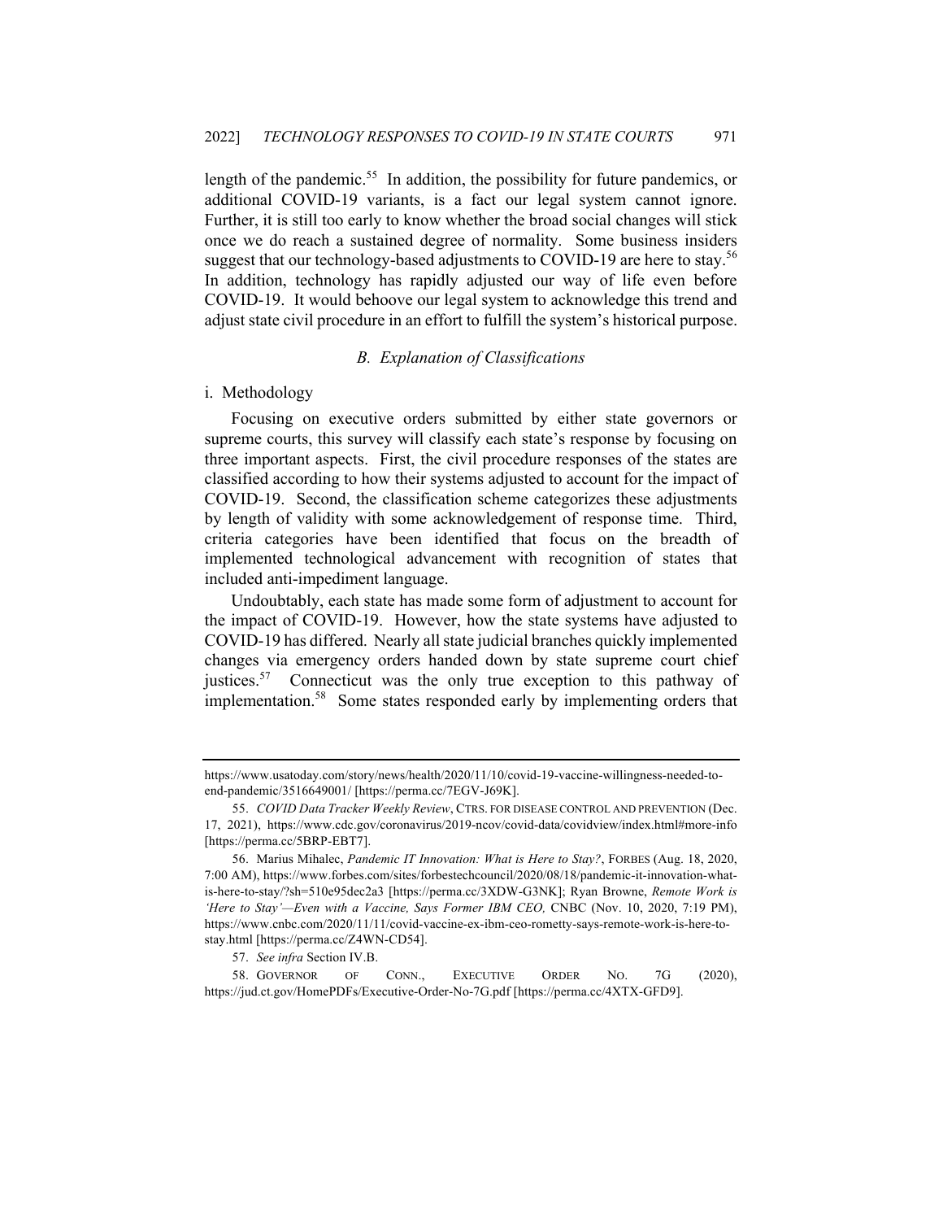length of the pandemic.[55] In addition, the possibility for future pandemics, or additional COVID-19 variants, is a fact our legal system cannot ignore. Further, it is still too early to know whether the broad social changes will stick once we do reach a sustained degree of normality. Some business insiders suggest that our technology-based adjustments to COVID-19 are here to stay.[56] In addition, technology has rapidly adjusted our way of life even before COVID-19. It would behoove our legal system to acknowledge this trend and adjust state civil procedure in an effort to fulfill the system's historical purpose.

### *B. Explanation of Classifications*

i. Methodology

Focusing on executive orders submitted by either state governors or supreme courts, this survey will classify each state's response by focusing on three important aspects. First, the civil procedure responses of the states are classified according to how their systems adjusted to account for the impact of COVID-19. Second, the classification scheme categorizes these adjustments by length of validity with some acknowledgement of response time. Third, criteria categories have been identified that focus on the breadth of implemented technological advancement with recognition of states that included anti-impediment language.

Undoubtedly, each state has made some form of adjustment to account for the impact of COVID-19. However, how the state systems have adjusted to COVID-19 has differed. Nearly all state judicial branches quickly implemented changes via emergency orders handed down by state supreme court chief justices.[57] Connecticut was the only true exception to this pathway of implementation.[58] Some states responded early by implementing orders that

---

https://www.usatoday.com/story/news/health/2020/11/10/covid-19-vaccine-willingness-needed-to-end-pandemic/3516649001/ [https://perma.cc/7EGV-J69K].

55. *COVID Data Tracker Weekly Review*, CTRS. FOR DISEASE CONTROL AND PREVENTION (Dec. 17, 2021), https://www.cdc.gov/coronavirus/2019-ncov/covid-data/covidview/index.html#more-info [https://perma.cc/5BRP-EBT7].

56. Marius Mihalec, *Pandemic IT Innovation: What is Here to Stay?*, FORBES (Aug. 18, 2020, 7:00 AM), https://www.forbes.com/sites/forbestechcouncil/2020/08/18/pandemic-it-innovation-what-is-here-to-stay/?sh=510e95dec2a3 [https://perma.cc/3XDW-G3NK]; Ryan Browne, *Remote Work is 'Here to Stay'—Even with a Vaccine, Says Former IBM CEO,* CNBC (Nov. 10, 2020, 7:19 PM), https://www.cnbc.com/2020/11/11/covid-vaccine-ex-ibm-ceo-rometty-says-remote-work-is-here-to-stay.html [https://perma.cc/Z4WN-CD54].

57. *See infra* Section IV.B.

58. GOVERNOR OF CONN., EXECUTIVE ORDER NO. 7G (2020), https://jud.ct.gov/HomePDFs/Executive-Order-No-7G.pdf [https://perma.cc/4XTX-GFD9].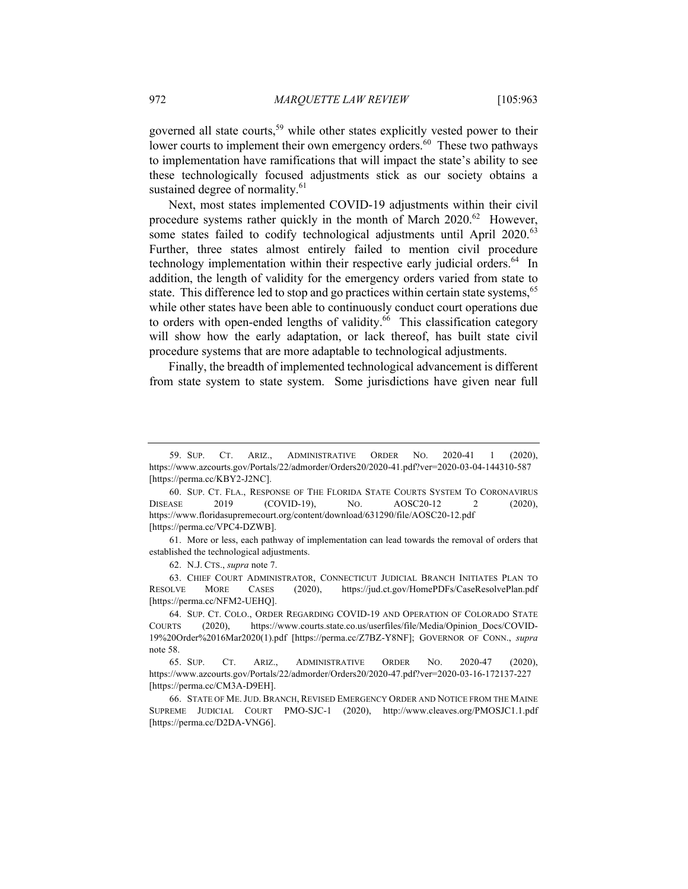governed all state courts,[59] while other states explicitly vested power to their lower courts to implement their own emergency orders.[60] These two pathways to implementation have ramifications that will impact the state's ability to see these technologically focused adjustments stick as our society obtains a sustained degree of normality.[61]

Next, most states implemented COVID-19 adjustments within their civil procedure systems rather quickly in the month of March 2020.[62] However, some states failed to codify technological adjustments until April 2020.[63] Further, three states almost entirely failed to mention civil procedure technology implementation within their respective early judicial orders.[64] In addition, the length of validity for the emergency orders varied from state to state. This difference led to stop and go practices within certain state systems,[65] while other states have been able to continuously conduct court operations due to orders with open-ended lengths of validity.[66] This classification category will show how the early adaptation, or lack thereof, has built state civil procedure systems that are more adaptable to technological adjustments.

Finally, the breadth of implemented technological advancement is different from state system to state system. Some jurisdictions have given near full

---

59. SUP. CT. ARIZ., ADMINISTRATIVE ORDER NO. 2020-41 1 (2020), https://www.azcourts.gov/Portals/22/admorder/Orders20/2020-41.pdf?ver=2020-03-04-144310-587 [https://perma.cc/KBY2-J2NC].

60. SUP. CT. FLA., RESPONSE OF THE FLORIDA STATE COURTS SYSTEM TO CORONAVIRUS DISEASE 2019 (COVID-19), NO. AOSC20-12 2 (2020), https://www.floridasupremecourt.org/content/download/631290/file/AOSC20-12.pdf [https://perma.cc/VPC4-DZWB].

61. More or less, each pathway of implementation can lead towards the removal of orders that established the technological adjustments.

62. N.J. CTS., *supra* note 7.

63. CHIEF COURT ADMINISTRATOR, CONNECTICUT JUDICIAL BRANCH INITIATES PLAN TO RESOLVE MORE CASES (2020), https://jud.ct.gov/HomePDFs/CaseResolvePlan.pdf [https://perma.cc/NFM2-UEHQ].

64. SUP. CT. COLO., ORDER REGARDING COVID-19 AND OPERATION OF COLORADO STATE COURTS (2020), https://www.courts.state.co.us/userfiles/file/Media/Opinion_Docs/COVID-19%20Order%2016Mar2020(1).pdf [https://perma.cc/Z7BZ-Y8NF]; GOVERNOR OF CONN., *supra* note 58.

65. SUP. CT. ARIZ., ADMINISTRATIVE ORDER NO. 2020-47 (2020), https://www.azcourts.gov/Portals/22/admorder/Orders20/2020-47.pdf?ver=2020-03-16-172137-227 [https://perma.cc/CM3A-D9EH].

66. STATE OF ME. JUD. BRANCH, REVISED EMERGENCY ORDER AND NOTICE FROM THE MAINE SUPREME JUDICIAL COURT PMO-SJC-1 (2020), http://www.cleaves.org/PMOSJC1.1.pdf [https://perma.cc/D2DA-VNG6].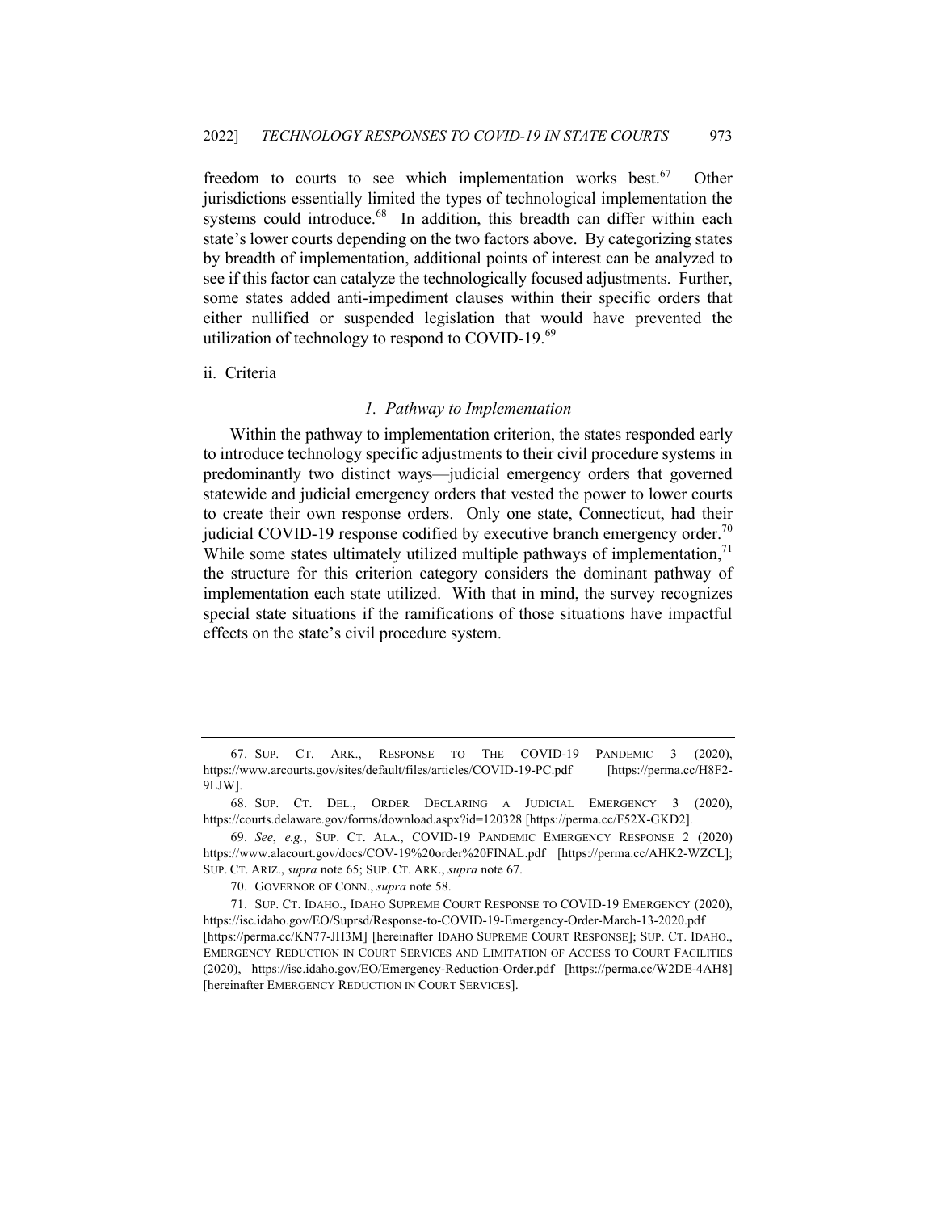freedom to courts to see which implementation works best.[67] Other jurisdictions essentially limited the types of technological implementation the systems could introduce.[68] In addition, this breadth can differ within each state's lower courts depending on the two factors above. By categorizing states by breadth of implementation, additional points of interest can be analyzed to see if this factor can catalyze the technologically focused adjustments. Further, some states added anti-impediment clauses within their specific orders that either nullified or suspended legislation that would have prevented the utilization of technology to respond to COVID-19.[69]

ii. Criteria

### *1. Pathway to Implementation*

Within the pathway to implementation criterion, the states responded early to introduce technology specific adjustments to their civil procedure systems in predominantly two distinct ways—judicial emergency orders that governed statewide and judicial emergency orders that vested the power to lower courts to create their own response orders. Only one state, Connecticut, had their judicial COVID-19 response codified by executive branch emergency order.[70] While some states ultimately utilized multiple pathways of implementation,[71] the structure for this criterion category considers the dominant pathway of implementation each state utilized. With that in mind, the survey recognizes special state situations if the ramifications of those situations have impactful effects on the state's civil procedure system.

---

67. SUP. CT. ARK., RESPONSE TO THE COVID-19 PANDEMIC 3 (2020), https://www.arcourts.gov/sites/default/files/articles/COVID-19-PC.pdf [https://perma.cc/H8F2-9LJW].

68. SUP. CT. DEL., ORDER DECLARING A JUDICIAL EMERGENCY 3 (2020), https://courts.delaware.gov/forms/download.aspx?id=120328 [https://perma.cc/F52X-GKD2].

69. *See*, *e.g.*, SUP. CT. ALA., COVID-19 PANDEMIC EMERGENCY RESPONSE 2 (2020) https://www.alacourt.gov/docs/COV-19%20order%20FINAL.pdf [https://perma.cc/AHK2-WZCL]; SUP. CT. ARIZ., *supra* note 65; SUP. CT. ARK., *supra* note 67.

70. GOVERNOR OF CONN., *supra* note 58.

71. SUP. CT. IDAHO., IDAHO SUPREME COURT RESPONSE TO COVID-19 EMERGENCY (2020), https://isc.idaho.gov/EO/Suprsd/Response-to-COVID-19-Emergency-Order-March-13-2020.pdf [https://perma.cc/KN77-JH3M] [hereinafter IDAHO SUPREME COURT RESPONSE]; SUP. CT. IDAHO., EMERGENCY REDUCTION IN COURT SERVICES AND LIMITATION OF ACCESS TO COURT FACILITIES (2020), https://isc.idaho.gov/EO/Emergency-Reduction-Order.pdf [https://perma.cc/W2DE-4AH8] [hereinafter EMERGENCY REDUCTION IN COURT SERVICES].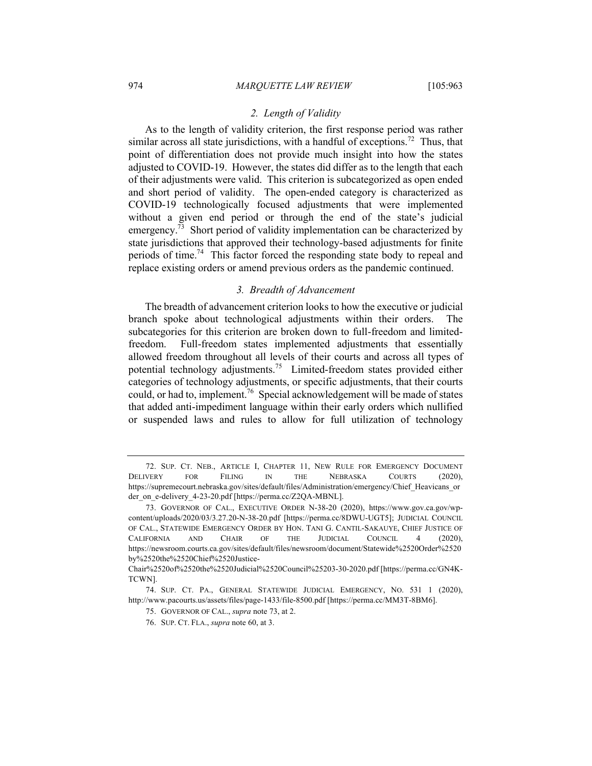### 2. Length of Validity

As to the length of validity criterion, the first response period was rather similar across all state jurisdictions, with a handful of exceptions.[72] Thus, that point of differentiation does not provide much insight into how the states adjusted to COVID-19. However, the states did differ as to the length that each of their adjustments were valid. This criterion is subcategorized as open ended and short period of validity. The open-ended category is characterized as COVID-19 technologically focused adjustments that were implemented without a given end period or through the end of the state's judicial emergency.[73] Short period of validity implementation can be characterized by state jurisdictions that approved their technology-based adjustments for finite periods of time.[74] This factor forced the responding state body to repeal and replace existing orders or amend previous orders as the pandemic continued.

### 3. Breadth of Advancement

The breadth of advancement criterion looks to how the executive or judicial branch spoke about technological adjustments within their orders. The subcategories for this criterion are broken down to full-freedom and limited-freedom. Full-freedom states implemented adjustments that essentially allowed freedom throughout all levels of their courts and across all types of potential technology adjustments.[75] Limited-freedom states provided either categories of technology adjustments, or specific adjustments, that their courts could, or had to, implement.[76] Special acknowledgement will be made of states that added anti-impediment language within their early orders which nullified or suspended laws and rules to allow for full utilization of technology

---

72. SUP. CT. NEB., ARTICLE I, CHAPTER 11, NEW RULE FOR EMERGENCY DOCUMENT DELIVERY FOR FILING IN THE NEBRASKA COURTS (2020), https://supremecourt.nebraska.gov/sites/default/files/Administration/emergency/Chief_Heavicans_order_on_e-delivery_4-23-20.pdf [https://perma.cc/Z2QA-MBNL].

73. GOVERNOR OF CAL., EXECUTIVE ORDER N-38-20 (2020), https://www.gov.ca.gov/wp-content/uploads/2020/03/3.27.20-N-38-20.pdf [https://perma.cc/8DWU-UGT5]; JUDICIAL COUNCIL OF CAL., STATEWIDE EMERGENCY ORDER BY HON. TANI G. CANTIL-SAKAUYE, CHIEF JUSTICE OF CALIFORNIA AND CHAIR OF THE JUDICIAL COUNCIL 4 (2020), https://newsroom.courts.ca.gov/sites/default/files/newsroom/document/Statewide%2520Order%2520by%2520the%2520Chief%2520Justice-Chair%2520of%2520the%2520Judicial%2520Council%25203-30-2020.pdf [https://perma.cc/GN4K-TCWN].

74. SUP. CT. PA., GENERAL STATEWIDE JUDICIAL EMERGENCY, NO. 531 1 (2020), http://www.pacourts.us/assets/files/page-1433/file-8500.pdf [https://perma.cc/MM3T-8BM6].

75. GOVERNOR OF CAL., *supra* note 73, at 2.

76. SUP. CT. FLA., *supra* note 60, at 3.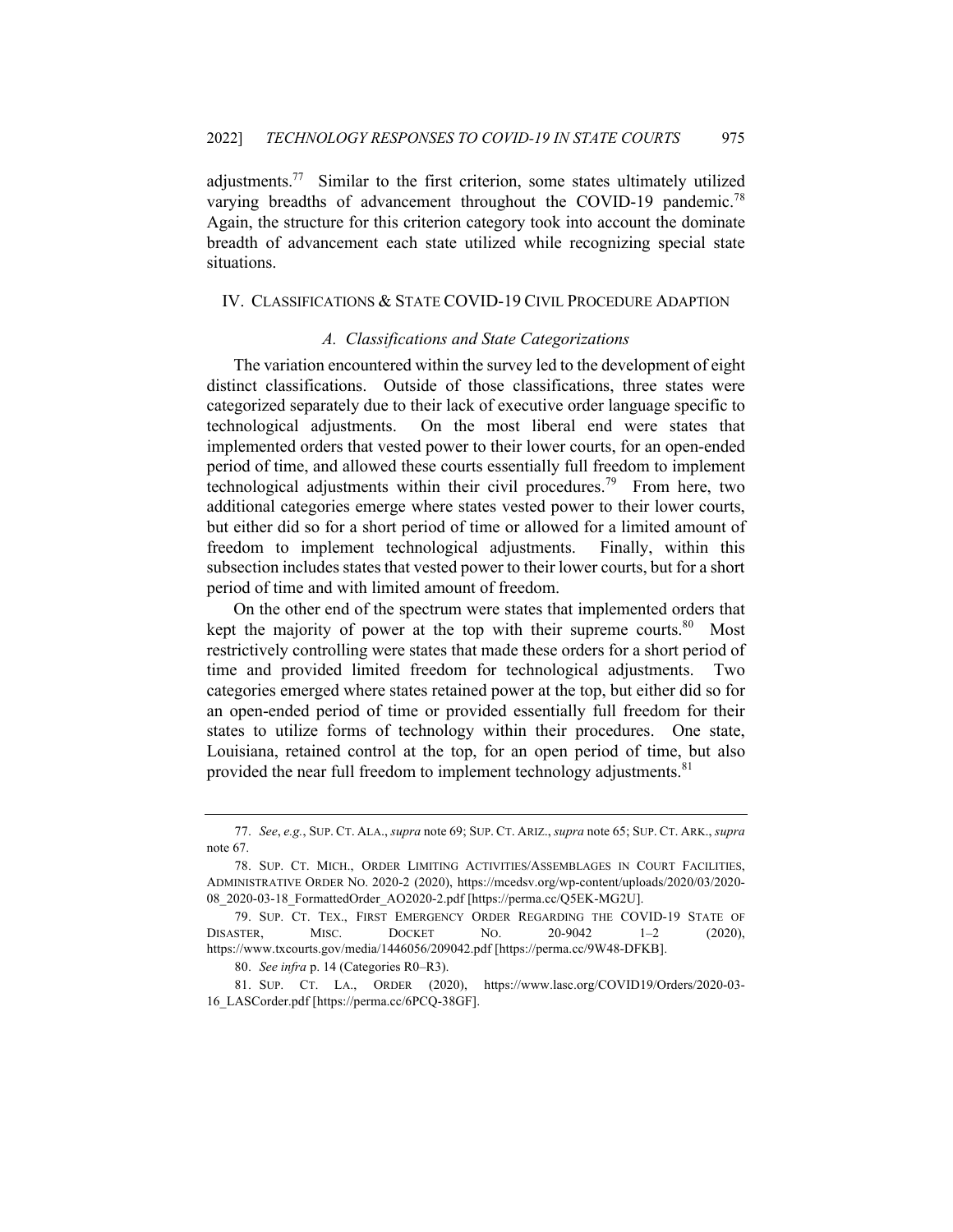adjustments.[77] Similar to the first criterion, some states ultimately utilized varying breadths of advancement throughout the COVID-19 pandemic.[78] Again, the structure for this criterion category took into account the dominate breadth of advancement each state utilized while recognizing special state situations.

## IV. CLASSIFICATIONS & STATE COVID-19 CIVIL PROCEDURE ADAPTION

### *A. Classifications and State Categorizations*

The variation encountered within the survey led to the development of eight distinct classifications. Outside of those classifications, three states were categorized separately due to their lack of executive order language specific to technological adjustments. On the most liberal end were states that implemented orders that vested power to their lower courts, for an open-ended period of time, and allowed these courts essentially full freedom to implement technological adjustments within their civil procedures.[79] From here, two additional categories emerge where states vested power to their lower courts, but either did so for a short period of time or allowed for a limited amount of freedom to implement technological adjustments. Finally, within this subsection includes states that vested power to their lower courts, but for a short period of time and with limited amount of freedom.

On the other end of the spectrum were states that implemented orders that kept the majority of power at the top with their supreme courts.[80] Most restrictively controlling were states that made these orders for a short period of time and provided limited freedom for technological adjustments. Two categories emerged where states retained power at the top, but either did so for an open-ended period of time or provided essentially full freedom for their states to utilize forms of technology within their procedures. One state, Louisiana, retained control at the top, for an open period of time, but also provided the near full freedom to implement technology adjustments.[81]

---

77. *See*, *e.g.*, SUP. CT. ALA., *supra* note 69; SUP. CT. ARIZ., *supra* note 65; SUP. CT. ARK., *supra* note 67.

78. SUP. CT. MICH., ORDER LIMITING ACTIVITIES/ASSEMBLAGES IN COURT FACILITIES, ADMINISTRATIVE ORDER NO. 2020-2 (2020), https://mcedsv.org/wp-content/uploads/2020/03/2020-08_2020-03-18_FormattedOrder_AO2020-2.pdf [https://perma.cc/Q5EK-MG2U].

79. SUP. CT. TEX., FIRST EMERGENCY ORDER REGARDING THE COVID-19 STATE OF DISASTER, MISC. DOCKET NO. 20-9042 1–2 (2020), https://www.txcourts.gov/media/1446056/209042.pdf [https://perma.cc/9W48-DFKB].

80. *See infra* p. 14 (Categories R0–R3).

81. SUP. CT. LA., ORDER (2020), https://www.lasc.org/COVID19/Orders/2020-03-16_LASCorder.pdf [https://perma.cc/6PCQ-38GF].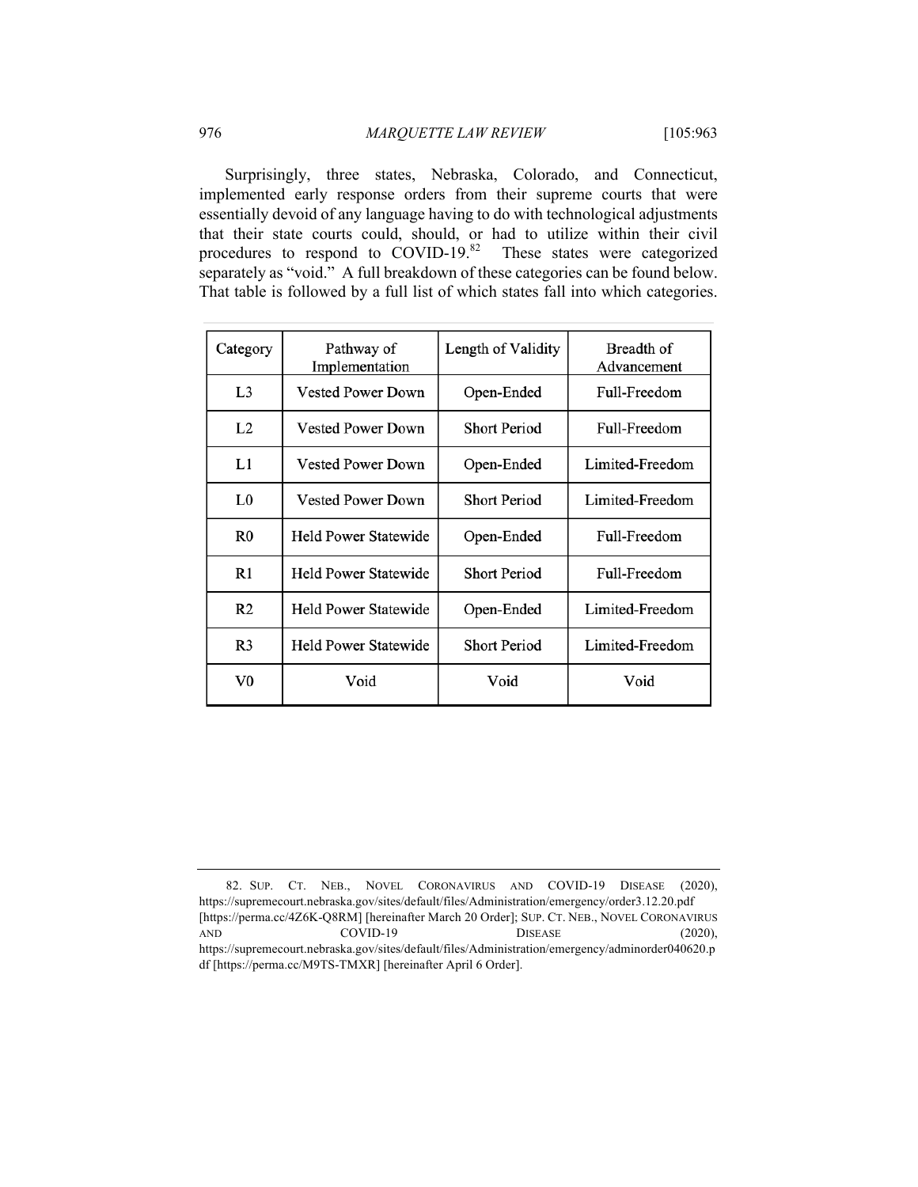Surprisingly, three states, Nebraska, Colorado, and Connecticut, implemented early response orders from their supreme courts that were essentially devoid of any language having to do with technological adjustments that their state courts could, should, or had to utilize within their civil procedures to respond to COVID-19.[82] These states were categorized separately as "void." A full breakdown of these categories can be found below. That table is followed by a full list of which states fall into which categories.

| Category | Pathway of Implementation | Length of Validity | Breadth of Advancement |
|---|---|---|---|
| L3 | Vested Power Down | Open-Ended | Full-Freedom |
| L2 | Vested Power Down | Short Period | Full-Freedom |
| L1 | Vested Power Down | Open-Ended | Limited-Freedom |
| L0 | Vested Power Down | Short Period | Limited-Freedom |
| R0 | Held Power Statewide | Open-Ended | Full-Freedom |
| R1 | Held Power Statewide | Short Period | Full-Freedom |
| R2 | Held Power Statewide | Open-Ended | Limited-Freedom |
| R3 | Held Power Statewide | Short Period | Limited-Freedom |
| V0 | Void | Void | Void |

82. SUP. CT. NEB., NOVEL CORONAVIRUS AND COVID-19 DISEASE (2020), https://supremecourt.nebraska.gov/sites/default/files/Administration/emergency/order3.12.20.pdf [https://perma.cc/4Z6K-Q8RM] [hereinafter March 20 Order]; SUP. CT. NEB., NOVEL CORONAVIRUS AND COVID-19 DISEASE (2020), https://supremecourt.nebraska.gov/sites/default/files/Administration/emergency/adminorder040620.pdf [https://perma.cc/M9TS-TMXR] [hereinafter April 6 Order].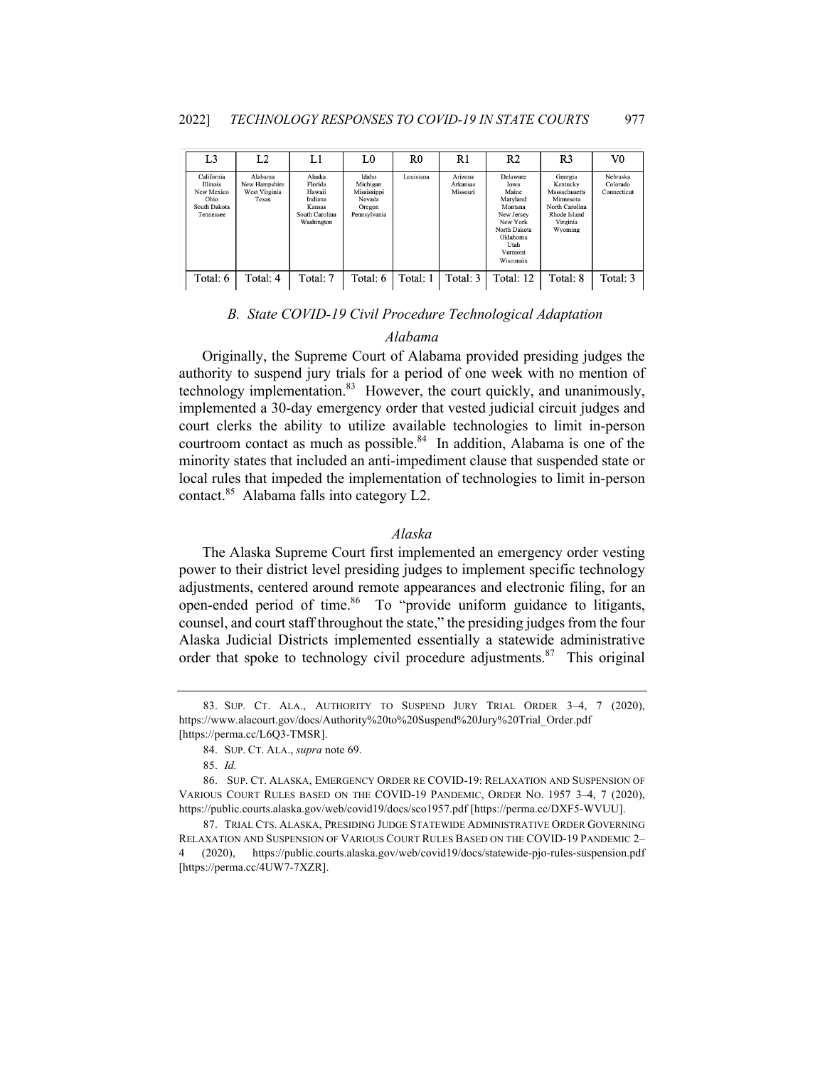| L3 | L2 | L1 | L0 | R0 | R1 | R2 | R3 | V0 |
|---|---|---|---|---|---|---|---|---|
| California<br>Illinois<br>New Mexico<br>Ohio<br>South Dakota<br>Tennessee | Alabama<br>New Hampshire<br>West Virginia<br>Texas | Alaska<br>Florida<br>Hawaii<br>Indiana<br>Kansas<br>South Carolina<br>Washington | Idaho<br>Michigan<br>Mississippi<br>Nevada<br>Oregon<br>Pennsylvania | Louisiana | Arizona<br>Arkansas<br>Missouri | Delaware<br>Iowa<br>Maine<br>Maryland<br>Montana<br>New Jersey<br>New York<br>North Dakota<br>Oklahoma<br>Utah<br>Vermont<br>Wisconsin | Georgia<br>Kentucky<br>Massachusetts<br>Minnesota<br>North Carolina<br>Rhode Island<br>Virginia<br>Wyoming | Nebraska<br>Colorado<br>Connecticut |
| Total: 6 | Total: 4 | Total: 7 | Total: 6 | Total: 1 | Total: 3 | Total: 12 | Total: 8 | Total: 3 |

## *B. State COVID-19 Civil Procedure Technological Adaptation*

### *Alabama*

Originally, the Supreme Court of Alabama provided presiding judges the authority to suspend jury trials for a period of one week with no mention of technology implementation.[83] However, the court quickly, and unanimously, implemented a 30-day emergency order that vested judicial circuit judges and court clerks the ability to utilize available technologies to limit in-person courtroom contact as much as possible.[84] In addition, Alabama is one of the minority states that included an anti-impediment clause that suspended state or local rules that impeded the implementation of technologies to limit in-person contact.[85] Alabama falls into category L2.

### *Alaska*

The Alaska Supreme Court first implemented an emergency order vesting power to their district level presiding judges to implement specific technology adjustments, centered around remote appearances and electronic filing, for an open-ended period of time.[86] To "provide uniform guidance to litigants, counsel, and court staff throughout the state," the presiding judges from the four Alaska Judicial Districts implemented essentially a statewide administrative order that spoke to technology civil procedure adjustments.[87] This original

---

83. SUP. CT. ALA., AUTHORITY TO SUSPEND JURY TRIAL ORDER 3–4, 7 (2020), https://www.alacourt.gov/docs/Authority%20to%20Suspend%20Jury%20Trial_Order.pdf [https://perma.cc/L6Q3-TMSR].

84. SUP. CT. ALA., *supra* note 69.

85. *Id.*

86. SUP. CT. ALASKA, EMERGENCY ORDER RE COVID-19: RELAXATION AND SUSPENSION OF VARIOUS COURT RULES BASED ON THE COVID-19 PANDEMIC, ORDER NO. 1957 3–4, 7 (2020), https://public.courts.alaska.gov/web/covid19/docs/sco1957.pdf [https://perma.cc/DXF5-WVUU].

87. TRIAL CTS. ALASKA, PRESIDING JUDGE STATEWIDE ADMINISTRATIVE ORDER GOVERNING RELAXATION AND SUSPENSION OF VARIOUS COURT RULES BASED ON THE COVID-19 PANDEMIC 2–4 (2020), https://public.courts.alaska.gov/web/covid19/docs/statewide-pjo-rules-suspension.pdf [https://perma.cc/4UW7-7XZR].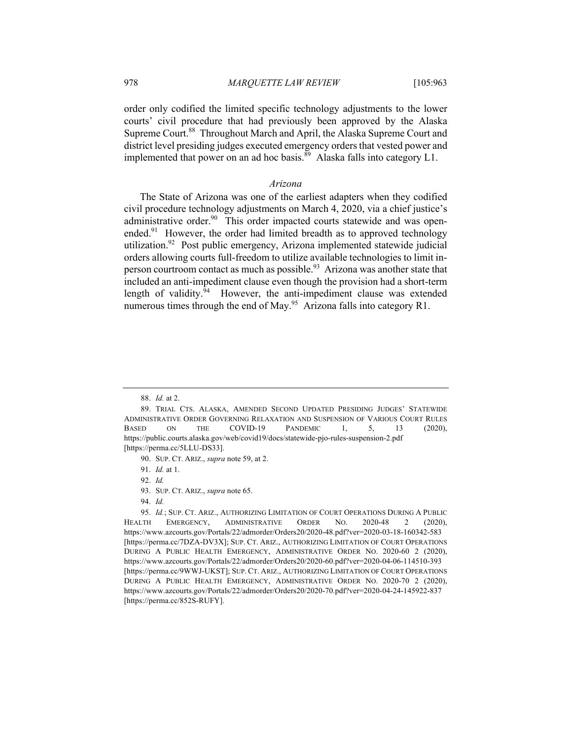order only codified the limited specific technology adjustments to the lower courts' civil procedure that had previously been approved by the Alaska Supreme Court.[88] Throughout March and April, the Alaska Supreme Court and district level presiding judges executed emergency orders that vested power and implemented that power on an ad hoc basis.[89] Alaska falls into category L1.

### *Arizona*

The State of Arizona was one of the earliest adapters when they codified civil procedure technology adjustments on March 4, 2020, via a chief justice's administrative order.[90] This order impacted courts statewide and was open-ended.[91] However, the order had limited breadth as to approved technology utilization.[92] Post public emergency, Arizona implemented statewide judicial orders allowing courts full-freedom to utilize available technologies to limit in-person courtroom contact as much as possible.[93] Arizona was another state that included an anti-impediment clause even though the provision had a short-term length of validity.[94] However, the anti-impediment clause was extended numerous times through the end of May.[95] Arizona falls into category R1.

---

88. *Id.* at 2.

89. TRIAL CTS. ALASKA, AMENDED SECOND UPDATED PRESIDING JUDGES' STATEWIDE ADMINISTRATIVE ORDER GOVERNING RELAXATION AND SUSPENSION OF VARIOUS COURT RULES BASED ON THE COVID-19 PANDEMIC 1, 5, 13 (2020), https://public.courts.alaska.gov/web/covid19/docs/statewide-pjo-rules-suspension-2.pdf [https://perma.cc/5LLU-DS33].

90. SUP. CT. ARIZ., *supra* note 59, at 2.

91. *Id.* at 1.

92. *Id.*

93. SUP. CT. ARIZ., *supra* note 65.

94. *Id.*

95. *Id.*; SUP. CT. ARIZ., AUTHORIZING LIMITATION OF COURT OPERATIONS DURING A PUBLIC HEALTH EMERGENCY, ADMINISTRATIVE ORDER NO. 2020-48 2 (2020), https://www.azcourts.gov/Portals/22/admorder/Orders20/2020-48.pdf?ver=2020-03-18-160342-583 [https://perma.cc/7DZA-DV3X]; SUP. CT. ARIZ., AUTHORIZING LIMITATION OF COURT OPERATIONS DURING A PUBLIC HEALTH EMERGENCY, ADMINISTRATIVE ORDER NO. 2020-60 2 (2020), https://www.azcourts.gov/Portals/22/admorder/Orders20/2020-60.pdf?ver=2020-04-06-114510-393 [https://perma.cc/9WWJ-UKST]; SUP. CT. ARIZ., AUTHORIZING LIMITATION OF COURT OPERATIONS DURING A PUBLIC HEALTH EMERGENCY, ADMINISTRATIVE ORDER NO. 2020-70 2 (2020), https://www.azcourts.gov/Portals/22/admorder/Orders20/2020-70.pdf?ver=2020-04-24-145922-837 [https://perma.cc/852S-RUFY].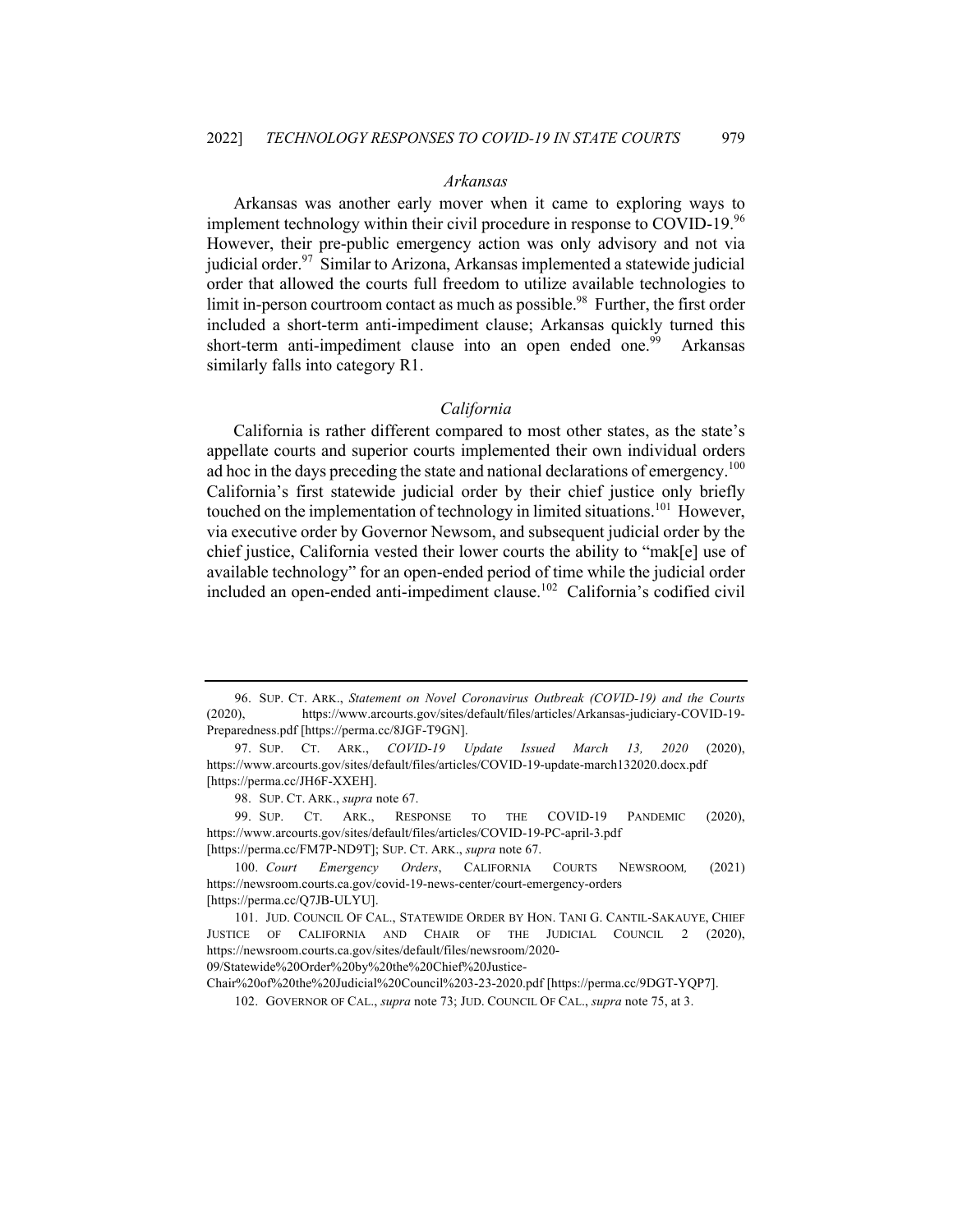### *Arkansas*

Arkansas was another early mover when it came to exploring ways to implement technology within their civil procedure in response to COVID-19.[96] However, their pre-public emergency action was only advisory and not via judicial order.[97] Similar to Arizona, Arkansas implemented a statewide judicial order that allowed the courts full freedom to utilize available technologies to limit in-person courtroom contact as much as possible.[98] Further, the first order included a short-term anti-impediment clause; Arkansas quickly turned this short-term anti-impediment clause into an open ended one.[99] Arkansas similarly falls into category R1.

### *California*

California is rather different compared to most other states, as the state's appellate courts and superior courts implemented their own individual orders ad hoc in the days preceding the state and national declarations of emergency.[100] California's first statewide judicial order by their chief justice only briefly touched on the implementation of technology in limited situations.[101] However, via executive order by Governor Newsom, and subsequent judicial order by the chief justice, California vested their lower courts the ability to "mak[e] use of available technology" for an open-ended period of time while the judicial order included an open-ended anti-impediment clause.[102] California's codified civil

---

96. SUP. CT. ARK., *Statement on Novel Coronavirus Outbreak (COVID-19) and the Courts* (2020), https://www.arcourts.gov/sites/default/files/articles/Arkansas-judiciary-COVID-19-Preparedness.pdf [https://perma.cc/8JGF-T9GN].

97. SUP. CT. ARK., *COVID-19 Update Issued March 13, 2020* (2020), https://www.arcourts.gov/sites/default/files/articles/COVID-19-update-march132020.docx.pdf [https://perma.cc/JH6F-XXEH].

98. SUP. CT. ARK., *supra* note 67.

99. SUP. CT. ARK., RESPONSE TO THE COVID-19 PANDEMIC (2020), https://www.arcourts.gov/sites/default/files/articles/COVID-19-PC-april-3.pdf [https://perma.cc/FM7P-ND9T]; SUP. CT. ARK., *supra* note 67.

100. *Court Emergency Orders*, CALIFORNIA COURTS NEWSROOM, (2021) https://newsroom.courts.ca.gov/covid-19-news-center/court-emergency-orders [https://perma.cc/Q7JB-ULYU].

101. JUD. COUNCIL OF CAL., STATEWIDE ORDER BY HON. TANI G. CANTIL-SAKAUYE, CHIEF JUSTICE OF CALIFORNIA AND CHAIR OF THE JUDICIAL COUNCIL 2 (2020), https://newsroom.courts.ca.gov/sites/default/files/newsroom/2020-09/Statewide%20Order%20by%20the%20Chief%20Justice-Chair%20of%20the%20Judicial%20Council%203-23-2020.pdf [https://perma.cc/9DGT-YQP7].

102. GOVERNOR OF CAL., *supra* note 73; JUD. COUNCIL OF CAL., *supra* note 75, at 3.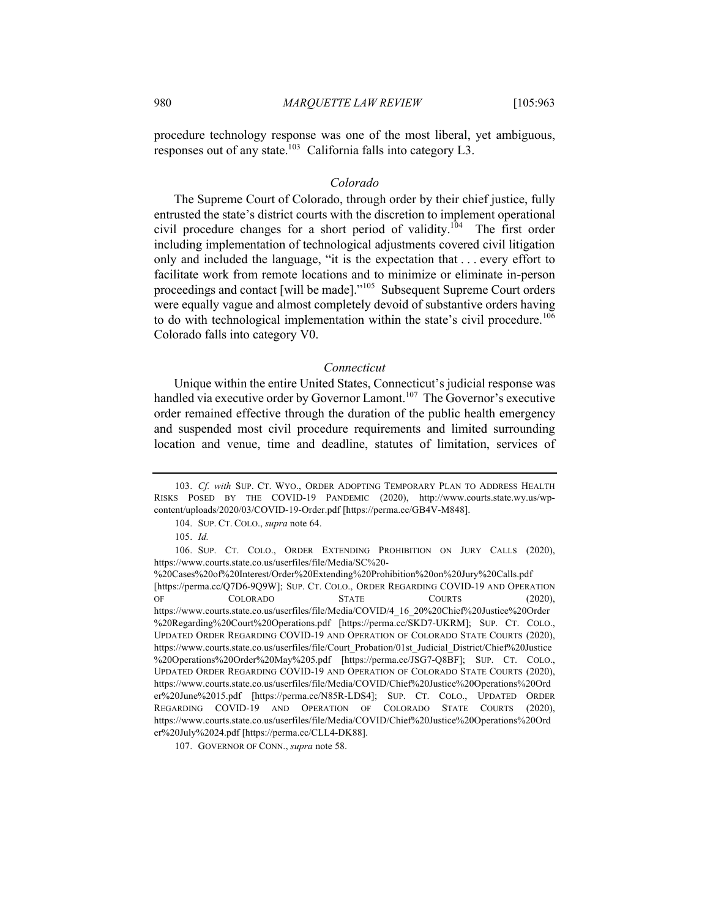procedure technology response was one of the most liberal, yet ambiguous, responses out of any state.[103] California falls into category L3.

### *Colorado*

The Supreme Court of Colorado, through order by their chief justice, fully entrusted the state's district courts with the discretion to implement operational civil procedure changes for a short period of validity.[104] The first order including implementation of technological adjustments covered civil litigation only and included the language, "it is the expectation that . . . every effort to facilitate work from remote locations and to minimize or eliminate in-person proceedings and contact [will be made]."[105] Subsequent Supreme Court orders were equally vague and almost completely devoid of substantive orders having to do with technological implementation within the state's civil procedure.[106] Colorado falls into category V0.

### *Connecticut*

Unique within the entire United States, Connecticut's judicial response was handled via executive order by Governor Lamont.[107] The Governor's executive order remained effective through the duration of the public health emergency and suspended most civil procedure requirements and limited surrounding location and venue, time and deadline, statutes of limitation, services of

---

103. *Cf. with* SUP. CT. WYO., ORDER ADOPTING TEMPORARY PLAN TO ADDRESS HEALTH RISKS POSED BY THE COVID-19 PANDEMIC (2020), http://www.courts.state.wy.us/wp-content/uploads/2020/03/COVID-19-Order.pdf [https://perma.cc/GB4V-M848].

104. SUP. CT. COLO., *supra* note 64.

105. *Id.*

106. SUP. CT. COLO., ORDER EXTENDING PROHIBITION ON JURY CALLS (2020), https://www.courts.state.co.us/userfiles/file/Media/SC%20-%20Cases%20of%20Interest/Order%20Extending%20Prohibition%20on%20Jury%20Calls.pdf [https://perma.cc/Q7D6-9Q9W]; SUP. CT. COLO., ORDER REGARDING COVID-19 AND OPERATION OF COLORADO STATE COURTS (2020), https://www.courts.state.co.us/userfiles/file/Media/COVID/4_16_20%20Chief%20Justice%20Order%20Regarding%20Court%20Operations.pdf [https://perma.cc/SKD7-UKRM]; SUP. CT. COLO., UPDATED ORDER REGARDING COVID-19 AND OPERATION OF COLORADO STATE COURTS (2020), https://www.courts.state.co.us/userfiles/file/Court_Probation/01st_Judicial_District/Chief%20Justice%20Operations%20Order%20May%205.pdf [https://perma.cc/JSG7-Q8BF]; SUP. CT. COLO., UPDATED ORDER REGARDING COVID-19 AND OPERATION OF COLORADO STATE COURTS (2020), https://www.courts.state.co.us/userfiles/file/Media/COVID/Chief%20Justice%20Operations%20Order%20June%2015.pdf [https://perma.cc/N85R-LDS4]; SUP. CT. COLO., UPDATED ORDER REGARDING COVID-19 AND OPERATION OF COLORADO STATE COURTS (2020), https://www.courts.state.co.us/userfiles/file/Media/COVID/Chief%20Justice%20Operations%20Order%20July%2024.pdf [https://perma.cc/CLL4-DK88].

107. GOVERNOR OF CONN., *supra* note 58.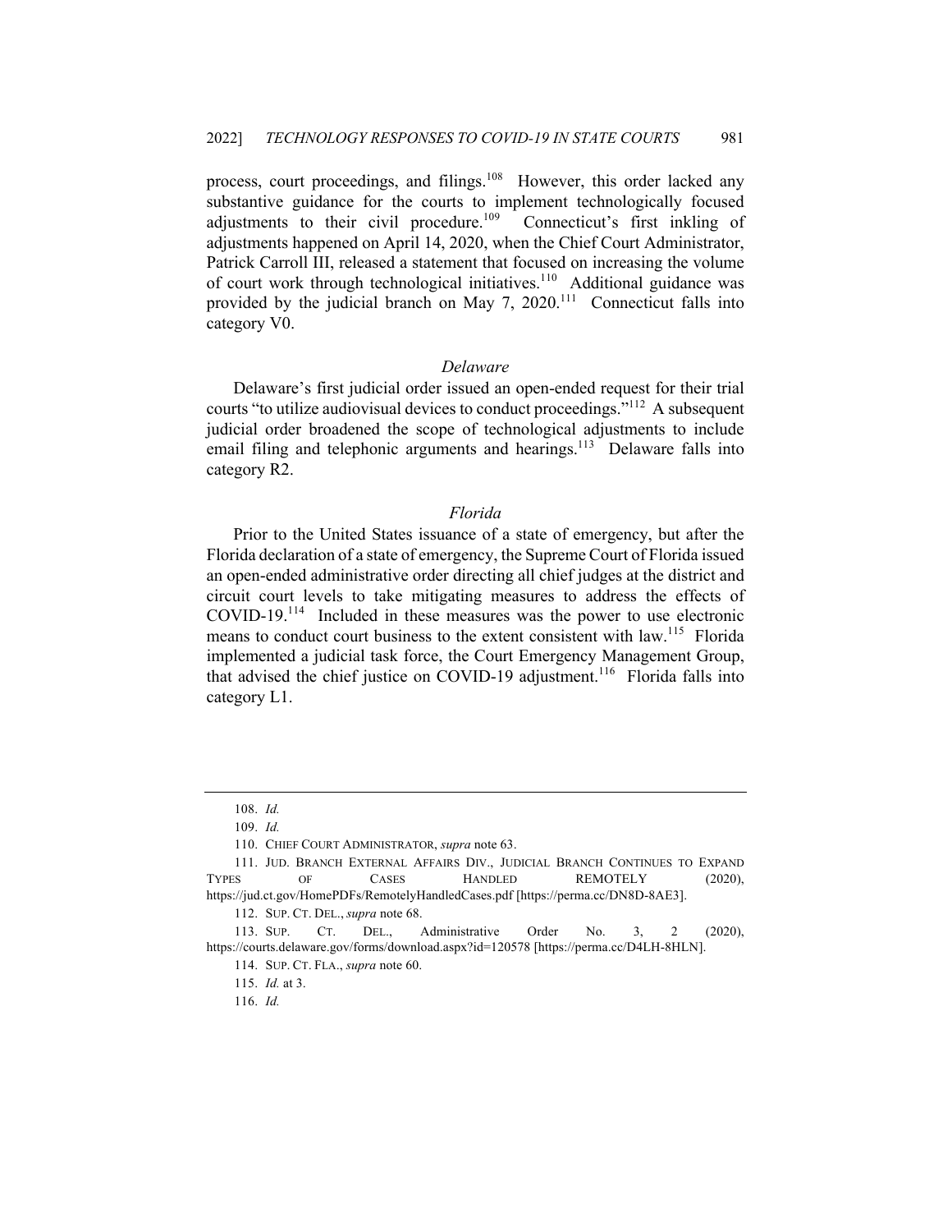process, court proceedings, and filings.[108] However, this order lacked any substantive guidance for the courts to implement technologically focused adjustments to their civil procedure.[109] Connecticut's first inkling of adjustments happened on April 14, 2020, when the Chief Court Administrator, Patrick Carroll III, released a statement that focused on increasing the volume of court work through technological initiatives.[110] Additional guidance was provided by the judicial branch on May 7, 2020.[111] Connecticut falls into category V0.

### *Delaware*

Delaware's first judicial order issued an open-ended request for their trial courts "to utilize audiovisual devices to conduct proceedings."[112] A subsequent judicial order broadened the scope of technological adjustments to include email filing and telephonic arguments and hearings.[113] Delaware falls into category R2.

### *Florida*

Prior to the United States issuance of a state of emergency, but after the Florida declaration of a state of emergency, the Supreme Court of Florida issued an open-ended administrative order directing all chief judges at the district and circuit court levels to take mitigating measures to address the effects of COVID-19.[114] Included in these measures was the power to use electronic means to conduct court business to the extent consistent with law.[115] Florida implemented a judicial task force, the Court Emergency Management Group, that advised the chief justice on COVID-19 adjustment.[116] Florida falls into category L1.

---

108. *Id.*

109. *Id.*

110. CHIEF COURT ADMINISTRATOR, *supra* note 63.

111. JUD. BRANCH EXTERNAL AFFAIRS DIV., JUDICIAL BRANCH CONTINUES TO EXPAND TYPES OF CASES HANDLED REMOTELY (2020), https://jud.ct.gov/HomePDFs/RemotelyHandledCases.pdf [https://perma.cc/DN8D-8AE3].

112. SUP. CT. DEL., *supra* note 68.

113. SUP. CT. DEL., Administrative Order No. 3, 2 (2020), https://courts.delaware.gov/forms/download.aspx?id=120578 [https://perma.cc/D4LH-8HLN].

114. SUP. CT. FLA., *supra* note 60.

115. *Id.* at 3.

116. *Id.*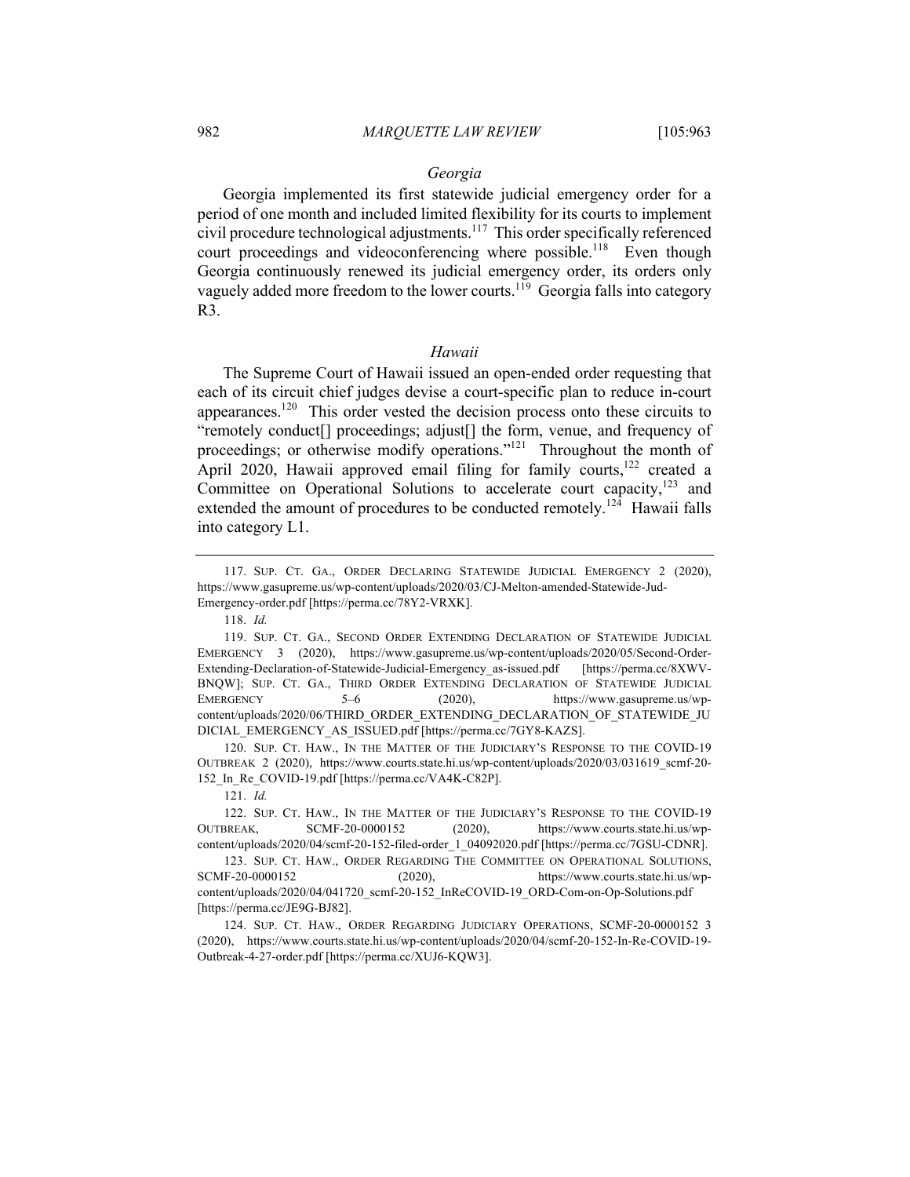### *Georgia*

Georgia implemented its first statewide judicial emergency order for a period of one month and included limited flexibility for its courts to implement civil procedure technological adjustments.[117] This order specifically referenced court proceedings and videoconferencing where possible.[118] Even though Georgia continuously renewed its judicial emergency order, its orders only vaguely added more freedom to the lower courts.[119] Georgia falls into category R3.

### *Hawaii*

The Supreme Court of Hawaii issued an open-ended order requesting that each of its circuit chief judges devise a court-specific plan to reduce in-court appearances.[120] This order vested the decision process onto these circuits to "remotely conduct[] proceedings; adjust[] the form, venue, and frequency of proceedings; or otherwise modify operations."[121] Throughout the month of April 2020, Hawaii approved email filing for family courts,[122] created a Committee on Operational Solutions to accelerate court capacity,[123] and extended the amount of procedures to be conducted remotely.[124] Hawaii falls into category L1.

---

117. SUP. CT. GA., ORDER DECLARING STATEWIDE JUDICIAL EMERGENCY 2 (2020), https://www.gasupreme.us/wp-content/uploads/2020/03/CJ-Melton-amended-Statewide-Jud-Emergency-order.pdf [https://perma.cc/78Y2-VRXK].

118. *Id.*

119. SUP. CT. GA., SECOND ORDER EXTENDING DECLARATION OF STATEWIDE JUDICIAL EMERGENCY 3 (2020), https://www.gasupreme.us/wp-content/uploads/2020/05/Second-Order-Extending-Declaration-of-Statewide-Judicial-Emergency_as-issued.pdf [https://perma.cc/8XWV-BNQW]; SUP. CT. GA., THIRD ORDER EXTENDING DECLARATION OF STATEWIDE JUDICIAL EMERGENCY 5–6 (2020), https://www.gasupreme.us/wp-content/uploads/2020/06/THIRD_ORDER_EXTENDING_DECLARATION_OF_STATEWIDE_JUDICIAL_EMERGENCY_AS_ISSUED.pdf [https://perma.cc/7GY8-KAZS].

120. SUP. CT. HAW., IN THE MATTER OF THE JUDICIARY'S RESPONSE TO THE COVID-19 OUTBREAK 2 (2020), https://www.courts.state.hi.us/wp-content/uploads/2020/03/031619_scmf-20-152_In_Re_COVID-19.pdf [https://perma.cc/VA4K-C82P].

121. *Id.*

122. SUP. CT. HAW., IN THE MATTER OF THE JUDICIARY'S RESPONSE TO THE COVID-19 OUTBREAK, SCMF-20-0000152 (2020), https://www.courts.state.hi.us/wp-content/uploads/2020/04/scmf-20-152-filed-order_1_04092020.pdf [https://perma.cc/7GSU-CDNR].

123. SUP. CT. HAW., ORDER REGARDING THE COMMITTEE ON OPERATIONAL SOLUTIONS, SCMF-20-0000152 (2020), https://www.courts.state.hi.us/wp-content/uploads/2020/04/041720_scmf-20-152_InReCOVID-19_ORD-Com-on-Op-Solutions.pdf [https://perma.cc/JE9G-BJ82].

124. SUP. CT. HAW., ORDER REGARDING JUDICIARY OPERATIONS, SCMF-20-0000152 3 (2020), https://www.courts.state.hi.us/wp-content/uploads/2020/04/scmf-20-152-In-Re-COVID-19-Outbreak-4-27-order.pdf [https://perma.cc/XUJ6-KQW3].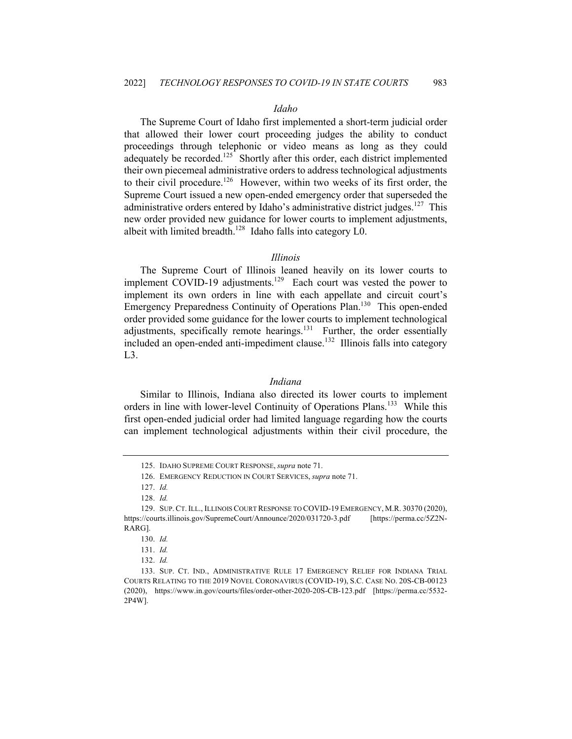### *Idaho*

The Supreme Court of Idaho first implemented a short-term judicial order that allowed their lower court proceeding judges the ability to conduct proceedings through telephonic or video means as long as they could adequately be recorded.[125] Shortly after this order, each district implemented their own piecemeal administrative orders to address technological adjustments to their civil procedure.[126] However, within two weeks of its first order, the Supreme Court issued a new open-ended emergency order that superseded the administrative orders entered by Idaho's administrative district judges.[127] This new order provided new guidance for lower courts to implement adjustments, albeit with limited breadth.[128] Idaho falls into category L0.

### *Illinois*

The Supreme Court of Illinois leaned heavily on its lower courts to implement COVID-19 adjustments.[129] Each court was vested the power to implement its own orders in line with each appellate and circuit court's Emergency Preparedness Continuity of Operations Plan.[130] This open-ended order provided some guidance for the lower courts to implement technological adjustments, specifically remote hearings.[131] Further, the order essentially included an open-ended anti-impediment clause.[132] Illinois falls into category L3.

### *Indiana*

Similar to Illinois, Indiana also directed its lower courts to implement orders in line with lower-level Continuity of Operations Plans.[133] While this first open-ended judicial order had limited language regarding how the courts can implement technological adjustments within their civil procedure, the

---

125. IDAHO SUPREME COURT RESPONSE, *supra* note 71.

126. EMERGENCY REDUCTION IN COURT SERVICES, *supra* note 71.

127. *Id.*

128. *Id.*

129. SUP. CT. ILL., ILLINOIS COURT RESPONSE TO COVID-19 EMERGENCY, M.R. 30370 (2020), https://courts.illinois.gov/SupremeCourt/Announce/2020/031720-3.pdf [https://perma.cc/5Z2N-RARG].

130. *Id.*

131. *Id.*

132. *Id.*

133. SUP. CT. IND., ADMINISTRATIVE RULE 17 EMERGENCY RELIEF FOR INDIANA TRIAL COURTS RELATING TO THE 2019 NOVEL CORONAVIRUS (COVID-19), S.C. CASE NO. 20S-CB-00123 (2020), https://www.in.gov/courts/files/order-other-2020-20S-CB-123.pdf [https://perma.cc/5532-2P4W].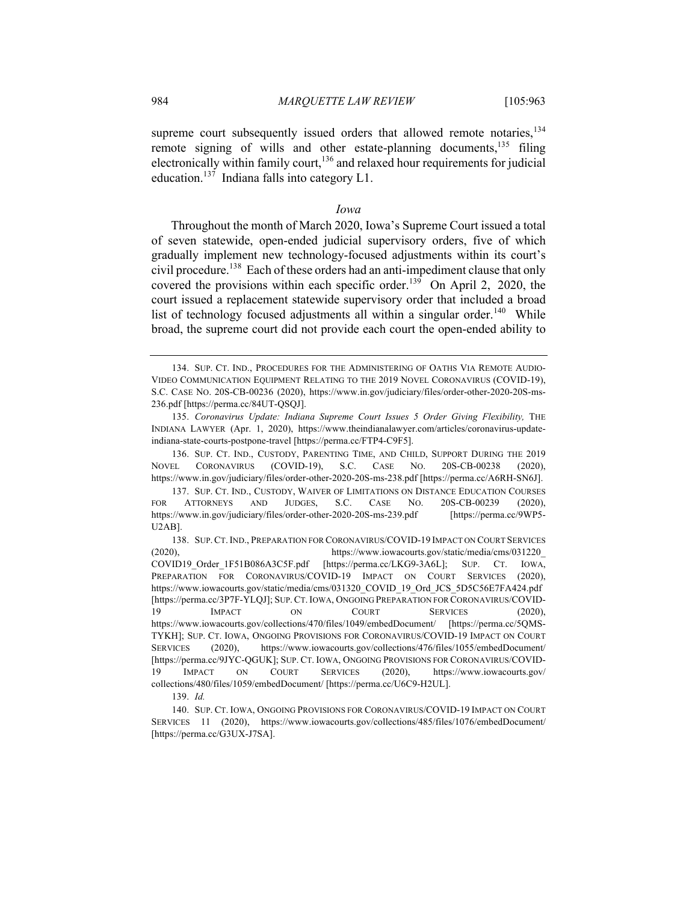supreme court subsequently issued orders that allowed remote notaries,[134] remote signing of wills and other estate-planning documents,[135] filing electronically within family court,[136] and relaxed hour requirements for judicial education.[137] Indiana falls into category L1.

### *Iowa*

Throughout the month of March 2020, Iowa's Supreme Court issued a total of seven statewide, open-ended judicial supervisory orders, five of which gradually implement new technology-focused adjustments within its court's civil procedure.[138] Each of these orders had an anti-impediment clause that only covered the provisions within each specific order.[139] On April 2, 2020, the court issued a replacement statewide supervisory order that included a broad list of technology focused adjustments all within a singular order.[140] While broad, the supreme court did not provide each court the open-ended ability to

---

134. SUP. CT. IND., PROCEDURES FOR THE ADMINISTERING OF OATHS VIA REMOTE AUDIO-VIDEO COMMUNICATION EQUIPMENT RELATING TO THE 2019 NOVEL CORONAVIRUS (COVID-19), S.C. CASE NO. 20S-CB-00236 (2020), https://www.in.gov/judiciary/files/order-other-2020-20S-ms-236.pdf [https://perma.cc/84UT-QSQJ].

135. *Coronavirus Update: Indiana Supreme Court Issues 5 Order Giving Flexibility,* THE INDIANA LAWYER (Apr. 1, 2020), https://www.theindianalawyer.com/articles/coronavirus-update-indiana-state-courts-postpone-travel [https://perma.cc/FTP4-C9F5].

136. SUP. CT. IND., CUSTODY, PARENTING TIME, AND CHILD, SUPPORT DURING THE 2019 NOVEL CORONAVIRUS (COVID-19), S.C. CASE NO. 20S-CB-00238 (2020), https://www.in.gov/judiciary/files/order-other-2020-20S-ms-238.pdf [https://perma.cc/A6RH-SN6J].

137. SUP. CT. IND., CUSTODY, WAIVER OF LIMITATIONS ON DISTANCE EDUCATION COURSES FOR ATTORNEYS AND JUDGES, S.C. CASE NO. 20S-CB-00239 (2020), https://www.in.gov/judiciary/files/order-other-2020-20S-ms-239.pdf [https://perma.cc/9WP5-U2AB].

138. SUP. CT. IND., PREPARATION FOR CORONAVIRUS/COVID-19 IMPACT ON COURT SERVICES (2020), https://www.iowacourts.gov/static/media/cms/031220_COVID19_Order_1F51B086A3C5F.pdf [https://perma.cc/LKG9-3A6L]; SUP. CT. IOWA, PREPARATION FOR CORONAVIRUS/COVID-19 IMPACT ON COURT SERVICES (2020), https://www.iowacourts.gov/static/media/cms/031320_COVID_19_Ord_JCS_5D5C56E7FA424.pdf [https://perma.cc/3P7F-YLQJ]; SUP. CT. IOWA, ONGOING PREPARATION FOR CORONAVIRUS/COVID-19 IMPACT ON COURT SERVICES (2020), https://www.iowacourts.gov/collections/470/files/1049/embedDocument/ [https://perma.cc/5QMS-TYKH]; SUP. CT. IOWA, ONGOING PROVISIONS FOR CORONAVIRUS/COVID-19 IMPACT ON COURT SERVICES (2020), https://www.iowacourts.gov/collections/476/files/1055/embedDocument/ [https://perma.cc/9JYC-QGUK]; SUP. CT. IOWA, ONGOING PROVISIONS FOR CORONAVIRUS/COVID-19 IMPACT ON COURT SERVICES (2020), https://www.iowacourts.gov/collections/480/files/1059/embedDocument/ [https://perma.cc/U6C9-H2UL].

139. *Id.*

140. SUP. CT. IOWA, ONGOING PROVISIONS FOR CORONAVIRUS/COVID-19 IMPACT ON COURT SERVICES 11 (2020), https://www.iowacourts.gov/collections/485/files/1076/embedDocument/ [https://perma.cc/G3UX-J7SA].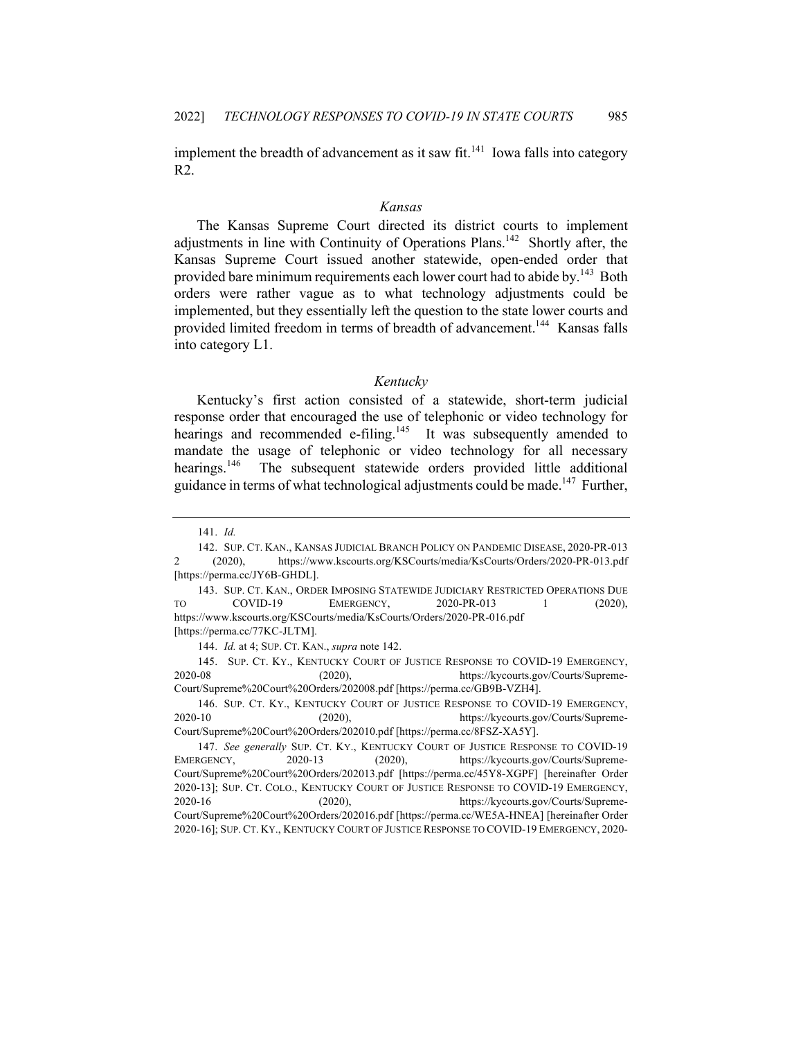implement the breadth of advancement as it saw fit.[141] Iowa falls into category R2.

### *Kansas*

The Kansas Supreme Court directed its district courts to implement adjustments in line with Continuity of Operations Plans.[142] Shortly after, the Kansas Supreme Court issued another statewide, open-ended order that provided bare minimum requirements each lower court had to abide by.[143] Both orders were rather vague as to what technology adjustments could be implemented, but they essentially left the question to the state lower courts and provided limited freedom in terms of breadth of advancement.[144] Kansas falls into category L1.

### *Kentucky*

Kentucky's first action consisted of a statewide, short-term judicial response order that encouraged the use of telephonic or video technology for hearings and recommended e-filing.[145] It was subsequently amended to mandate the usage of telephonic or video technology for all necessary hearings.[146] The subsequent statewide orders provided little additional guidance in terms of what technological adjustments could be made.[147] Further,

---

141. *Id.*

142. SUP. CT. KAN., KANSAS JUDICIAL BRANCH POLICY ON PANDEMIC DISEASE, 2020-PR-013 2 (2020), https://www.kscourts.org/KSCourts/media/KsCourts/Orders/2020-PR-013.pdf [https://perma.cc/JY6B-GHDL].

143. SUP. CT. KAN., ORDER IMPOSING STATEWIDE JUDICIARY RESTRICTED OPERATIONS DUE TO COVID-19 EMERGENCY, 2020-PR-013 1 (2020), https://www.kscourts.org/KSCourts/media/KsCourts/Orders/2020-PR-016.pdf [https://perma.cc/77KC-JLTM].

144. *Id.* at 4; SUP. CT. KAN., *supra* note 142.

145. SUP. CT. KY., KENTUCKY COURT OF JUSTICE RESPONSE TO COVID-19 EMERGENCY, 2020-08 (2020), https://kycourts.gov/Courts/Supreme-Court/Supreme%20Court%20Orders/202008.pdf [https://perma.cc/GB9B-VZH4].

146. SUP. CT. KY., KENTUCKY COURT OF JUSTICE RESPONSE TO COVID-19 EMERGENCY, 2020-10 (2020), https://kycourts.gov/Courts/Supreme-Court/Supreme%20Court%20Orders/202010.pdf [https://perma.cc/8FSZ-XA5Y].

147. *See generally* SUP. CT. KY., KENTUCKY COURT OF JUSTICE RESPONSE TO COVID-19 EMERGENCY, 2020-13 (2020), https://kycourts.gov/Courts/Supreme-Court/Supreme%20Court%20Orders/202013.pdf [https://perma.cc/45Y8-XGPF] [hereinafter Order 2020-13]; SUP. CT. COLO., KENTUCKY COURT OF JUSTICE RESPONSE TO COVID-19 EMERGENCY, 2020-16 (2020), https://kycourts.gov/Courts/Supreme-Court/Supreme%20Court%20Orders/202016.pdf [https://perma.cc/WE5A-HNEA] [hereinafter Order 2020-16]; SUP. CT. KY., KENTUCKY COURT OF JUSTICE RESPONSE TO COVID-19 EMERGENCY, 2020-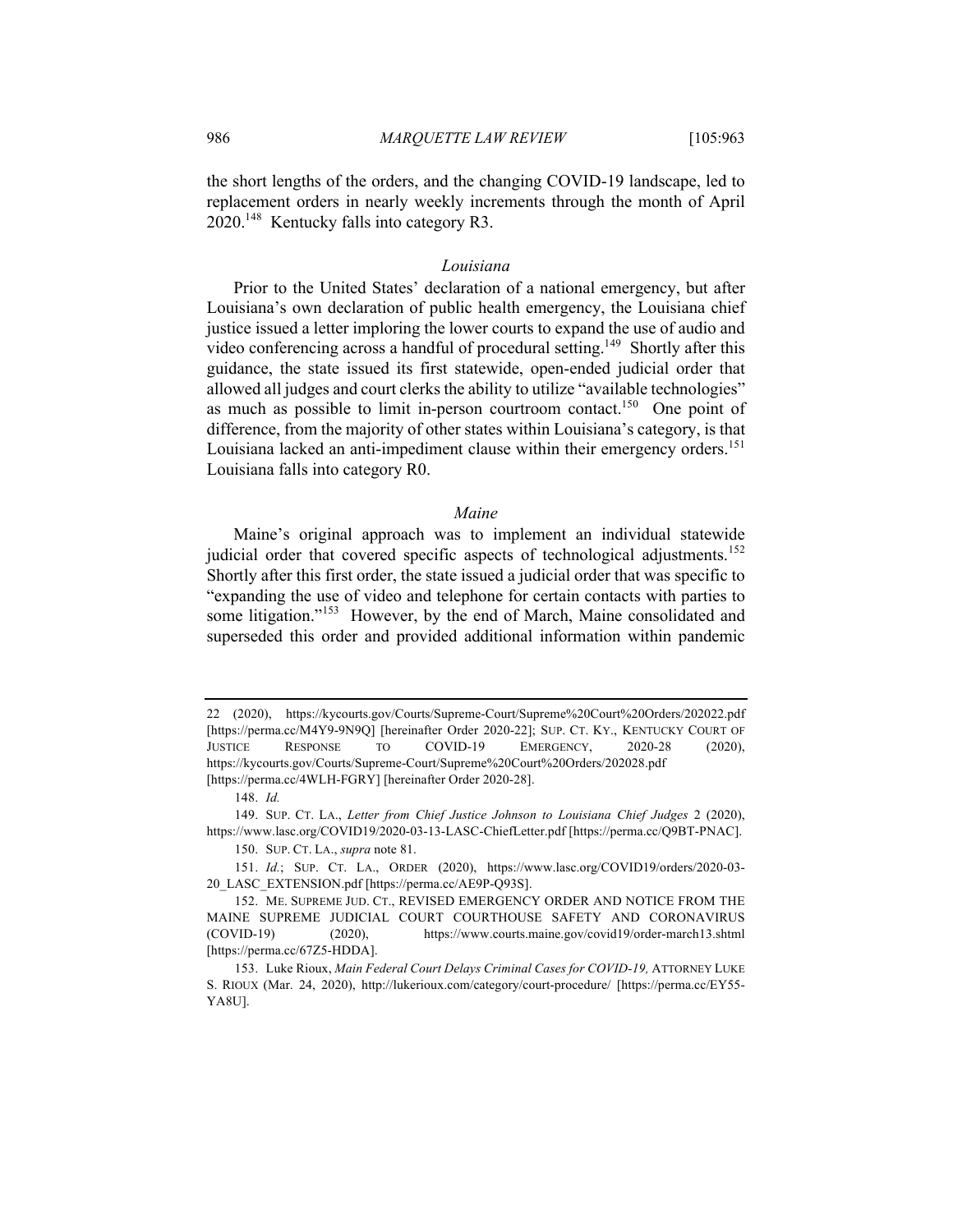the short lengths of the orders, and the changing COVID-19 landscape, led to replacement orders in nearly weekly increments through the month of April 2020.[148] Kentucky falls into category R3.

### *Louisiana*

Prior to the United States' declaration of a national emergency, but after Louisiana's own declaration of public health emergency, the Louisiana chief justice issued a letter imploring the lower courts to expand the use of audio and video conferencing across a handful of procedural setting.[149] Shortly after this guidance, the state issued its first statewide, open-ended judicial order that allowed all judges and court clerks the ability to utilize "available technologies" as much as possible to limit in-person courtroom contact.[150] One point of difference, from the majority of other states within Louisiana's category, is that Louisiana lacked an anti-impediment clause within their emergency orders.[151] Louisiana falls into category R0.

### *Maine*

Maine's original approach was to implement an individual statewide judicial order that covered specific aspects of technological adjustments.[152] Shortly after this first order, the state issued a judicial order that was specific to "expanding the use of video and telephone for certain contacts with parties to some litigation."[153] However, by the end of March, Maine consolidated and superseded this order and provided additional information within pandemic

---

22 (2020), https://kycourts.gov/Courts/Supreme-Court/Supreme%20Court%20Orders/202022.pdf [https://perma.cc/M4Y9-9N9Q] [hereinafter Order 2020-22]; SUP. CT. KY., KENTUCKY COURT OF JUSTICE RESPONSE TO COVID-19 EMERGENCY, 2020-28 (2020), https://kycourts.gov/Courts/Supreme-Court/Supreme%20Court%20Orders/202028.pdf [https://perma.cc/4WLH-FGRY] [hereinafter Order 2020-28].

148. *Id.*

149. SUP. CT. LA., *Letter from Chief Justice Johnson to Louisiana Chief Judges* 2 (2020), https://www.lasc.org/COVID19/2020-03-13-LASC-ChiefLetter.pdf [https://perma.cc/Q9BT-PNAC].

150. SUP. CT. LA., *supra* note 81.

151. *Id.*; SUP. CT. LA., ORDER (2020), https://www.lasc.org/COVID19/orders/2020-03-20_LASC_EXTENSION.pdf [https://perma.cc/AE9P-Q93S].

152. ME. SUPREME JUD. CT., REVISED EMERGENCY ORDER AND NOTICE FROM THE MAINE SUPREME JUDICIAL COURT COURTHOUSE SAFETY AND CORONAVIRUS (COVID-19) (2020), https://www.courts.maine.gov/covid19/order-march13.shtml [https://perma.cc/67Z5-HDDA].

153. Luke Rioux, *Main Federal Court Delays Criminal Cases for COVID-19,* ATTORNEY LUKE S. RIOUX (Mar. 24, 2020), http://lukerioux.com/category/court-procedure/ [https://perma.cc/EY55-YA8U].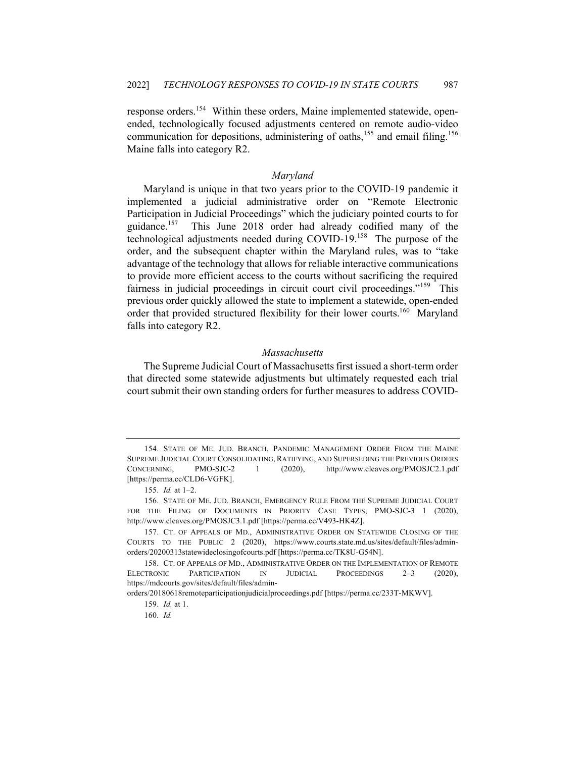response orders.[154] Within these orders, Maine implemented statewide, open-ended, technologically focused adjustments centered on remote audio-video communication for depositions, administering of oaths,[155] and email filing.[156] Maine falls into category R2.

### *Maryland*

Maryland is unique in that two years prior to the COVID-19 pandemic it implemented a judicial administrative order on "Remote Electronic Participation in Judicial Proceedings" which the judiciary pointed courts to for guidance.[157] This June 2018 order had already codified many of the technological adjustments needed during COVID-19.[158] The purpose of the order, and the subsequent chapter within the Maryland rules, was to "take advantage of the technology that allows for reliable interactive communications to provide more efficient access to the courts without sacrificing the required fairness in judicial proceedings in circuit court civil proceedings."[159] This previous order quickly allowed the state to implement a statewide, open-ended order that provided structured flexibility for their lower courts.[160] Maryland falls into category R2.

### *Massachusetts*

The Supreme Judicial Court of Massachusetts first issued a short-term order that directed some statewide adjustments but ultimately requested each trial court submit their own standing orders for further measures to address COVID-

---

154. STATE OF ME. JUD. BRANCH, PANDEMIC MANAGEMENT ORDER FROM THE MAINE SUPREME JUDICIAL COURT CONSOLIDATING, RATIFYING, AND SUPERSEDING THE PREVIOUS ORDERS CONCERNING, PMO-SJC-2 1 (2020), http://www.cleaves.org/PMOSJC2.1.pdf [https://perma.cc/CLD6-VGFK].

155. *Id.* at 1–2.

156. STATE OF ME. JUD. BRANCH, EMERGENCY RULE FROM THE SUPREME JUDICIAL COURT FOR THE FILING OF DOCUMENTS IN PRIORITY CASE TYPES, PMO-SJC-3 1 (2020), http://www.cleaves.org/PMOSJC3.1.pdf [https://perma.cc/V493-HK4Z].

157. CT. OF APPEALS OF MD., ADMINISTRATIVE ORDER ON STATEWIDE CLOSING OF THE COURTS TO THE PUBLIC 2 (2020), https://www.courts.state.md.us/sites/default/files/admin-orders/20200313statewideclosingofcourts.pdf [https://perma.cc/TK8U-G54N].

158. CT. OF APPEALS OF MD., ADMINISTRATIVE ORDER ON THE IMPLEMENTATION OF REMOTE ELECTRONIC PARTICIPATION IN JUDICIAL PROCEEDINGS 2–3 (2020), https://mdcourts.gov/sites/default/files/admin-orders/20180618remoteparticipationjudicialproceedings.pdf [https://perma.cc/233T-MKWV].

159. *Id.* at 1.

160. *Id.*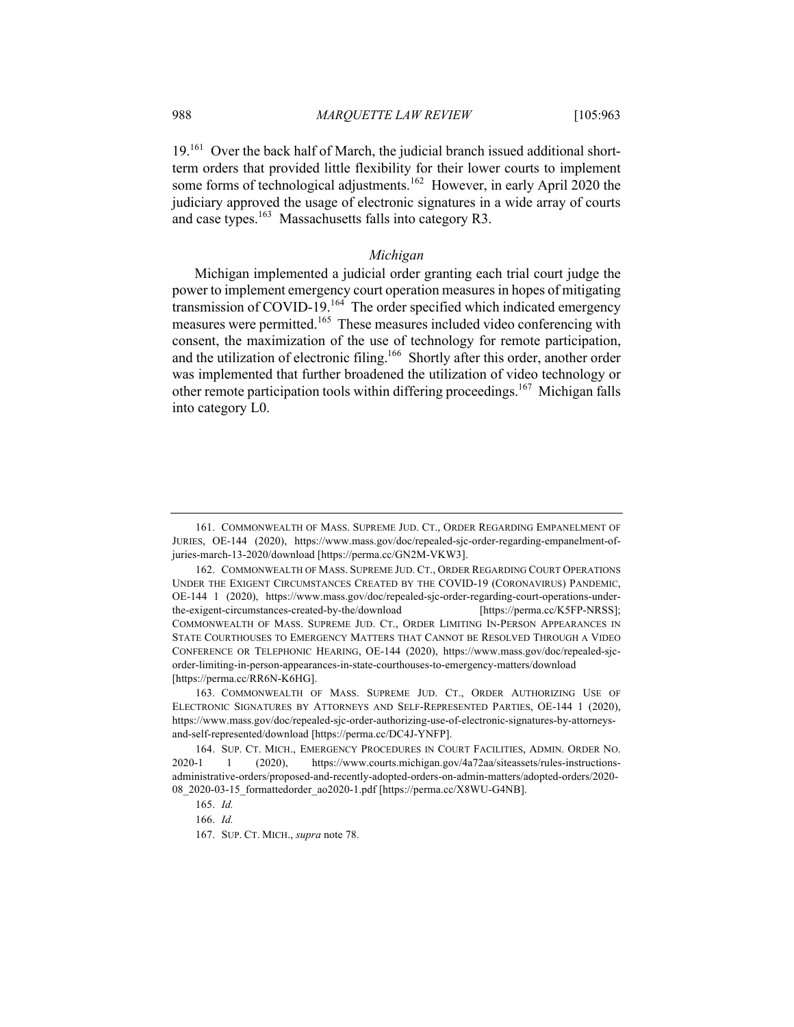19.[161] Over the back half of March, the judicial branch issued additional short-term orders that provided little flexibility for their lower courts to implement some forms of technological adjustments.[162] However, in early April 2020 the judiciary approved the usage of electronic signatures in a wide array of courts and case types.[163] Massachusetts falls into category R3.

### *Michigan*

Michigan implemented a judicial order granting each trial court judge the power to implement emergency court operation measures in hopes of mitigating transmission of COVID-19.[164] The order specified which indicated emergency measures were permitted.[165] These measures included video conferencing with consent, the maximization of the use of technology for remote participation, and the utilization of electronic filing.[166] Shortly after this order, another order was implemented that further broadened the utilization of video technology or other remote participation tools within differing proceedings.[167] Michigan falls into category L0.

---

161. COMMONWEALTH OF MASS. SUPREME JUD. CT., ORDER REGARDING EMPANELMENT OF JURIES, OE-144 (2020), https://www.mass.gov/doc/repealed-sjc-order-regarding-empanelment-of-juries-march-13-2020/download [https://perma.cc/GN2M-VKW3].

162. COMMONWEALTH OF MASS. SUPREME JUD. CT., ORDER REGARDING COURT OPERATIONS UNDER THE EXIGENT CIRCUMSTANCES CREATED BY THE COVID-19 (CORONAVIRUS) PANDEMIC, OE-144 1 (2020), https://www.mass.gov/doc/repealed-sjc-order-regarding-court-operations-under-the-exigent-circumstances-created-by-the/download [https://perma.cc/K5FP-NRSS]; COMMONWEALTH OF MASS. SUPREME JUD. CT., ORDER LIMITING IN-PERSON APPEARANCES IN STATE COURTHOUSES TO EMERGENCY MATTERS THAT CANNOT BE RESOLVED THROUGH A VIDEO CONFERENCE OR TELEPHONIC HEARING, OE-144 (2020), https://www.mass.gov/doc/repealed-sjc-order-limiting-in-person-appearances-in-state-courthouses-to-emergency-matters/download [https://perma.cc/RR6N-K6HG].

163. COMMONWEALTH OF MASS. SUPREME JUD. CT., ORDER AUTHORIZING USE OF ELECTRONIC SIGNATURES BY ATTORNEYS AND SELF-REPRESENTED PARTIES, OE-144 1 (2020), https://www.mass.gov/doc/repealed-sjc-order-authorizing-use-of-electronic-signatures-by-attorneys-and-self-represented/download [https://perma.cc/DC4J-YNFP].

164. SUP. CT. MICH., EMERGENCY PROCEDURES IN COURT FACILITIES, ADMIN. ORDER NO. 2020-1 1 (2020), https://www.courts.michigan.gov/4a72aa/siteassets/rules-instructions-administrative-orders/proposed-and-recently-adopted-orders-on-admin-matters/adopted-orders/2020-08_2020-03-15_formattedorder_ao2020-1.pdf [https://perma.cc/X8WU-G4NB].

165. *Id.*

166. *Id.*

167. SUP. CT. MICH., *supra* note 78.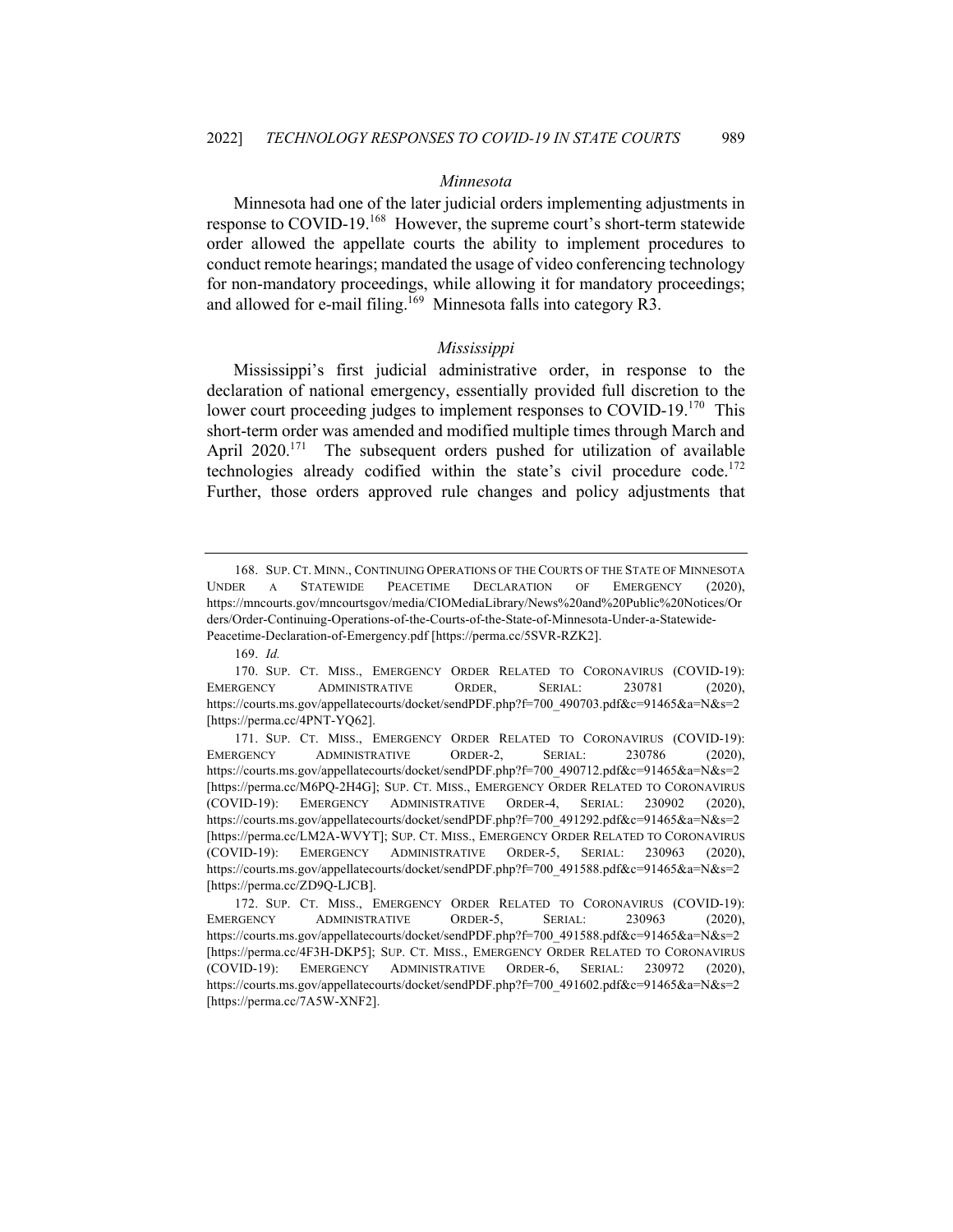### *Minnesota*

Minnesota had one of the later judicial orders implementing adjustments in response to COVID-19.[168] However, the supreme court's short-term statewide order allowed the appellate courts the ability to implement procedures to conduct remote hearings; mandated the usage of video conferencing technology for non-mandatory proceedings, while allowing it for mandatory proceedings; and allowed for e-mail filing.[169] Minnesota falls into category R3.

### *Mississippi*

Mississippi's first judicial administrative order, in response to the declaration of national emergency, essentially provided full discretion to the lower court proceeding judges to implement responses to COVID-19.[170] This short-term order was amended and modified multiple times through March and April 2020.[171] The subsequent orders pushed for utilization of available technologies already codified within the state's civil procedure code.[172] Further, those orders approved rule changes and policy adjustments that

---

168. SUP. CT. MINN., CONTINUING OPERATIONS OF THE COURTS OF THE STATE OF MINNESOTA UNDER A STATEWIDE PEACETIME DECLARATION OF EMERGENCY (2020), https://mncourts.gov/mncourtsgov/media/CIOMediaLibrary/News%20and%20Public%20Notices/Orders/Order-Continuing-Operations-of-the-Courts-of-the-State-of-Minnesota-Under-a-Statewide-Peacetime-Declaration-of-Emergency.pdf [https://perma.cc/5SVR-RZK2].

169. *Id.*

170. SUP. CT. MISS., EMERGENCY ORDER RELATED TO CORONAVIRUS (COVID-19): EMERGENCY ADMINISTRATIVE ORDER, SERIAL: 230781 (2020), https://courts.ms.gov/appellatecourts/docket/sendPDF.php?f=700_490703.pdf&c=91465&a=N&s=2 [https://perma.cc/4PNT-YQ62].

171. SUP. CT. MISS., EMERGENCY ORDER RELATED TO CORONAVIRUS (COVID-19): EMERGENCY ADMINISTRATIVE ORDER-2, SERIAL: 230786 (2020), https://courts.ms.gov/appellatecourts/docket/sendPDF.php?f=700_490712.pdf&c=91465&a=N&s=2 [https://perma.cc/M6PQ-2H4G]; SUP. CT. MISS., EMERGENCY ORDER RELATED TO CORONAVIRUS (COVID-19): EMERGENCY ADMINISTRATIVE ORDER-4, SERIAL: 230902 (2020), https://courts.ms.gov/appellatecourts/docket/sendPDF.php?f=700_491292.pdf&c=91465&a=N&s=2 [https://perma.cc/LM2A-WVYT]; SUP. CT. MISS., EMERGENCY ORDER RELATED TO CORONAVIRUS (COVID-19): EMERGENCY ADMINISTRATIVE ORDER-5, SERIAL: 230963 (2020), https://courts.ms.gov/appellatecourts/docket/sendPDF.php?f=700_491588.pdf&c=91465&a=N&s=2 [https://perma.cc/ZD9Q-LJCB].

172. SUP. CT. MISS., EMERGENCY ORDER RELATED TO CORONAVIRUS (COVID-19): EMERGENCY ADMINISTRATIVE ORDER-5, SERIAL: 230963 (2020), https://courts.ms.gov/appellatecourts/docket/sendPDF.php?f=700_491588.pdf&c=91465&a=N&s=2 [https://perma.cc/4F3H-DKP5]; SUP. CT. MISS., EMERGENCY ORDER RELATED TO CORONAVIRUS (COVID-19): EMERGENCY ADMINISTRATIVE ORDER-6, SERIAL: 230972 (2020), https://courts.ms.gov/appellatecourts/docket/sendPDF.php?f=700_491602.pdf&c=91465&a=N&s=2 [https://perma.cc/7A5W-XNF2].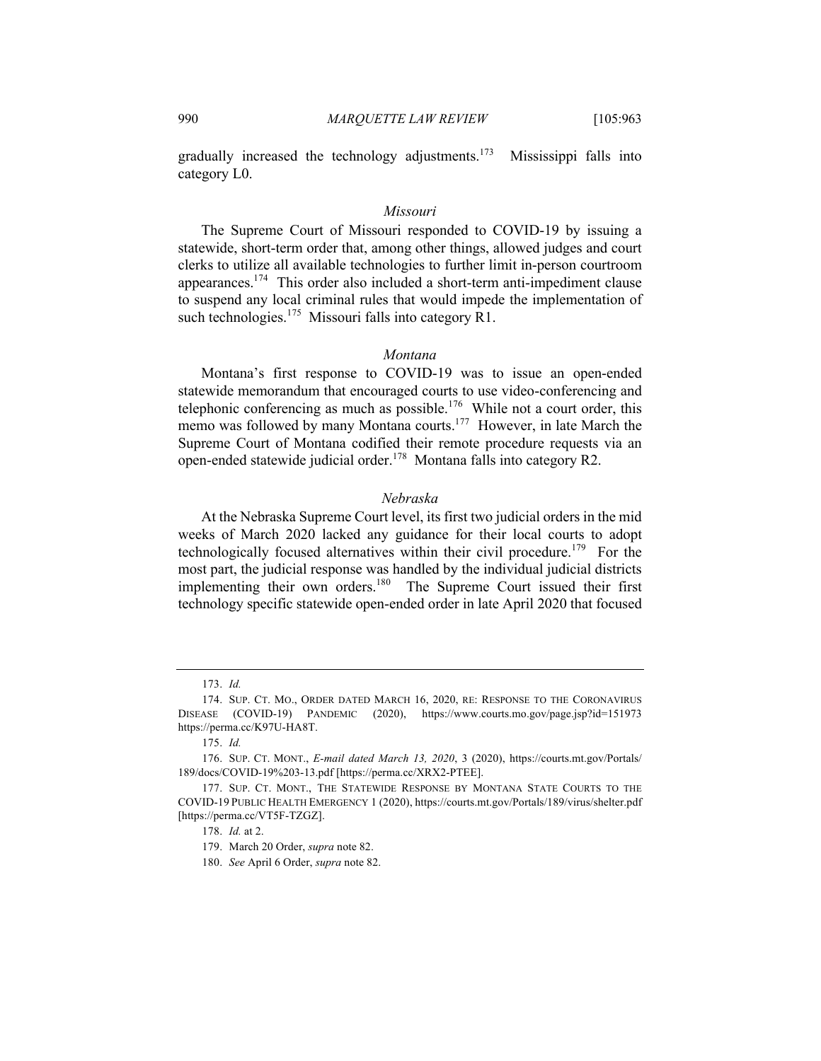gradually increased the technology adjustments.[173] Mississippi falls into category L0.

### *Missouri*

The Supreme Court of Missouri responded to COVID-19 by issuing a statewide, short-term order that, among other things, allowed judges and court clerks to utilize all available technologies to further limit in-person courtroom appearances.[174] This order also included a short-term anti-impediment clause to suspend any local criminal rules that would impede the implementation of such technologies.[175] Missouri falls into category R1.

### *Montana*

Montana's first response to COVID-19 was to issue an open-ended statewide memorandum that encouraged courts to use video-conferencing and telephonic conferencing as much as possible.[176] While not a court order, this memo was followed by many Montana courts.[177] However, in late March the Supreme Court of Montana codified their remote procedure requests via an open-ended statewide judicial order.[178] Montana falls into category R2.

### *Nebraska*

At the Nebraska Supreme Court level, its first two judicial orders in the mid weeks of March 2020 lacked any guidance for their local courts to adopt technologically focused alternatives within their civil procedure.[179] For the most part, the judicial response was handled by the individual judicial districts implementing their own orders.[180] The Supreme Court issued their first technology specific statewide open-ended order in late April 2020 that focused

---

173. *Id.*

174. SUP. CT. MO., ORDER DATED MARCH 16, 2020, RE: RESPONSE TO THE CORONAVIRUS DISEASE (COVID-19) PANDEMIC (2020), https://www.courts.mo.gov/page.jsp?id=151973 https://perma.cc/K97U-HA8T.

175. *Id.*

176. SUP. CT. MONT., *E-mail dated March 13, 2020*, 3 (2020), https://courts.mt.gov/Portals/189/docs/COVID-19%203-13.pdf [https://perma.cc/XRX2-PTEE].

177. SUP. CT. MONT., THE STATEWIDE RESPONSE BY MONTANA STATE COURTS TO THE COVID-19 PUBLIC HEALTH EMERGENCY 1 (2020), https://courts.mt.gov/Portals/189/virus/shelter.pdf [https://perma.cc/VT5F-TZGZ].

178. *Id.* at 2.

179. March 20 Order, *supra* note 82.

180. *See* April 6 Order, *supra* note 82.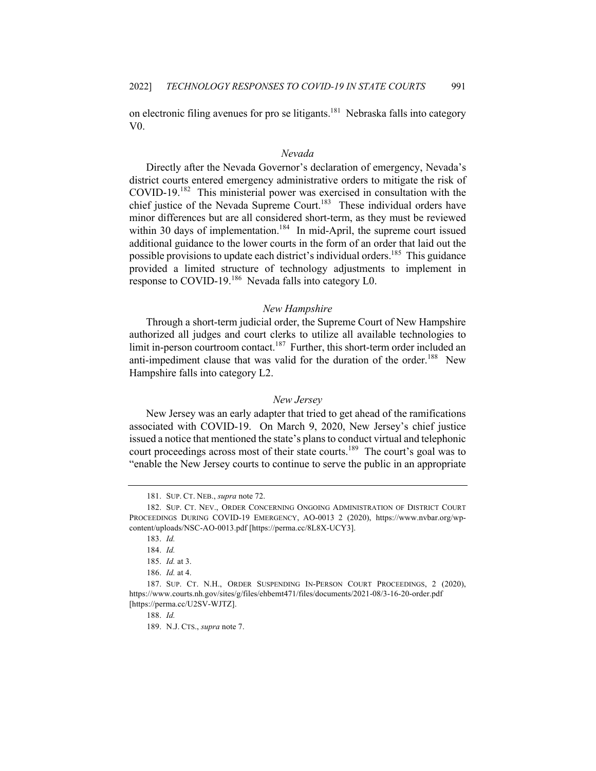on electronic filing avenues for pro se litigants.[181] Nebraska falls into category V0.

### *Nevada*

Directly after the Nevada Governor's declaration of emergency, Nevada's district courts entered emergency administrative orders to mitigate the risk of COVID-19.[182] This ministerial power was exercised in consultation with the chief justice of the Nevada Supreme Court.[183] These individual orders have minor differences but are all considered short-term, as they must be reviewed within 30 days of implementation.[184] In mid-April, the supreme court issued additional guidance to the lower courts in the form of an order that laid out the possible provisions to update each district's individual orders.[185] This guidance provided a limited structure of technology adjustments to implement in response to COVID-19.[186] Nevada falls into category L0.

### *New Hampshire*

Through a short-term judicial order, the Supreme Court of New Hampshire authorized all judges and court clerks to utilize all available technologies to limit in-person courtroom contact.[187] Further, this short-term order included an anti-impediment clause that was valid for the duration of the order.[188] New Hampshire falls into category L2.

### *New Jersey*

New Jersey was an early adapter that tried to get ahead of the ramifications associated with COVID-19. On March 9, 2020, New Jersey's chief justice issued a notice that mentioned the state's plans to conduct virtual and telephonic court proceedings across most of their state courts.[189] The court's goal was to "enable the New Jersey courts to continue to serve the public in an appropriate

---

181. SUP. CT. NEB., *supra* note 72.

182. SUP. CT. NEV., ORDER CONCERNING ONGOING ADMINISTRATION OF DISTRICT COURT PROCEEDINGS DURING COVID-19 EMERGENCY, AO-0013 2 (2020), https://www.nvbar.org/wp-content/uploads/NSC-AO-0013.pdf [https://perma.cc/8L8X-UCY3].

183. *Id.*

184. *Id.*

185. *Id.* at 3.

186. *Id.* at 4.

187. SUP. CT. N.H., ORDER SUSPENDING IN-PERSON COURT PROCEEDINGS, 2 (2020), https://www.courts.nh.gov/sites/g/files/ehbemt471/files/documents/2021-08/3-16-20-order.pdf [https://perma.cc/U2SV-WJTZ].

188. *Id.*

189. N.J. CTS., *supra* note 7.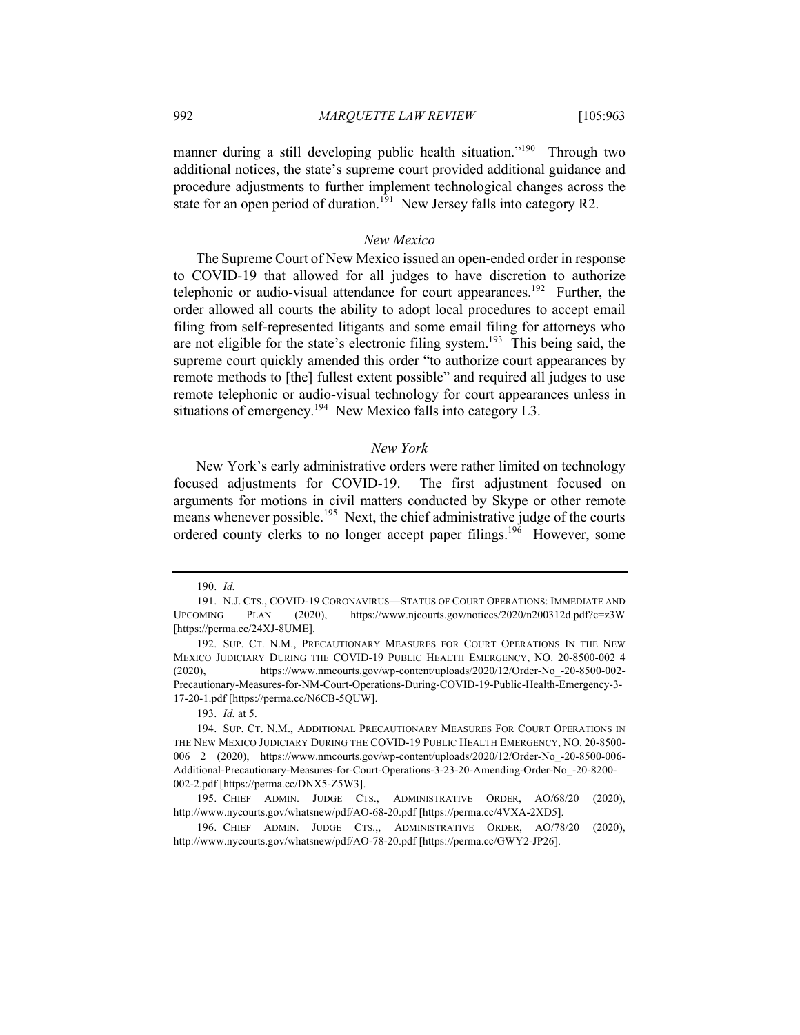manner during a still developing public health situation."[190] Through two additional notices, the state's supreme court provided additional guidance and procedure adjustments to further implement technological changes across the state for an open period of duration.[191] New Jersey falls into category R2.

### *New Mexico*

The Supreme Court of New Mexico issued an open-ended order in response to COVID-19 that allowed for all judges to have discretion to authorize telephonic or audio-visual attendance for court appearances.[192] Further, the order allowed all courts the ability to adopt local procedures to accept email filing from self-represented litigants and some email filing for attorneys who are not eligible for the state's electronic filing system.[193] This being said, the supreme court quickly amended this order "to authorize court appearances by remote methods to [the] fullest extent possible" and required all judges to use remote telephonic or audio-visual technology for court appearances unless in situations of emergency.[194] New Mexico falls into category L3.

### *New York*

New York's early administrative orders were rather limited on technology focused adjustments for COVID-19. The first adjustment focused on arguments for motions in civil matters conducted by Skype or other remote means whenever possible.[195] Next, the chief administrative judge of the courts ordered county clerks to no longer accept paper filings.[196] However, some

---

190. *Id.*

191. N.J. CTS., COVID-19 CORONAVIRUS—STATUS OF COURT OPERATIONS: IMMEDIATE AND UPCOMING PLAN (2020), https://www.njcourts.gov/notices/2020/n200312d.pdf?c=z3W [https://perma.cc/24XJ-8UME].

192. SUP. CT. N.M., PRECAUTIONARY MEASURES FOR COURT OPERATIONS IN THE NEW MEXICO JUDICIARY DURING THE COVID-19 PUBLIC HEALTH EMERGENCY, NO. 20-8500-002 4 (2020), https://www.nmcourts.gov/wp-content/uploads/2020/12/Order-No_-20-8500-002-Precautionary-Measures-for-NM-Court-Operations-During-COVID-19-Public-Health-Emergency-3-17-20-1.pdf [https://perma.cc/N6CB-5QUW].

193. *Id.* at 5.

194. SUP. CT. N.M., ADDITIONAL PRECAUTIONARY MEASURES FOR COURT OPERATIONS IN THE NEW MEXICO JUDICIARY DURING THE COVID-19 PUBLIC HEALTH EMERGENCY, NO. 20-8500-006 2 (2020), https://www.nmcourts.gov/wp-content/uploads/2020/12/Order-No_-20-8500-006-Additional-Precautionary-Measures-for-Court-Operations-3-23-20-Amending-Order-No_-20-8200-002-2.pdf [https://perma.cc/DNX5-Z5W3].

195. CHIEF ADMIN. JUDGE CTS., ADMINISTRATIVE ORDER, AO/68/20 (2020), http://www.nycourts.gov/whatsnew/pdf/AO-68-20.pdf [https://perma.cc/4VXA-2XD5].

196. CHIEF ADMIN. JUDGE CTS.,, ADMINISTRATIVE ORDER, AO/78/20 (2020), http://www.nycourts.gov/whatsnew/pdf/AO-78-20.pdf [https://perma.cc/GWY2-JP26].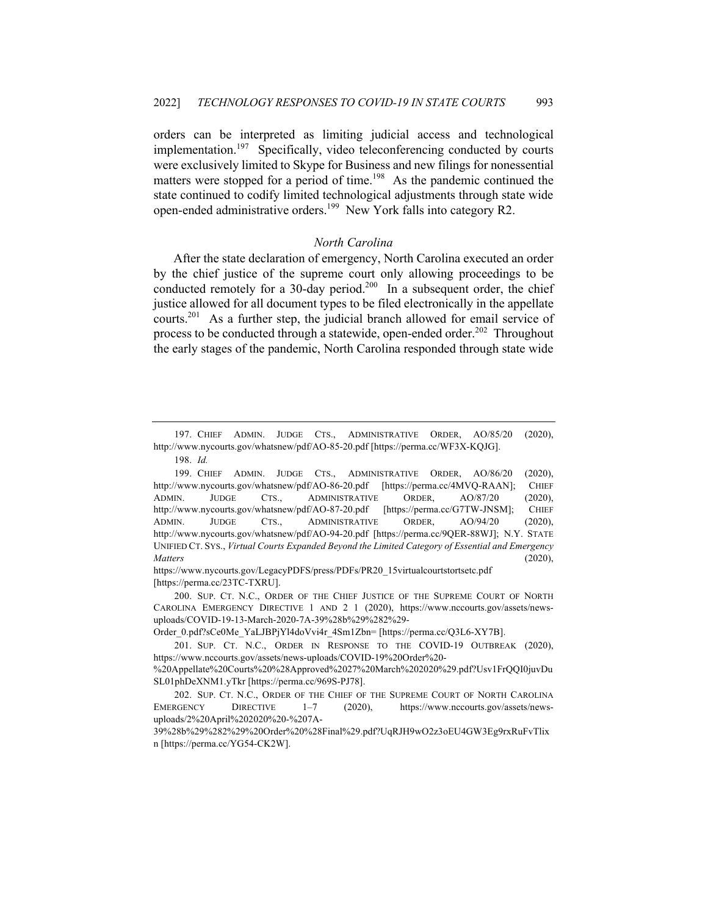orders can be interpreted as limiting judicial access and technological implementation.[197] Specifically, video teleconferencing conducted by courts were exclusively limited to Skype for Business and new filings for nonessential matters were stopped for a period of time.[198] As the pandemic continued the state continued to codify limited technological adjustments through state wide open-ended administrative orders.[199] New York falls into category R2.

### *North Carolina*

After the state declaration of emergency, North Carolina executed an order by the chief justice of the supreme court only allowing proceedings to be conducted remotely for a 30-day period.[200] In a subsequent order, the chief justice allowed for all document types to be filed electronically in the appellate courts.[201] As a further step, the judicial branch allowed for email service of process to be conducted through a statewide, open-ended order.[202] Throughout the early stages of the pandemic, North Carolina responded through state wide

---

197. CHIEF ADMIN. JUDGE CTS., ADMINISTRATIVE ORDER, AO/85/20 (2020), http://www.nycourts.gov/whatsnew/pdf/AO-85-20.pdf [https://perma.cc/WF3X-KQJG].

198. *Id.*

199. CHIEF ADMIN. JUDGE CTS., ADMINISTRATIVE ORDER, AO/86/20 (2020), http://www.nycourts.gov/whatsnew/pdf/AO-86-20.pdf [https://perma.cc/4MVQ-RAAN]; CHIEF ADMIN. JUDGE CTS., ADMINISTRATIVE ORDER, AO/87/20 (2020), http://www.nycourts.gov/whatsnew/pdf/AO-87-20.pdf [https://perma.cc/G7TW-JNSM]; CHIEF ADMIN. JUDGE CTS., ADMINISTRATIVE ORDER, AO/94/20 (2020), http://www.nycourts.gov/whatsnew/pdf/AO-94-20.pdf [https://perma.cc/9QER-88WJ]; N.Y. STATE UNIFIED CT. SYS., *Virtual Courts Expanded Beyond the Limited Category of Essential and Emergency Matters* (2020), https://www.nycourts.gov/LegacyPDFS/press/PDFs/PR20_15virtualcourtstortsetc.pdf [https://perma.cc/23TC-TXRU].

200. SUP. CT. N.C., ORDER OF THE CHIEF JUSTICE OF THE SUPREME COURT OF NORTH CAROLINA EMERGENCY DIRECTIVE 1 AND 2 1 (2020), https://www.nccourts.gov/assets/news-uploads/COVID-19-13-March-2020-7A-39%28b%29%282%29-Order_0.pdf?sCe0Me_YaLJBPjYl4doVvi4r_4Sm1Zbn= [https://perma.cc/Q3L6-XY7B].

201. SUP. CT. N.C., ORDER IN RESPONSE TO THE COVID-19 OUTBREAK (2020), https://www.nccourts.gov/assets/news-uploads/COVID-19%20Order%20-%20Appellate%20Courts%20%28Approved%2027%20March%202020%29.pdf?Usv1FrQQI0juvDuSL01phDeXNM1.yTkr [https://perma.cc/969S-PJ78].

202. SUP. CT. N.C., ORDER OF THE CHIEF OF THE SUPREME COURT OF NORTH CAROLINA EMERGENCY DIRECTIVE 1–7 (2020), https://www.nccourts.gov/assets/news-uploads/2%20April%202020%20-%207A-39%28b%29%282%29%20Order%20%28Final%29.pdf?UqRJH9wO2z3oEU4GW3Eg9rxRuFvTlixn [https://perma.cc/YG54-CK2W].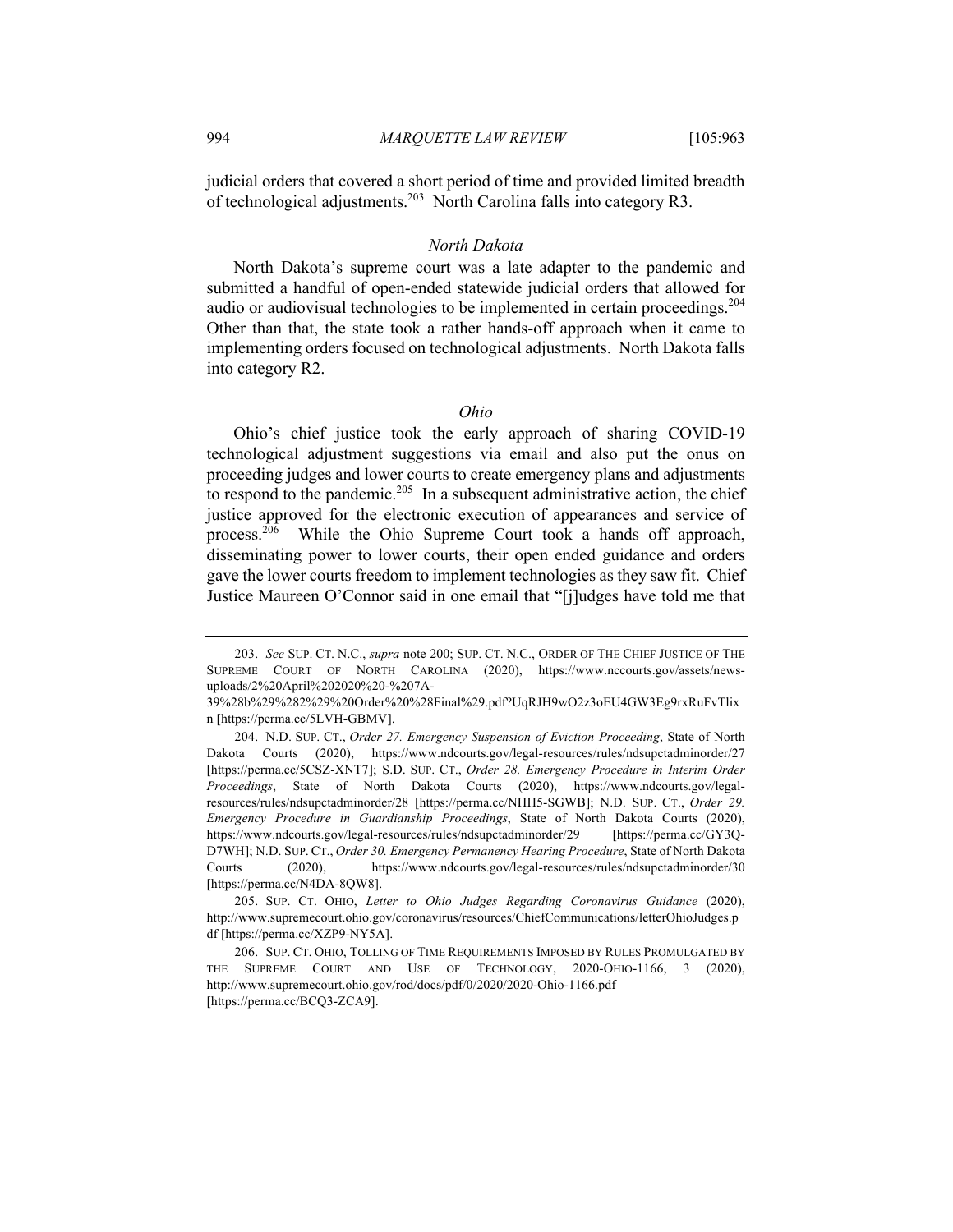judicial orders that covered a short period of time and provided limited breadth of technological adjustments.[203] North Carolina falls into category R3.

### *North Dakota*

North Dakota's supreme court was a late adapter to the pandemic and submitted a handful of open-ended statewide judicial orders that allowed for audio or audiovisual technologies to be implemented in certain proceedings.[204] Other than that, the state took a rather hands-off approach when it came to implementing orders focused on technological adjustments. North Dakota falls into category R2.

### *Ohio*

Ohio's chief justice took the early approach of sharing COVID-19 technological adjustment suggestions via email and also put the onus on proceeding judges and lower courts to create emergency plans and adjustments to respond to the pandemic.[205] In a subsequent administrative action, the chief justice approved for the electronic execution of appearances and service of process.[206] While the Ohio Supreme Court took a hands off approach, disseminating power to lower courts, their open ended guidance and orders gave the lower courts freedom to implement technologies as they saw fit. Chief Justice Maureen O'Connor said in one email that "[j]udges have told me that

---

203. *See* SUP. CT. N.C., *supra* note 200; SUP. CT. N.C., ORDER OF THE CHIEF JUSTICE OF THE SUPREME COURT OF NORTH CAROLINA (2020), https://www.nccourts.gov/assets/news-uploads/2%20April%202020%20-%207A-39%28b%29%282%29%20Order%20%28Final%29.pdf?UqRJH9wO2z3oEU4GW3Eg9rxRuFvTlixn [https://perma.cc/5LVH-GBMV].

204. N.D. SUP. CT., *Order 27. Emergency Suspension of Eviction Proceeding*, State of North Dakota Courts (2020), https://www.ndcourts.gov/legal-resources/rules/ndsupctadminorder/27 [https://perma.cc/5CSZ-XNT7]; S.D. SUP. CT., *Order 28. Emergency Procedure in Interim Order Proceedings*, State of North Dakota Courts (2020), https://www.ndcourts.gov/legal-resources/rules/ndsupctadminorder/28 [https://perma.cc/NHH5-SGWB]; N.D. SUP. CT., *Order 29. Emergency Procedure in Guardianship Proceedings*, State of North Dakota Courts (2020), https://www.ndcourts.gov/legal-resources/rules/ndsupctadminorder/29 [https://perma.cc/GY3Q-D7WH]; N.D. SUP. CT., *Order 30. Emergency Permanency Hearing Procedure*, State of North Dakota Courts (2020), https://www.ndcourts.gov/legal-resources/rules/ndsupctadminorder/30 [https://perma.cc/N4DA-8QW8].

205. SUP. CT. OHIO, *Letter to Ohio Judges Regarding Coronavirus Guidance* (2020), http://www.supremecourt.ohio.gov/coronavirus/resources/ChiefCommunications/letterOhioJudges.pdf [https://perma.cc/XZP9-NY5A].

206. SUP. CT. OHIO, TOLLING OF TIME REQUIREMENTS IMPOSED BY RULES PROMULGATED BY THE SUPREME COURT AND USE OF TECHNOLOGY, 2020-OHIO-1166, 3 (2020), http://www.supremecourt.ohio.gov/rod/docs/pdf/0/2020/2020-Ohio-1166.pdf [https://perma.cc/BCQ3-ZCA9].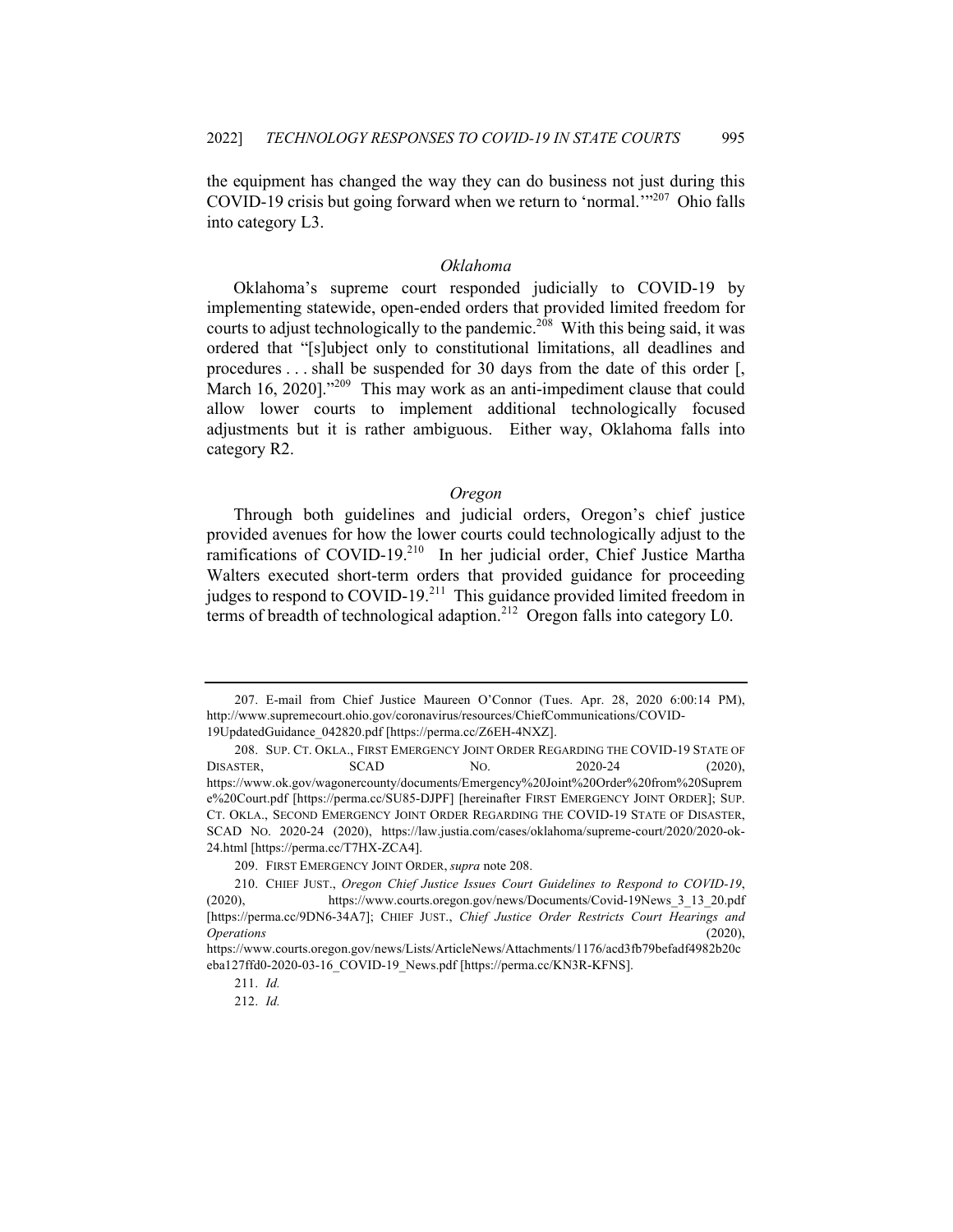the equipment has changed the way they can do business not just during this COVID-19 crisis but going forward when we return to 'normal.'"[207] Ohio falls into category L3.

### *Oklahoma*

Oklahoma's supreme court responded judicially to COVID-19 by implementing statewide, open-ended orders that provided limited freedom for courts to adjust technologically to the pandemic.[208] With this being said, it was ordered that "[s]ubject only to constitutional limitations, all deadlines and procedures . . . shall be suspended for 30 days from the date of this order [, March 16, 2020]."[209] This may work as an anti-impediment clause that could allow lower courts to implement additional technologically focused adjustments but it is rather ambiguous. Either way, Oklahoma falls into category R2.

### *Oregon*

Through both guidelines and judicial orders, Oregon's chief justice provided avenues for how the lower courts could technologically adjust to the ramifications of COVID-19.[210] In her judicial order, Chief Justice Martha Walters executed short-term orders that provided guidance for proceeding judges to respond to COVID-19.[211] This guidance provided limited freedom in terms of breadth of technological adaption.[212] Oregon falls into category L0.

---

207. E-mail from Chief Justice Maureen O'Connor (Tues. Apr. 28, 2020 6:00:14 PM), http://www.supremecourt.ohio.gov/coronavirus/resources/ChiefCommunications/COVID-19UpdatedGuidance_042820.pdf [https://perma.cc/Z6EH-4NXZ].

208. SUP. CT. OKLA., FIRST EMERGENCY JOINT ORDER REGARDING THE COVID-19 STATE OF DISASTER, SCAD NO. 2020-24 (2020), https://www.ok.gov/wagonercounty/documents/Emergency%20Joint%20Order%20from%20Supreme%20Court.pdf [https://perma.cc/SU85-DJPF] [hereinafter FIRST EMERGENCY JOINT ORDER]; SUP. CT. OKLA., SECOND EMERGENCY JOINT ORDER REGARDING THE COVID-19 STATE OF DISASTER, SCAD NO. 2020-24 (2020), https://law.justia.com/cases/oklahoma/supreme-court/2020/2020-ok-24.html [https://perma.cc/T7HX-ZCA4].

209. FIRST EMERGENCY JOINT ORDER, *supra* note 208.

210. CHIEF JUST., *Oregon Chief Justice Issues Court Guidelines to Respond to COVID-19*, (2020), https://www.courts.oregon.gov/news/Documents/Covid-19News_3_13_20.pdf [https://perma.cc/9DN6-34A7]; CHIEF JUST., *Chief Justice Order Restricts Court Hearings and Operations* (2020), https://www.courts.oregon.gov/news/Lists/ArticleNews/Attachments/1176/acd3fb79befadf4982b20ceba127ffd0-2020-03-16_COVID-19_News.pdf [https://perma.cc/KN3R-KFNS].

211. *Id.*

212. *Id.*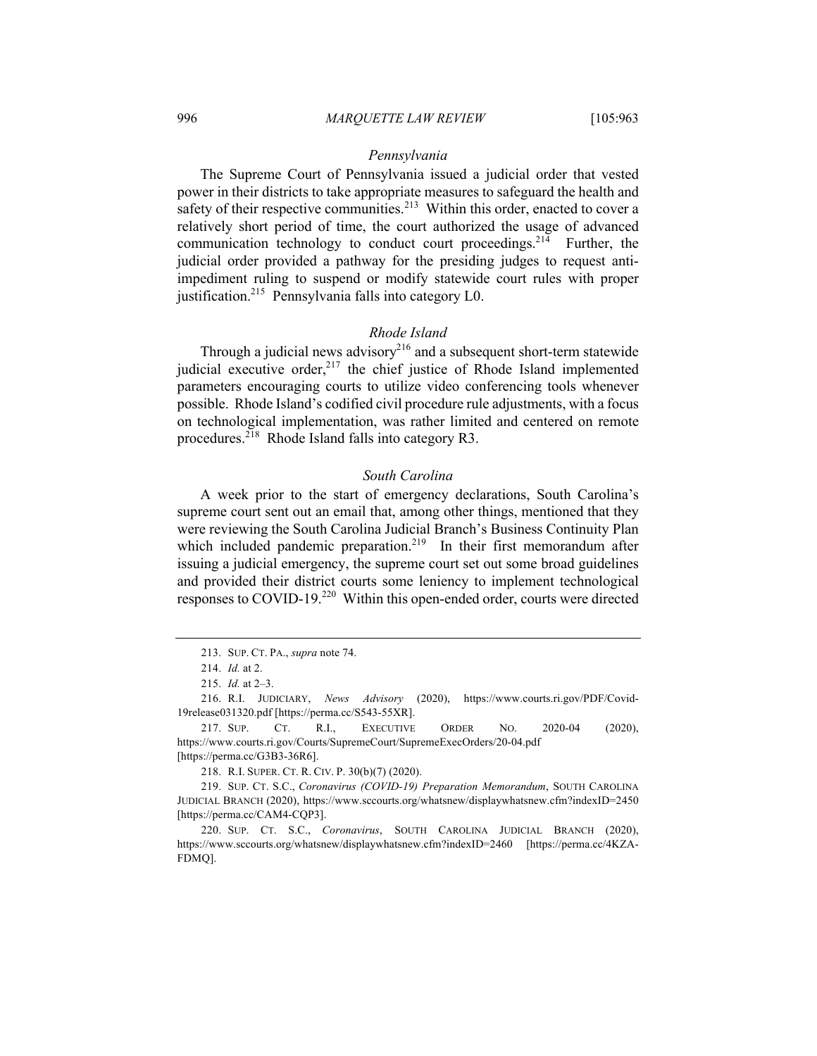### *Pennsylvania*

The Supreme Court of Pennsylvania issued a judicial order that vested power in their districts to take appropriate measures to safeguard the health and safety of their respective communities.[213] Within this order, enacted to cover a relatively short period of time, the court authorized the usage of advanced communication technology to conduct court proceedings.[214] Further, the judicial order provided a pathway for the presiding judges to request anti-impediment ruling to suspend or modify statewide court rules with proper justification.[215] Pennsylvania falls into category L0.

### *Rhode Island*

Through a judicial news advisory[216] and a subsequent short-term statewide judicial executive order,[217] the chief justice of Rhode Island implemented parameters encouraging courts to utilize video conferencing tools whenever possible. Rhode Island's codified civil procedure rule adjustments, with a focus on technological implementation, was rather limited and centered on remote procedures.[218] Rhode Island falls into category R3.

### *South Carolina*

A week prior to the start of emergency declarations, South Carolina's supreme court sent out an email that, among other things, mentioned that they were reviewing the South Carolina Judicial Branch's Business Continuity Plan which included pandemic preparation.[219] In their first memorandum after issuing a judicial emergency, the supreme court set out some broad guidelines and provided their district courts some leniency to implement technological responses to COVID-19.[220] Within this open-ended order, courts were directed

---

213. SUP. CT. PA., *supra* note 74.

214. *Id.* at 2.

215. *Id.* at 2–3.

216. R.I. JUDICIARY, *News Advisory* (2020), https://www.courts.ri.gov/PDF/Covid-19release031320.pdf [https://perma.cc/S543-55XR].

217. SUP. CT. R.I., EXECUTIVE ORDER NO. 2020-04 (2020), https://www.courts.ri.gov/Courts/SupremeCourt/SupremeExecOrders/20-04.pdf [https://perma.cc/G3B3-36R6].

218. R.I. SUPER. CT. R. CIV. P. 30(b)(7) (2020).

219. SUP. CT. S.C., *Coronavirus (COVID-19) Preparation Memorandum*, SOUTH CAROLINA JUDICIAL BRANCH (2020), https://www.sccourts.org/whatsnew/displaywhatsnew.cfm?indexID=2450 [https://perma.cc/CAM4-CQP3].

220. SUP. CT. S.C., *Coronavirus*, SOUTH CAROLINA JUDICIAL BRANCH (2020), https://www.sccourts.org/whatsnew/displaywhatsnew.cfm?indexID=2460 [https://perma.cc/4KZA-FDMQ].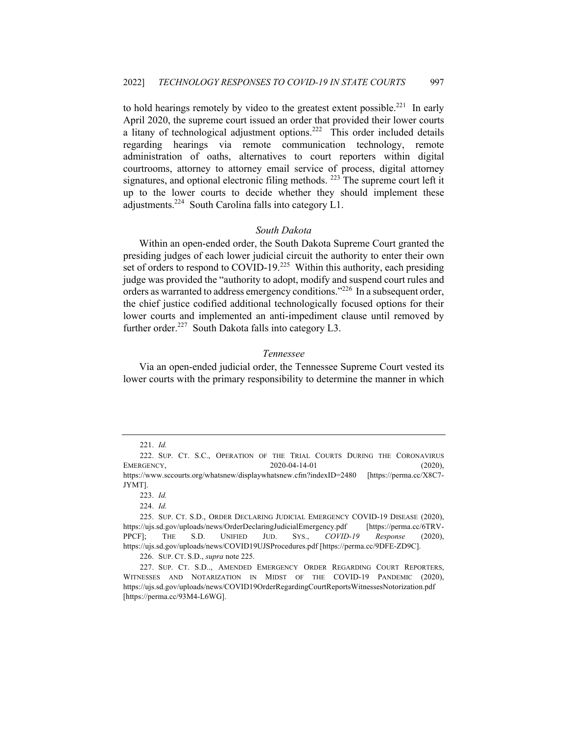to hold hearings remotely by video to the greatest extent possible.[221] In early April 2020, the supreme court issued an order that provided their lower courts a litany of technological adjustment options.[222] This order included details regarding hearings via remote communication technology, remote administration of oaths, alternatives to court reporters within digital courtrooms, attorney to attorney email service of process, digital attorney signatures, and optional electronic filing methods.[223] The supreme court left it up to the lower courts to decide whether they should implement these adjustments.[224] South Carolina falls into category L1.

### *South Dakota*

Within an open-ended order, the South Dakota Supreme Court granted the presiding judges of each lower judicial circuit the authority to enter their own set of orders to respond to COVID-19.[225] Within this authority, each presiding judge was provided the "authority to adopt, modify and suspend court rules and orders as warranted to address emergency conditions."[226] In a subsequent order, the chief justice codified additional technologically focused options for their lower courts and implemented an anti-impediment clause until removed by further order.[227] South Dakota falls into category L3.

### *Tennessee*

Via an open-ended judicial order, the Tennessee Supreme Court vested its lower courts with the primary responsibility to determine the manner in which

---

221. *Id.*

222. SUP. CT. S.C., OPERATION OF THE TRIAL COURTS DURING THE CORONAVIRUS EMERGENCY, 2020-04-14-01 (2020), https://www.sccourts.org/whatsnew/displaywhatsnew.cfm?indexID=2480 [https://perma.cc/X8C7-JYMT].

223. *Id.*

224. *Id.*

225. SUP. CT. S.D., ORDER DECLARING JUDICIAL EMERGENCY COVID-19 DISEASE (2020), https://ujs.sd.gov/uploads/news/OrderDeclaringJudicialEmergency.pdf [https://perma.cc/6TRV-PPCF]; THE S.D. UNIFIED JUD. SYS., *COVID-19 Response* (2020), https://ujs.sd.gov/uploads/news/COVID19UJSProcedures.pdf [https://perma.cc/9DFE-ZD9C].

226. SUP. CT. S.D., *supra* note 225.

227. SUP. CT. S.D.., AMENDED EMERGENCY ORDER REGARDING COURT REPORTERS, WITNESSES AND NOTARIZATION IN MIDST OF THE COVID-19 PANDEMIC (2020), https://ujs.sd.gov/uploads/news/COVID19OrderRegardingCourtReportsWitnessesNotorization.pdf [https://perma.cc/93M4-L6WG].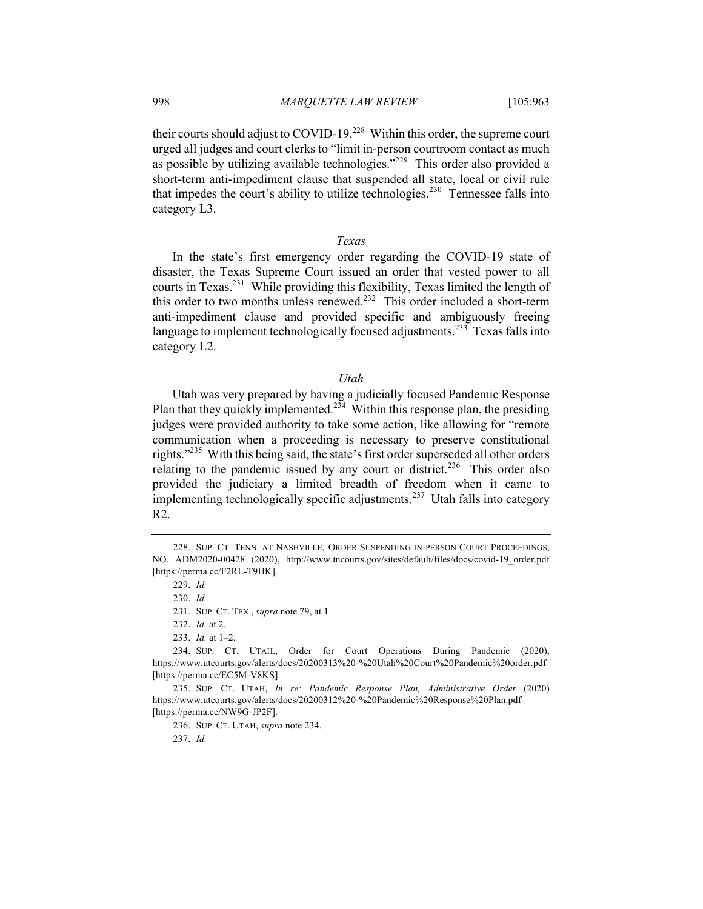their courts should adjust to COVID-19.[228] Within this order, the supreme court urged all judges and court clerks to "limit in-person courtroom contact as much as possible by utilizing available technologies."[229] This order also provided a short-term anti-impediment clause that suspended all state, local or civil rule that impedes the court's ability to utilize technologies.[230] Tennessee falls into category L3.

### *Texas*

In the state's first emergency order regarding the COVID-19 state of disaster, the Texas Supreme Court issued an order that vested power to all courts in Texas.[231] While providing this flexibility, Texas limited the length of this order to two months unless renewed.[232] This order included a short-term anti-impediment clause and provided specific and ambiguously freeing language to implement technologically focused adjustments.[233] Texas falls into category L2.

### *Utah*

Utah was very prepared by having a judicially focused Pandemic Response Plan that they quickly implemented.[234] Within this response plan, the presiding judges were provided authority to take some action, like allowing for "remote communication when a proceeding is necessary to preserve constitutional rights."[235] With this being said, the state's first order superseded all other orders relating to the pandemic issued by any court or district.[236] This order also provided the judiciary a limited breadth of freedom when it came to implementing technologically specific adjustments.[237] Utah falls into category R2.

---

228. SUP. CT. TENN. AT NASHVILLE, ORDER SUSPENDING IN-PERSON COURT PROCEEDINGS, NO. ADM2020-00428 (2020), http://www.tncourts.gov/sites/default/files/docs/covid-19_order.pdf [https://perma.cc/F2RL-T9HK].

229. *Id.*

230. *Id.*

231. SUP. CT. TEX., *supra* note 79, at 1.

232. *Id.* at 2.

233. *Id.* at 1–2.

234. SUP. CT. UTAH., Order for Court Operations During Pandemic (2020), https://www.utcourts.gov/alerts/docs/20200313%20-%20Utah%20Court%20Pandemic%20order.pdf [https://perma.cc/EC5M-V8KS].

235. SUP. CT. UTAH, *In re: Pandemic Response Plan, Administrative Order* (2020) https://www.utcourts.gov/alerts/docs/20200312%20-%20Pandemic%20Response%20Plan.pdf [https://perma.cc/NW9G-JP2F].

236. SUP. CT. UTAH, *supra* note 234.

237. *Id.*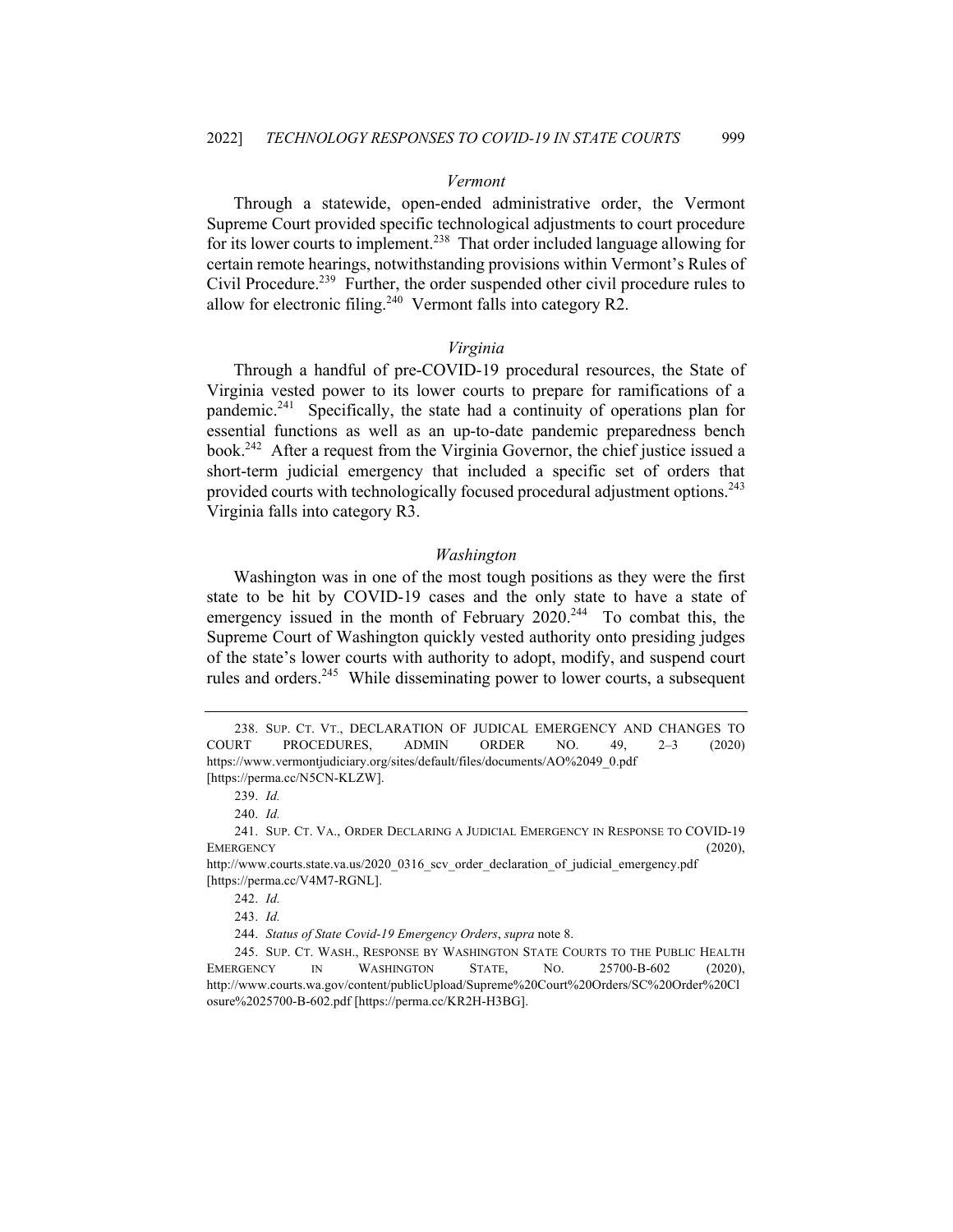### *Vermont*

Through a statewide, open-ended administrative order, the Vermont Supreme Court provided specific technological adjustments to court procedure for its lower courts to implement.[238] That order included language allowing for certain remote hearings, notwithstanding provisions within Vermont's Rules of Civil Procedure.[239] Further, the order suspended other civil procedure rules to allow for electronic filing.[240] Vermont falls into category R2.

### *Virginia*

Through a handful of pre-COVID-19 procedural resources, the State of Virginia vested power to its lower courts to prepare for ramifications of a pandemic.[241] Specifically, the state had a continuity of operations plan for essential functions as well as an up-to-date pandemic preparedness bench book.[242] After a request from the Virginia Governor, the chief justice issued a short-term judicial emergency that included a specific set of orders that provided courts with technologically focused procedural adjustment options.[243] Virginia falls into category R3.

### *Washington*

Washington was in one of the most tough positions as they were the first state to be hit by COVID-19 cases and the only state to have a state of emergency issued in the month of February 2020.[244] To combat this, the Supreme Court of Washington quickly vested authority onto presiding judges of the state's lower courts with authority to adopt, modify, and suspend court rules and orders.[245] While disseminating power to lower courts, a subsequent

---

238. SUP. CT. VT., DECLARATION OF JUDICAL EMERGENCY AND CHANGES TO COURT PROCEDURES, ADMIN ORDER NO. 49, 2–3 (2020) https://www.vermontjudiciary.org/sites/default/files/documents/AO%2049_0.pdf [https://perma.cc/N5CN-KLZW].

239. *Id.*

240. *Id.*

241. SUP. CT. VA., ORDER DECLARING A JUDICIAL EMERGENCY IN RESPONSE TO COVID-19 EMERGENCY (2020), http://www.courts.state.va.us/2020_0316_scv_order_declaration_of_judicial_emergency.pdf [https://perma.cc/V4M7-RGNL].

242. *Id.*

243. *Id.*

244. *Status of State Covid-19 Emergency Orders*, *supra* note 8.

245. SUP. CT. WASH., RESPONSE BY WASHINGTON STATE COURTS TO THE PUBLIC HEALTH EMERGENCY IN WASHINGTON STATE, NO. 25700-B-602 (2020), http://www.courts.wa.gov/content/publicUpload/Supreme%20Court%20Orders/SC%20Order%20Closure%2025700-B-602.pdf [https://perma.cc/KR2H-H3BG].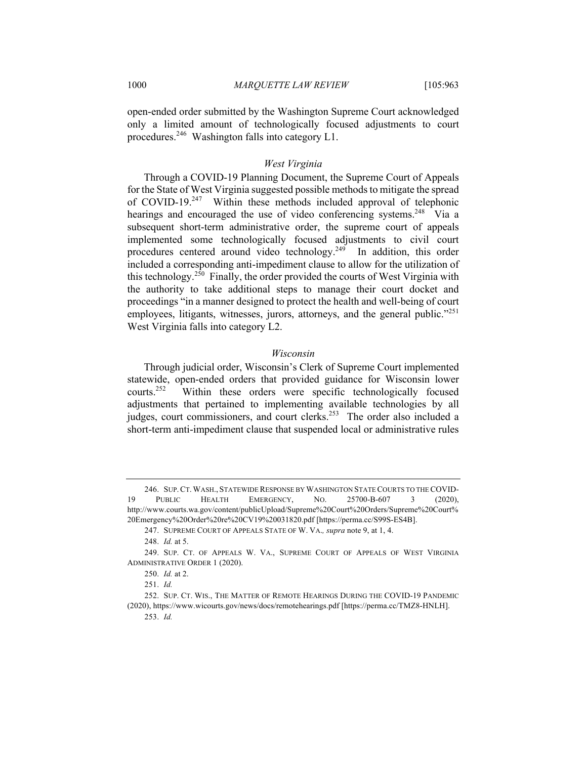open-ended order submitted by the Washington Supreme Court acknowledged only a limited amount of technologically focused adjustments to court procedures.[246] Washington falls into category L1.

### *West Virginia*

Through a COVID-19 Planning Document, the Supreme Court of Appeals for the State of West Virginia suggested possible methods to mitigate the spread of COVID-19.[247] Within these methods included approval of telephonic hearings and encouraged the use of video conferencing systems.[248] Via a subsequent short-term administrative order, the supreme court of appeals implemented some technologically focused adjustments to civil court procedures centered around video technology.[249] In addition, this order included a corresponding anti-impediment clause to allow for the utilization of this technology.[250] Finally, the order provided the courts of West Virginia with the authority to take additional steps to manage their court docket and proceedings "in a manner designed to protect the health and well-being of court employees, litigants, witnesses, jurors, attorneys, and the general public."[251] West Virginia falls into category L2.

### *Wisconsin*

Through judicial order, Wisconsin's Clerk of Supreme Court implemented statewide, open-ended orders that provided guidance for Wisconsin lower courts.[252] Within these orders were specific technologically focused adjustments that pertained to implementing available technologies by all judges, court commissioners, and court clerks.[253] The order also included a short-term anti-impediment clause that suspended local or administrative rules

---

246. SUP. CT. WASH., STATEWIDE RESPONSE BY WASHINGTON STATE COURTS TO THE COVID-19 PUBLIC HEALTH EMERGENCY, NO. 25700-B-607 3 (2020), http://www.courts.wa.gov/content/publicUpload/Supreme%20Court%20Orders/Supreme%20Court%20Emergency%20Order%20re%20CV19%20031820.pdf [https://perma.cc/S99S-ES4B].

247. SUPREME COURT OF APPEALS STATE OF W. VA., *supra* note 9, at 1, 4.

248. *Id.* at 5.

249. SUP. CT. OF APPEALS W. VA., SUPREME COURT OF APPEALS OF WEST VIRGINIA ADMINISTRATIVE ORDER 1 (2020).

250. *Id.* at 2.

251. *Id.*

252. SUP. CT. WIS., THE MATTER OF REMOTE HEARINGS DURING THE COVID-19 PANDEMIC (2020), https://www.wicourts.gov/news/docs/remotehearings.pdf [https://perma.cc/TMZ8-HNLH].

253. *Id.*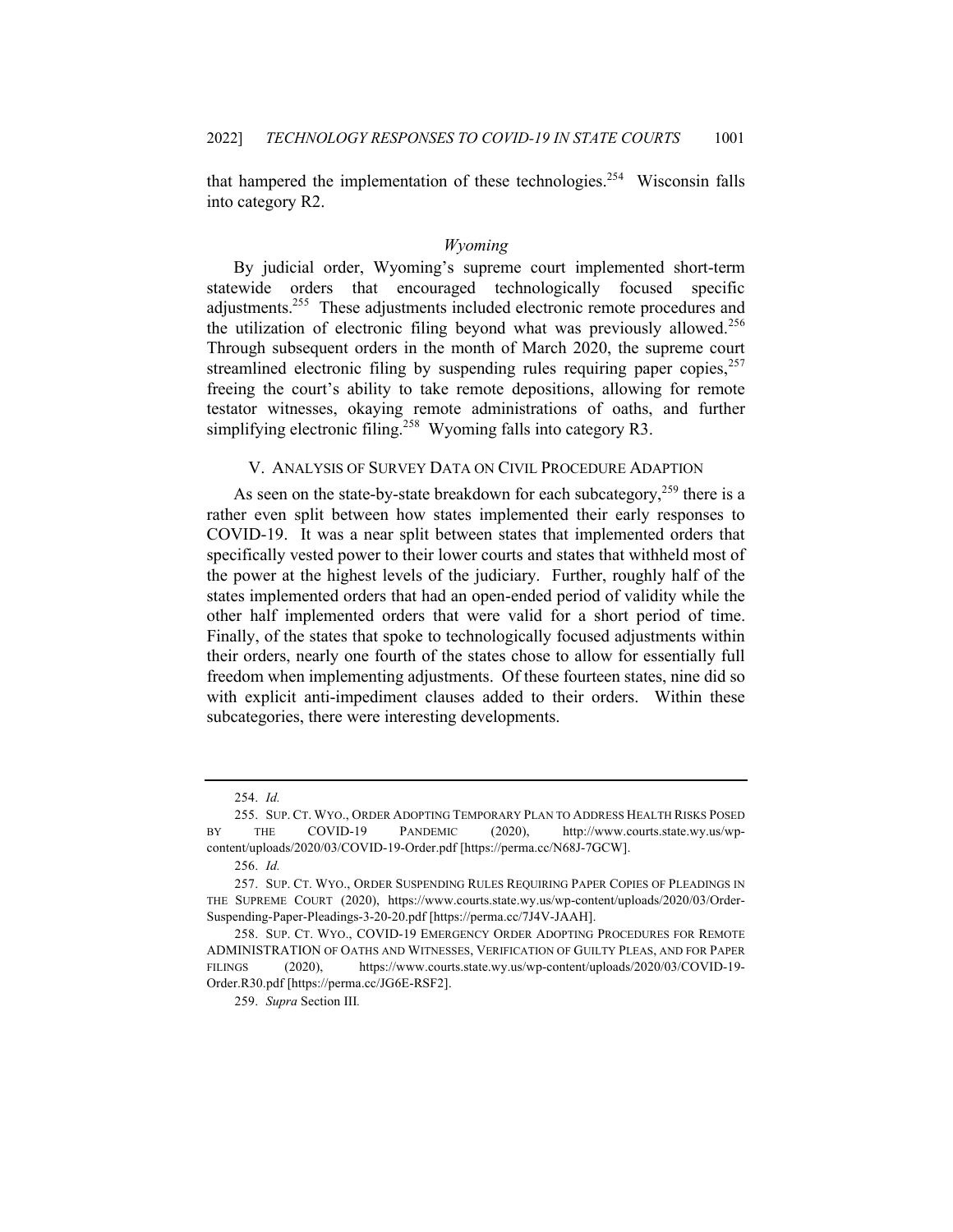that hampered the implementation of these technologies.[254] Wisconsin falls into category R2.

### *Wyoming*

By judicial order, Wyoming's supreme court implemented short-term statewide orders that encouraged technologically focused specific adjustments.[255] These adjustments included electronic remote procedures and the utilization of electronic filing beyond what was previously allowed.[256] Through subsequent orders in the month of March 2020, the supreme court streamlined electronic filing by suspending rules requiring paper copies,[257] freeing the court's ability to take remote depositions, allowing for remote testator witnesses, okaying remote administrations of oaths, and further simplifying electronic filing.[258] Wyoming falls into category R3.

## V. Analysis of Survey Data on Civil Procedure Adaption

As seen on the state-by-state breakdown for each subcategory,[259] there is a rather even split between how states implemented their early responses to COVID-19. It was a near split between states that implemented orders that specifically vested power to their lower courts and states that withheld most of the power at the highest levels of the judiciary. Further, roughly half of the states implemented orders that had an open-ended period of validity while the other half implemented orders that were valid for a short period of time. Finally, of the states that spoke to technologically focused adjustments within their orders, nearly one fourth of the states chose to allow for essentially full freedom when implementing adjustments. Of these fourteen states, nine did so with explicit anti-impediment clauses added to their orders. Within these subcategories, there were interesting developments.

---

254. *Id.*

255. Sup. Ct. Wyo., Order Adopting Temporary Plan to Address Health Risks Posed by the COVID-19 Pandemic (2020), http://www.courts.state.wy.us/wp-content/uploads/2020/03/COVID-19-Order.pdf [https://perma.cc/N68J-7GCW].

256. *Id.*

257. Sup. Ct. Wyo., Order Suspending Rules Requiring Paper Copies of Pleadings in the Supreme Court (2020), https://www.courts.state.wy.us/wp-content/uploads/2020/03/Order-Suspending-Paper-Pleadings-3-20-20.pdf [https://perma.cc/7J4V-JAAH].

258. Sup. Ct. Wyo., COVID-19 Emergency Order Adopting Procedures for Remote ADMINISTRATION of Oaths and Witnesses, Verification of Guilty Pleas, and for Paper Filings (2020), https://www.courts.state.wy.us/wp-content/uploads/2020/03/COVID-19-Order.R30.pdf [https://perma.cc/JG6E-RSF2].

259. *Supra* Section III.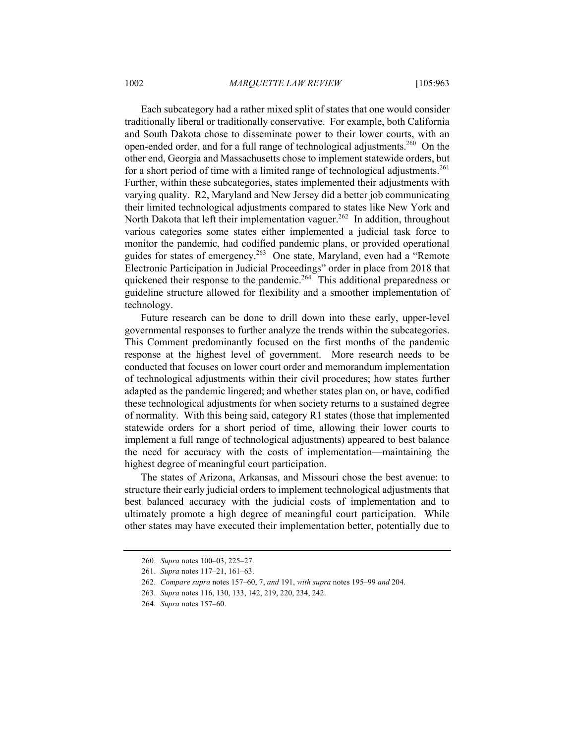Each subcategory had a rather mixed split of states that one would consider traditionally liberal or traditionally conservative. For example, both California and South Dakota chose to disseminate power to their lower courts, with an open-ended order, and for a full range of technological adjustments.[260] On the other end, Georgia and Massachusetts chose to implement statewide orders, but for a short period of time with a limited range of technological adjustments.[261] Further, within these subcategories, states implemented their adjustments with varying quality. R2, Maryland and New Jersey did a better job communicating their limited technological adjustments compared to states like New York and North Dakota that left their implementation vaguer.[262] In addition, throughout various categories some states either implemented a judicial task force to monitor the pandemic, had codified pandemic plans, or provided operational guides for states of emergency.[263] One state, Maryland, even had a "Remote Electronic Participation in Judicial Proceedings" order in place from 2018 that quickened their response to the pandemic.[264] This additional preparedness or guideline structure allowed for flexibility and a smoother implementation of technology.

Future research can be done to drill down into these early, upper-level governmental responses to further analyze the trends within the subcategories. This Comment predominantly focused on the first months of the pandemic response at the highest level of government. More research needs to be conducted that focuses on lower court order and memorandum implementation of technological adjustments within their civil procedures; how states further adapted as the pandemic lingered; and whether states plan on, or have, codified these technological adjustments for when society returns to a sustained degree of normality. With this being said, category R1 states (those that implemented statewide orders for a short period of time, allowing their lower courts to implement a full range of technological adjustments) appeared to best balance the need for accuracy with the costs of implementation—maintaining the highest degree of meaningful court participation.

The states of Arizona, Arkansas, and Missouri chose the best avenue: to structure their early judicial orders to implement technological adjustments that best balanced accuracy with the judicial costs of implementation and to ultimately promote a high degree of meaningful court participation. While other states may have executed their implementation better, potentially due to

---

260. *Supra* notes 100–03, 225–27.

261. *Supra* notes 117–21, 161–63.

262. *Compare supra* notes 157–60, 7, *and* 191, *with supra* notes 195–99 *and* 204.

263. *Supra* notes 116, 130, 133, 142, 219, 220, 234, 242.

264. *Supra* notes 157–60.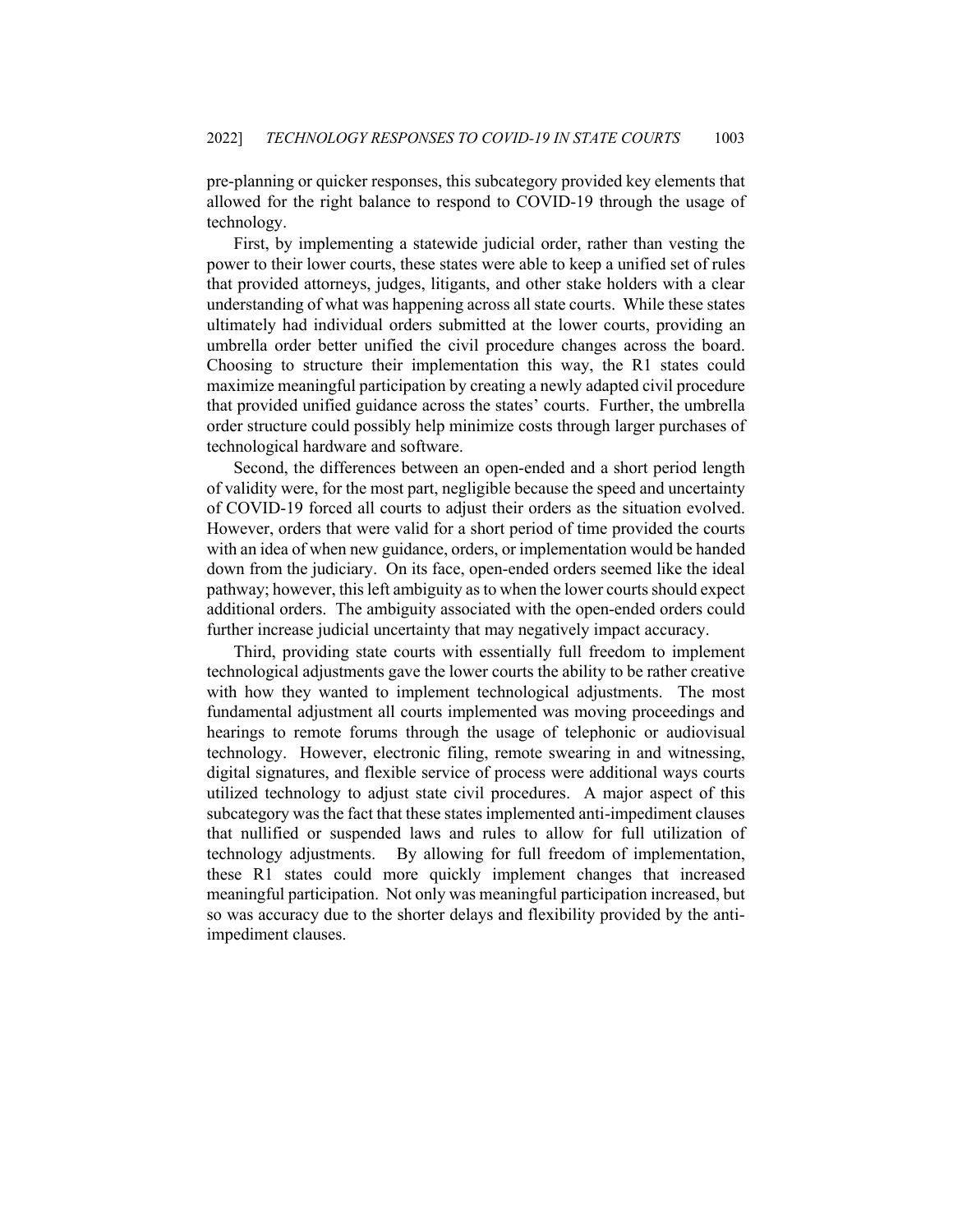pre-planning or quicker responses, this subcategory provided key elements that allowed for the right balance to respond to COVID-19 through the usage of technology.

First, by implementing a statewide judicial order, rather than vesting the power to their lower courts, these states were able to keep a unified set of rules that provided attorneys, judges, litigants, and other stake holders with a clear understanding of what was happening across all state courts. While these states ultimately had individual orders submitted at the lower courts, providing an umbrella order better unified the civil procedure changes across the board. Choosing to structure their implementation this way, the R1 states could maximize meaningful participation by creating a newly adapted civil procedure that provided unified guidance across the states' courts. Further, the umbrella order structure could possibly help minimize costs through larger purchases of technological hardware and software.

Second, the differences between an open-ended and a short period length of validity were, for the most part, negligible because the speed and uncertainty of COVID-19 forced all courts to adjust their orders as the situation evolved. However, orders that were valid for a short period of time provided the courts with an idea of when new guidance, orders, or implementation would be handed down from the judiciary. On its face, open-ended orders seemed like the ideal pathway; however, this left ambiguity as to when the lower courts should expect additional orders. The ambiguity associated with the open-ended orders could further increase judicial uncertainty that may negatively impact accuracy.

Third, providing state courts with essentially full freedom to implement technological adjustments gave the lower courts the ability to be rather creative with how they wanted to implement technological adjustments. The most fundamental adjustment all courts implemented was moving proceedings and hearings to remote forums through the usage of telephonic or audiovisual technology. However, electronic filing, remote swearing in and witnessing, digital signatures, and flexible service of process were additional ways courts utilized technology to adjust state civil procedures. A major aspect of this subcategory was the fact that these states implemented anti-impediment clauses that nullified or suspended laws and rules to allow for full utilization of technology adjustments. By allowing for full freedom of implementation, these R1 states could more quickly implement changes that increased meaningful participation. Not only was meaningful participation increased, but so was accuracy due to the shorter delays and flexibility provided by the anti-impediment clauses.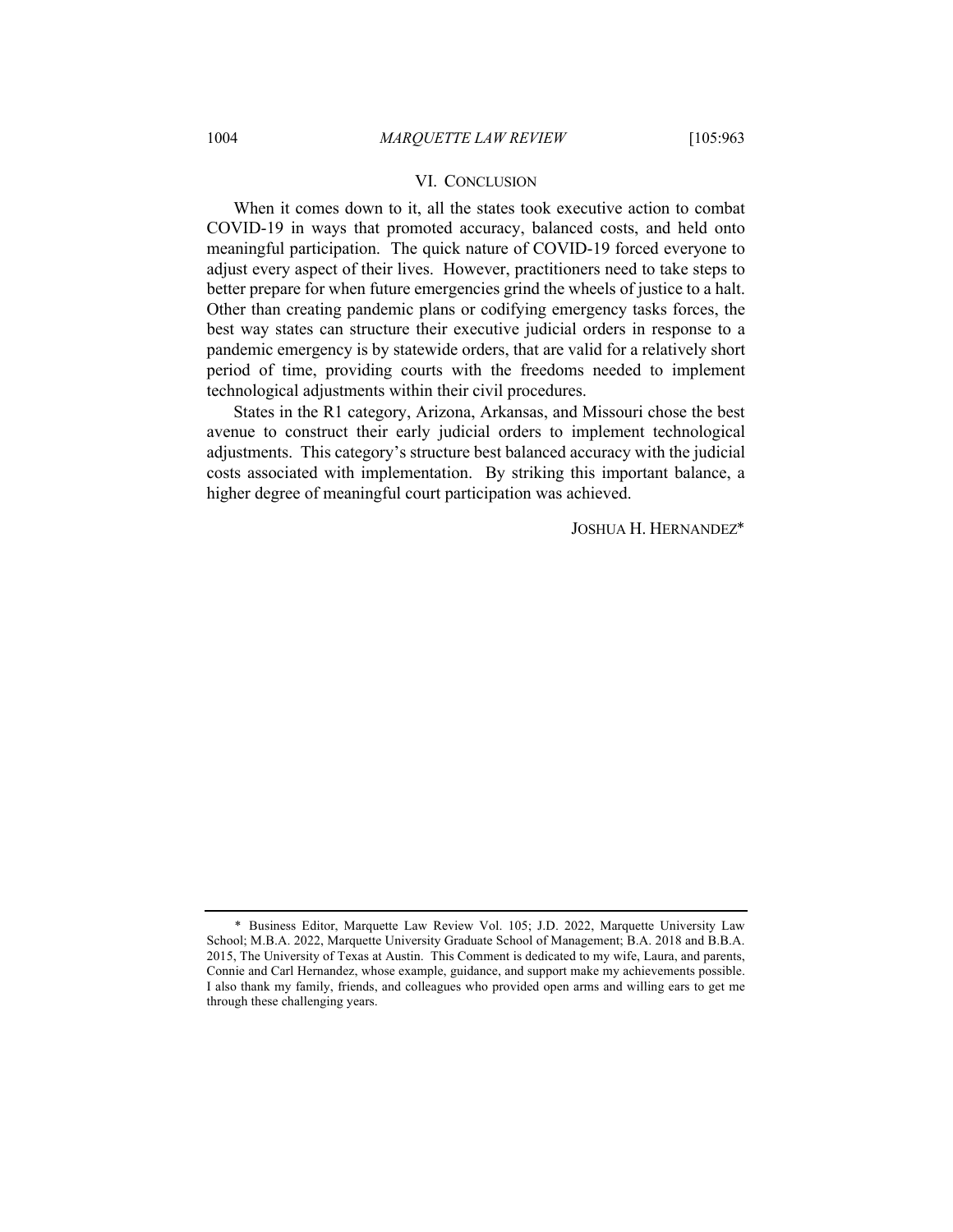## VI. CONCLUSION

When it comes down to it, all the states took executive action to combat COVID-19 in ways that promoted accuracy, balanced costs, and held onto meaningful participation. The quick nature of COVID-19 forced everyone to adjust every aspect of their lives. However, practitioners need to take steps to better prepare for when future emergencies grind the wheels of justice to a halt. Other than creating pandemic plans or codifying emergency tasks forces, the best way states can structure their executive judicial orders in response to a pandemic emergency is by statewide orders, that are valid for a relatively short period of time, providing courts with the freedoms needed to implement technological adjustments within their civil procedures.

States in the R1 category, Arizona, Arkansas, and Missouri chose the best avenue to construct their early judicial orders to implement technological adjustments. This category's structure best balanced accuracy with the judicial costs associated with implementation. By striking this important balance, a higher degree of meaningful court participation was achieved.

JOSHUA H. HERNANDEZ*

---

\* Business Editor, Marquette Law Review Vol. 105; J.D. 2022, Marquette University Law School; M.B.A. 2022, Marquette University Graduate School of Management; B.A. 2018 and B.B.A. 2015, The University of Texas at Austin. This Comment is dedicated to my wife, Laura, and parents, Connie and Carl Hernandez, whose example, guidance, and support make my achievements possible. I also thank my family, friends, and colleagues who provided open arms and willing ears to get me through these challenging years.